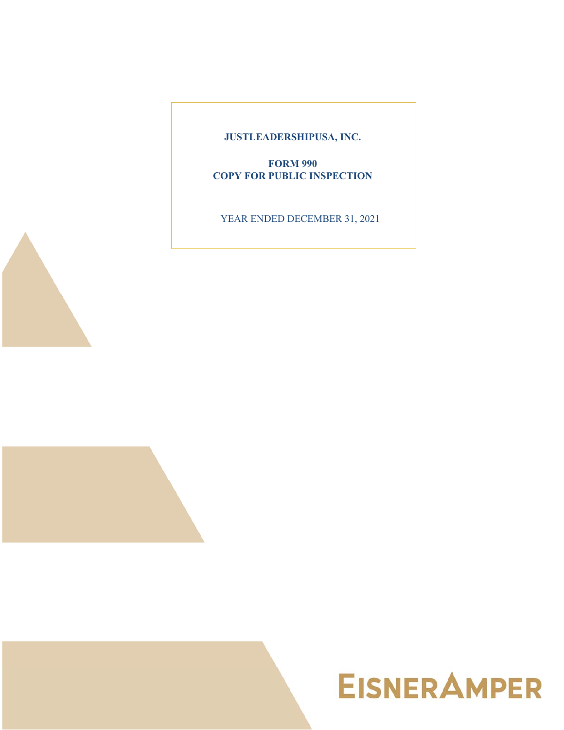**JUSTLEADERSHIPUSA, INC.**

**FORM 990**
**COPY FOR PUBLIC INSPECTION**

YEAR ENDED DECEMBER 31, 2021

EISNERAMPER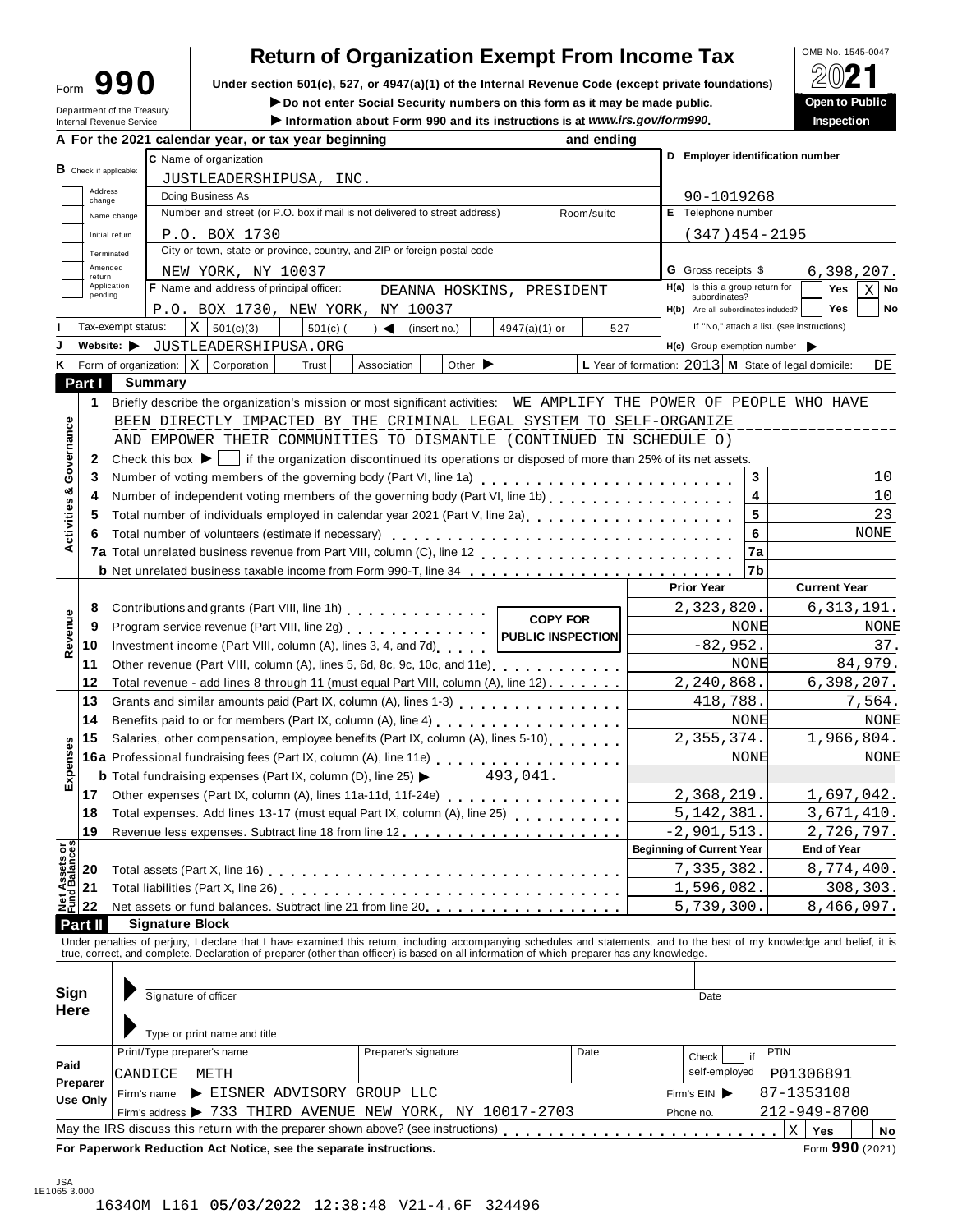# Form 990 — Return of Organization Exempt From Income Tax (2021)

OMB No. 1545-0047

Under section 501(c), 527, or 4947(a)(1) of the Internal Revenue Code (except private foundations)

▶ Do not enter Social Security numbers on this form as it may be made public.

▶ Information about Form 990 and its instructions is at *www.irs.gov/form990*.

Department of the Treasury Internal Revenue Service

**Open to Public Inspection**

**A** For the 2021 calendar year, or tax year beginning and ending

**B** Check if applicable: Address change / Name change / Initial return / Terminated / Amended return / Application pending

**C** Name of organization: JUSTLEADERSHIPUSA, INC.

Doing Business As:

Number and street (or P.O. box if mail is not delivered to street address): P.O. BOX 1730 — Room/suite:

City or town, state or province, country, and ZIP or foreign postal code: NEW YORK, NY 10037

**D** Employer identification number: 90-1019268

**E** Telephone number: (347)454-2195

**G** Gross receipts $ 6,398,207.

**F** Name and address of principal officer: DEANNA HOSKINS, PRESIDENT, P.O. BOX 1730, NEW YORK, NY 10037

**H(a)** Is this a group return for subordinates? Yes ☐ No X

**H(b)** Are all subordinates included? Yes ☐ No ☐ — If "No," attach a list. (see instructions)

**I** Tax-exempt status: X 501(c)(3) ☐ 501(c) ( ) ◀ (insert no.) ☐ 4947(a)(1) or ☐ 527

**J** Website: ▶ JUSTLEADERSHIPUSA.ORG

**H(c)** Group exemption number ▶

**K** Form of organization: X Corporation ☐ Trust ☐ Association ☐ Other ▶

**L** Year of formation: 2013 **M** State of legal domicile: DE

## Part I Summary

### Activities & Governance

1 Briefly describe the organization's mission or most significant activities: WE AMPLIFY THE POWER OF PEOPLE WHO HAVE BEEN DIRECTLY IMPACTED BY THE CRIMINAL LEGAL SYSTEM TO SELF-ORGANIZE AND EMPOWER THEIR COMMUNITIES TO DISMANTLE (CONTINUED IN SCHEDULE O)

2 Check this box ▶ ☐ if the organization discontinued its operations or disposed of more than 25% of its net assets.

| Line | Description | | Value |
|---|---|---|---|
| 3 | Number of voting members of the governing body (Part VI, line 1a) | 3 | 10 |
| 4 | Number of independent voting members of the governing body (Part VI, line 1b) | 4 | 10 |
| 5 | Total number of individuals employed in calendar year 2021 (Part V, line 2a) | 5 | 23 |
| 6 | Total number of volunteers (estimate if necessary) | 6 | NONE |
| 7a | Total unrelated business revenue from Part VIII, column (C), line 12 | 7a | |
| b | Net unrelated business taxable income from Form 990-T, line 34 | 7b | |

### Revenue, Expenses, and Net Assets

COPY FOR PUBLIC INSPECTION

| Line | Description | Prior Year | Current Year |
|---|---|---|---|
| 8 | Contributions and grants (Part VIII, line 1h) | 2,323,820. | 6,313,191. |
| 9 | Program service revenue (Part VIII, line 2g) | NONE | NONE |
| 10 | Investment income (Part VIII, column (A), lines 3, 4, and 7d) | -82,952. | 37. |
| 11 | Other revenue (Part VIII, column (A), lines 5, 6d, 8c, 9c, 10c, and 11e) | NONE | 84,979. |
| 12 | Total revenue - add lines 8 through 11 (must equal Part VIII, column (A), line 12) | 2,240,868. | 6,398,207. |
| 13 | Grants and similar amounts paid (Part IX, column (A), lines 1-3) | 418,788. | 7,564. |
| 14 | Benefits paid to or for members (Part IX, column (A), line 4) | NONE | NONE |
| 15 | Salaries, other compensation, employee benefits (Part IX, column (A), lines 5-10) | 2,355,374. | 1,966,804. |
| 16a | Professional fundraising fees (Part IX, column (A), line 11e) | NONE | NONE |
| b | Total fundraising expenses (Part IX, column (D), line 25) ▶ 493,041. | | |
| 17 | Other expenses (Part IX, column (A), lines 11a-11d, 11f-24e) | 2,368,219. | 1,697,042. |
| 18 | Total expenses. Add lines 13-17 (must equal Part IX, column (A), line 25) | 5,142,381. | 3,671,410. |
| 19 | Revenue less expenses. Subtract line 18 from line 12 | -2,901,513. | 2,726,797. |
| | | **Beginning of Current Year** | **End of Year** |
| 20 | Total assets (Part X, line 16) | 7,335,382. | 8,774,400. |
| 21 | Total liabilities (Part X, line 26) | 1,596,082. | 308,303. |
| 22 | Net assets or fund balances. Subtract line 21 from line 20 | 5,739,300. | 8,466,097. |

## Part II Signature Block

Under penalties of perjury, I declare that I have examined this return, including accompanying schedules and statements, and to the best of my knowledge and belief, it is true, correct, and complete. Declaration of preparer (other than officer) is based on all information of which preparer has any knowledge.

**Sign Here**

Signature of officer — Date

Type or print name and title

**Paid Preparer Use Only**

| Print/Type preparer's name | Preparer's signature | Date | Check ☐ if self-employed | PTIN |
|---|---|---|---|---|
| CANDICE METH | | | | P01306891 |

Firm's name ▶ EISNER ADVISORY GROUP LLC — Firm's EIN ▶ 87-1353108

Firm's address ▶ 733 THIRD AVENUE NEW YORK, NY 10017-2703 — Phone no. 212-949-8700

May the IRS discuss this return with the preparer shown above? (see instructions) X Yes ☐ No

**For Paperwork Reduction Act Notice, see the separate instructions.** Form **990** (2021)

JSA 1E1065 3.000

1634OM L161 05/03/2022 12:38:48 V21-4.6F 324496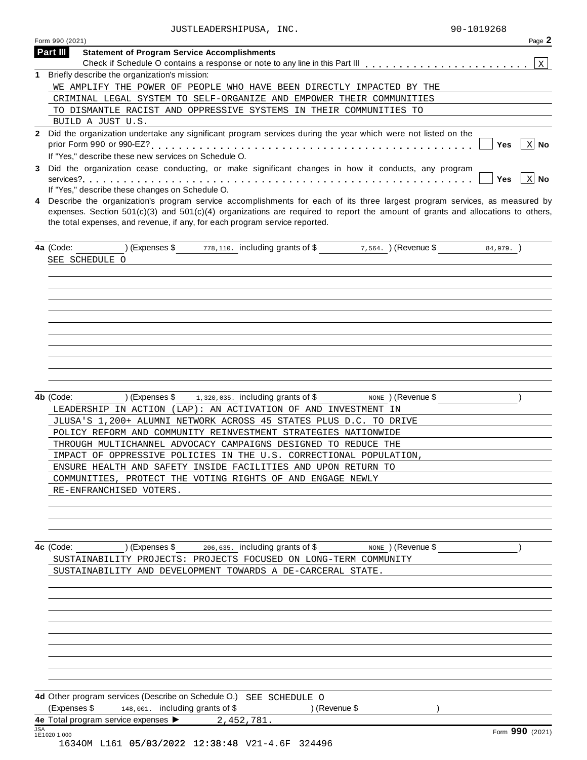JUSTLEADERSHIPUSA, INC. 90-1019268

Form 990 (2021) Page **2**

**Part III** **Statement of Program Service Accomplishments**

Check if Schedule O contains a response or note to any line in this Part III . . . . . . . . . . . . . . . . . . . . . . . [X]

**1** Briefly describe the organization's mission:

WE AMPLIFY THE POWER OF PEOPLE WHO HAVE BEEN DIRECTLY IMPACTED BY THE CRIMINAL LEGAL SYSTEM TO SELF-ORGANIZE AND EMPOWER THEIR COMMUNITIES TO DISMANTLE RACIST AND OPPRESSIVE SYSTEMS IN THEIR COMMUNITIES TO BUILD A JUST U.S.

**2** Did the organization undertake any significant program services during the year which were not listed on the prior Form 990 or 990-EZ? . . . . . . . . . . . . . . . . . . . . . . . . . . . . . . . . . . . . . . . . . . [ ] **Yes** [X] **No**

If "Yes," describe these new services on Schedule O.

**3** Did the organization cease conducting, or make significant changes in how it conducts, any program services? . . . . . . . . . . . . . . . . . . . . . . . . . . . . . . . . . . . . . . . . . . . . . . . . . . . . [ ] **Yes** [X] **No**

If "Yes," describe these changes on Schedule O.

**4** Describe the organization's program service accomplishments for each of its three largest program services, as measured by expenses. Section 501(c)(3) and 501(c)(4) organizations are required to report the amount of grants and allocations to others, the total expenses, and revenue, if any, for each program service reported.

**4a** (Code: ) (Expenses $ 778,110. including grants of $ 7,564. ) (Revenue $ 84,979. )

SEE SCHEDULE O

**4b** (Code: ) (Expenses $ 1,320,035. including grants of $ NONE ) (Revenue $ )

LEADERSHIP IN ACTION (LAP): AN ACTIVATION OF AND INVESTMENT IN JLUSA'S 1,200+ ALUMNI NETWORK ACROSS 45 STATES PLUS D.C. TO DRIVE POLICY REFORM AND COMMUNITY REINVESTMENT STRATEGIES NATIONWIDE THROUGH MULTICHANNEL ADVOCACY CAMPAIGNS DESIGNED TO REDUCE THE IMPACT OF OPPRESSIVE POLICIES IN THE U.S. CORRECTIONAL POPULATION, ENSURE HEALTH AND SAFETY INSIDE FACILITIES AND UPON RETURN TO COMMUNITIES, PROTECT THE VOTING RIGHTS OF AND ENGAGE NEWLY RE-ENFRANCHISED VOTERS.

**4c** (Code: ) (Expenses $ 206,635. including grants of $ NONE ) (Revenue $ )

SUSTAINABILITY PROJECTS: PROJECTS FOCUSED ON LONG-TERM COMMUNITY SUSTAINABILITY AND DEVELOPMENT TOWARDS A DE-CARCERAL STATE.

**4d** Other program services (Describe on Schedule O.) SEE SCHEDULE O

(Expenses $ 148,001. including grants of $ ) (Revenue $ )

**4e** Total program service expenses ► 2,452,781.

Form **990** (2021)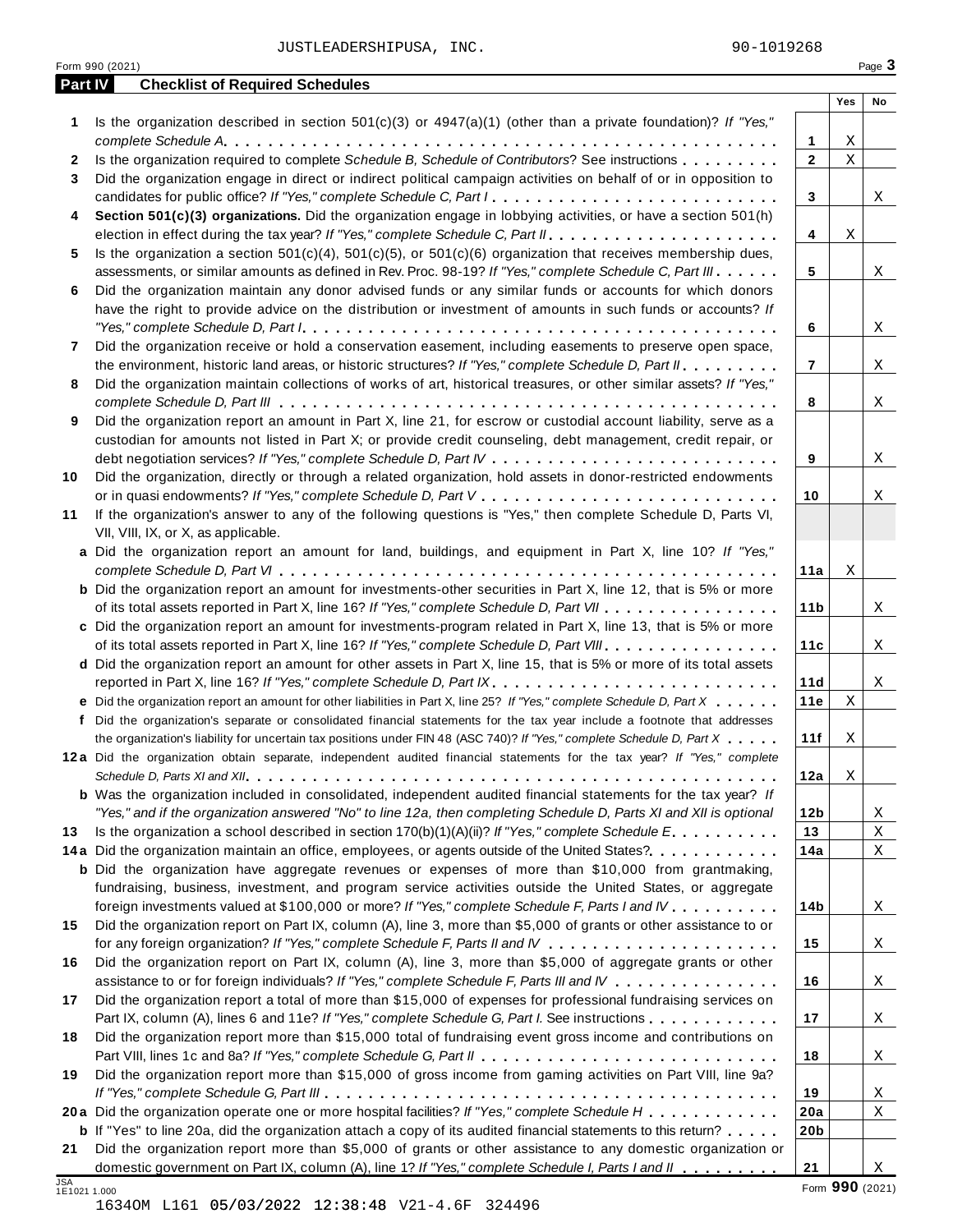JUSTLEADERSHIPUSA, INC. 90-1019268

Form 990 (2021) Page **3**

## Part IV Checklist of Required Schedules

| | | | Yes | No |
|---|---|---|---|---|
| **1** | Is the organization described in section 501(c)(3) or 4947(a)(1) (other than a private foundation)? *If "Yes," complete Schedule A* | **1** | X | |
| **2** | Is the organization required to complete *Schedule B, Schedule of Contributors*? See instructions | **2** | X | |
| **3** | Did the organization engage in direct or indirect political campaign activities on behalf of or in opposition to candidates for public office? *If "Yes," complete Schedule C, Part I* | **3** | | X |
| **4** | **Section 501(c)(3) organizations.** Did the organization engage in lobbying activities, or have a section 501(h) election in effect during the tax year? *If "Yes," complete Schedule C, Part II* | **4** | X | |
| **5** | Is the organization a section 501(c)(4), 501(c)(5), or 501(c)(6) organization that receives membership dues, assessments, or similar amounts as defined in Rev. Proc. 98-19? *If "Yes," complete Schedule C, Part III* | **5** | | X |
| **6** | Did the organization maintain any donor advised funds or any similar funds or accounts for which donors have the right to provide advice on the distribution or investment of amounts in such funds or accounts? *If "Yes," complete Schedule D, Part I* | **6** | | X |
| **7** | Did the organization receive or hold a conservation easement, including easements to preserve open space, the environment, historic land areas, or historic structures? *If "Yes," complete Schedule D, Part II* | **7** | | X |
| **8** | Did the organization maintain collections of works of art, historical treasures, or other similar assets? *If "Yes," complete Schedule D, Part III* | **8** | | X |
| **9** | Did the organization report an amount in Part X, line 21, for escrow or custodial account liability, serve as a custodian for amounts not listed in Part X; or provide credit counseling, debt management, credit repair, or debt negotiation services? *If "Yes," complete Schedule D, Part IV* | **9** | | X |
| **10** | Did the organization, directly or through a related organization, hold assets in donor-restricted endowments or in quasi endowments? *If "Yes," complete Schedule D, Part V* | **10** | | X |
| **11** | If the organization's answer to any of the following questions is "Yes," then complete Schedule D, Parts VI, VII, VIII, IX, or X, as applicable. | | | |
| **a** | Did the organization report an amount for land, buildings, and equipment in Part X, line 10? *If "Yes," complete Schedule D, Part VI* | **11a** | X | |
| **b** | Did the organization report an amount for investments-other securities in Part X, line 12, that is 5% or more of its total assets reported in Part X, line 16? *If "Yes," complete Schedule D, Part VII* | **11b** | | X |
| **c** | Did the organization report an amount for investments-program related in Part X, line 13, that is 5% or more of its total assets reported in Part X, line 16? *If "Yes," complete Schedule D, Part VIII* | **11c** | | X |
| **d** | Did the organization report an amount for other assets in Part X, line 15, that is 5% or more of its total assets reported in Part X, line 16? *If "Yes," complete Schedule D, Part IX* | **11d** | | X |
| **e** | Did the organization report an amount for other liabilities in Part X, line 25? *If "Yes," complete Schedule D, Part X* | **11e** | X | |
| **f** | Did the organization's separate or consolidated financial statements for the tax year include a footnote that addresses the organization's liability for uncertain tax positions under FIN 48 (ASC 740)? *If "Yes," complete Schedule D, Part X* | **11f** | X | |
| **12a** | Did the organization obtain separate, independent audited financial statements for the tax year? *If "Yes," complete Schedule D, Parts XI and XII* | **12a** | X | |
| **b** | Was the organization included in consolidated, independent audited financial statements for the tax year? *If "Yes," and if the organization answered "No" to line 12a, then completing Schedule D, Parts XI and XII is optional* | **12b** | | X |
| **13** | Is the organization a school described in section 170(b)(1)(A)(ii)? *If "Yes," complete Schedule E* | **13** | | X |
| **14a** | Did the organization maintain an office, employees, or agents outside of the United States? | **14a** | | X |
| **b** | Did the organization have aggregate revenues or expenses of more than $10,000 from grantmaking, fundraising, business, investment, and program service activities outside the United States, or aggregate foreign investments valued at $100,000 or more? *If "Yes," complete Schedule F, Parts I and IV* | **14b** | | X |
| **15** | Did the organization report on Part IX, column (A), line 3, more than $5,000 of grants or other assistance to or for any foreign organization? *If "Yes," complete Schedule F, Parts II and IV* | **15** | | X |
| **16** | Did the organization report on Part IX, column (A), line 3, more than $5,000 of aggregate grants or other assistance to or for foreign individuals? *If "Yes," complete Schedule F, Parts III and IV* | **16** | | X |
| **17** | Did the organization report a total of more than $15,000 of expenses for professional fundraising services on Part IX, column (A), lines 6 and 11e? *If "Yes," complete Schedule G, Part I.* See instructions | **17** | | X |
| **18** | Did the organization report more than $15,000 total of fundraising event gross income and contributions on Part VIII, lines 1c and 8a? *If "Yes," complete Schedule G, Part II* | **18** | | X |
| **19** | Did the organization report more than $15,000 of gross income from gaming activities on Part VIII, line 9a? *If "Yes," complete Schedule G, Part III* | **19** | | X |
| **20a** | Did the organization operate one or more hospital facilities? *If "Yes," complete Schedule H* | **20a** | | X |
| **b** | If "Yes" to line 20a, did the organization attach a copy of its audited financial statements to this return? | **20b** | | |
| **21** | Did the organization report more than $5,000 of grants or other assistance to any domestic organization or domestic government on Part IX, column (A), line 1? *If "Yes," complete Schedule I, Parts I and II* | **21** | | X |

JSA 1E1021 1.000

Form **990** (2021)

1634OM L161 05/03/2022 12:38:48 V21-4.6F 324496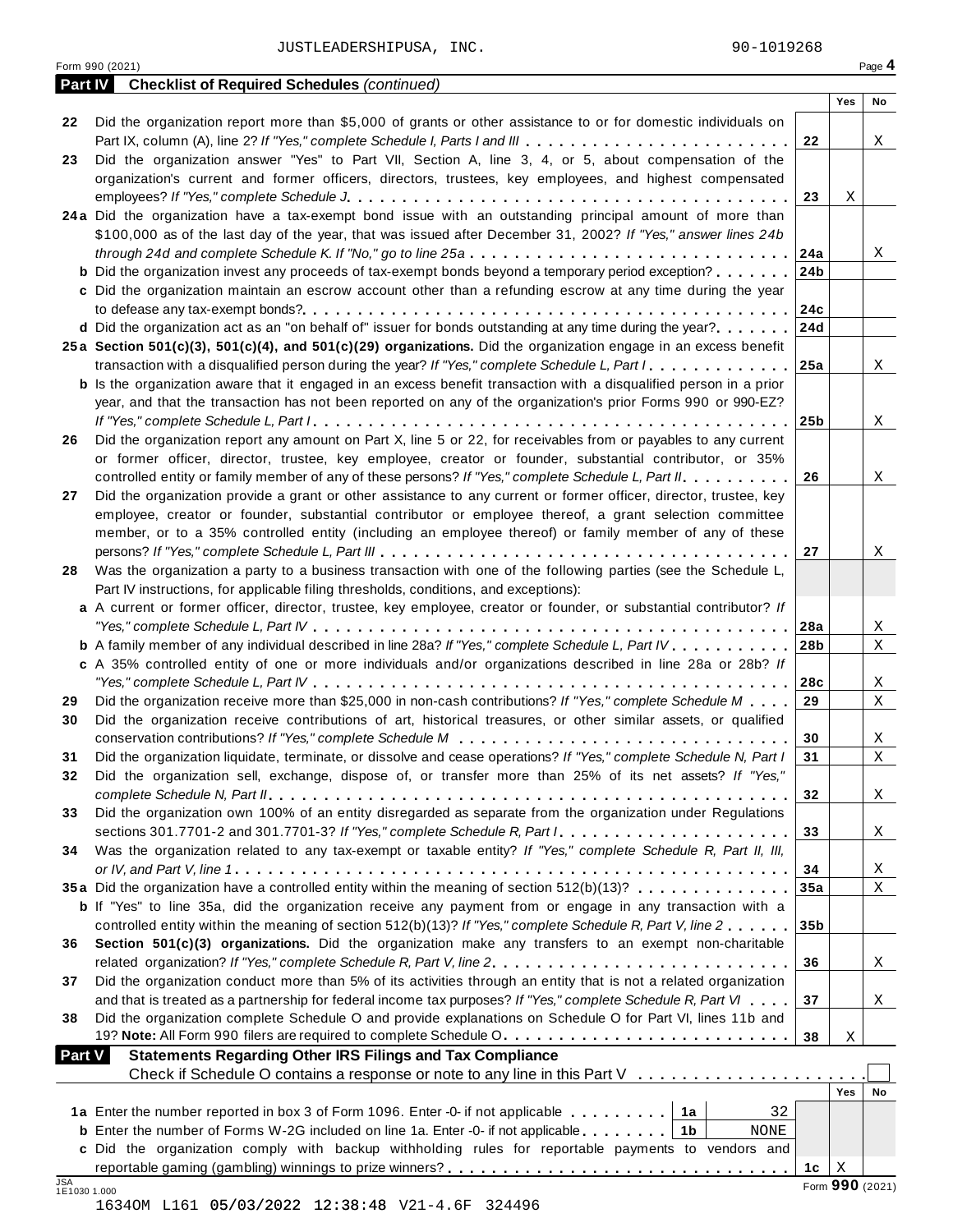JUSTLEADERSHIPUSA, INC. 90-1019268

Form 990 (2021) Page **4**

## Part IV Checklist of Required Schedules *(continued)*

| | | | Yes | No |
|---|---|---|---|---|
| **22** | Did the organization report more than $5,000 of grants or other assistance to or for domestic individuals on Part IX, column (A), line 2? *If "Yes," complete Schedule I, Parts I and III* | **22** | | X |
| **23** | Did the organization answer "Yes" to Part VII, Section A, line 3, 4, or 5, about compensation of the organization's current and former officers, directors, trustees, key employees, and highest compensated employees? *If "Yes," complete Schedule J* | **23** | X | |
| **24a** | Did the organization have a tax-exempt bond issue with an outstanding principal amount of more than $100,000 as of the last day of the year, that was issued after December 31, 2002? *If "Yes," answer lines 24b through 24d and complete Schedule K. If "No," go to line 25a* | **24a** | | X |
| **b** | Did the organization invest any proceeds of tax-exempt bonds beyond a temporary period exception? | **24b** | | |
| **c** | Did the organization maintain an escrow account other than a refunding escrow at any time during the year to defease any tax-exempt bonds? | **24c** | | |
| **d** | Did the organization act as an "on behalf of" issuer for bonds outstanding at any time during the year? | **24d** | | |
| **25a** | **Section 501(c)(3), 501(c)(4), and 501(c)(29) organizations.** Did the organization engage in an excess benefit transaction with a disqualified person during the year? *If "Yes," complete Schedule L, Part I* | **25a** | | X |
| **b** | Is the organization aware that it engaged in an excess benefit transaction with a disqualified person in a prior year, and that the transaction has not been reported on any of the organization's prior Forms 990 or 990-EZ? *If "Yes," complete Schedule L, Part I* | **25b** | | X |
| **26** | Did the organization report any amount on Part X, line 5 or 22, for receivables from or payables to any current or former officer, director, trustee, key employee, creator or founder, substantial contributor, or 35% controlled entity or family member of any of these persons? *If "Yes," complete Schedule L, Part II* | **26** | | X |
| **27** | Did the organization provide a grant or other assistance to any current or former officer, director, trustee, key employee, creator or founder, substantial contributor or employee thereof, a grant selection committee member, or to a 35% controlled entity (including an employee thereof) or family member of any of these persons? *If "Yes," complete Schedule L, Part III* | **27** | | X |
| **28** | Was the organization a party to a business transaction with one of the following parties (see the Schedule L, Part IV instructions, for applicable filing thresholds, conditions, and exceptions): | | | |
| **a** | A current or former officer, director, trustee, key employee, creator or founder, or substantial contributor? *If "Yes," complete Schedule L, Part IV* | **28a** | | X |
| **b** | A family member of any individual described in line 28a? *If "Yes," complete Schedule L, Part IV* | **28b** | | X |
| **c** | A 35% controlled entity of one or more individuals and/or organizations described in line 28a or 28b? *If "Yes," complete Schedule L, Part IV* | **28c** | | X |
| **29** | Did the organization receive more than $25,000 in non-cash contributions? *If "Yes," complete Schedule M* | **29** | | X |
| **30** | Did the organization receive contributions of art, historical treasures, or other similar assets, or qualified conservation contributions? *If "Yes," complete Schedule M* | **30** | | X |
| **31** | Did the organization liquidate, terminate, or dissolve and cease operations? *If "Yes," complete Schedule N, Part I* | **31** | | X |
| **32** | Did the organization sell, exchange, dispose of, or transfer more than 25% of its net assets? *If "Yes," complete Schedule N, Part II* | **32** | | X |
| **33** | Did the organization own 100% of an entity disregarded as separate from the organization under Regulations sections 301.7701-2 and 301.7701-3? *If "Yes," complete Schedule R, Part I* | **33** | | X |
| **34** | Was the organization related to any tax-exempt or taxable entity? *If "Yes," complete Schedule R, Part II, III, or IV, and Part V, line 1* | **34** | | X |
| **35a** | Did the organization have a controlled entity within the meaning of section 512(b)(13)? | **35a** | | X |
| **b** | If "Yes" to line 35a, did the organization receive any payment from or engage in any transaction with a controlled entity within the meaning of section 512(b)(13)? *If "Yes," complete Schedule R, Part V, line 2* | **35b** | | |
| **36** | **Section 501(c)(3) organizations.** Did the organization make any transfers to an exempt non-charitable related organization? *If "Yes," complete Schedule R, Part V, line 2* | **36** | | X |
| **37** | Did the organization conduct more than 5% of its activities through an entity that is not a related organization and that is treated as a partnership for federal income tax purposes? *If "Yes," complete Schedule R, Part VI* | **37** | | X |
| **38** | Did the organization complete Schedule O and provide explanations on Schedule O for Part VI, lines 11b and 19? **Note:** All Form 990 filers are required to complete Schedule O. | **38** | X | |

## Part V Statements Regarding Other IRS Filings and Tax Compliance

Check if Schedule O contains a response or note to any line in this Part V ☐

| | | | | | Yes | No |
|---|---|---|---|---|---|---|
| **1a** | Enter the number reported in box 3 of Form 1096. Enter -0- if not applicable | **1a** | 32 | | | |
| **b** | Enter the number of Forms W-2G included on line 1a. Enter -0- if not applicable | **1b** | NONE | | | |
| **c** | Did the organization comply with backup withholding rules for reportable payments to vendors and reportable gaming (gambling) winnings to prize winners? | | | **1c** | X | |

Form **990** (2021)

JSA 1E1030 1.000

1634OM L161 05/03/2022 12:38:48 V21-4.6F 324496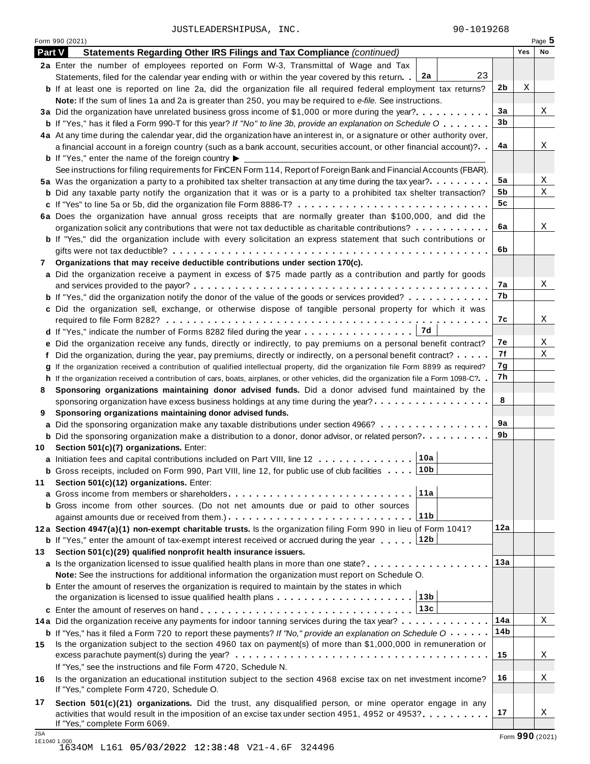JUSTLEADERSHIPUSA, INC. 90-1019268

Form 990 (2021) Page 5

## Part V Statements Regarding Other IRS Filings and Tax Compliance *(continued)*

| | | | Yes | No |
|---|---|---|---|---|
| **2a** | Enter the number of employees reported on Form W-3, Transmittal of Wage and Tax Statements, filed for the calendar year ending with or within the year covered by this return . . **2a** 23 | | | |
| **b** | If at least one is reported on line 2a, did the organization file all required federal employment tax returns? | 2b | X | |
| | **Note:** If the sum of lines 1a and 2a is greater than 250, you may be required to *e-file.* See instructions. | | | |
| **3a** | Did the organization have unrelated business gross income of $1,000 or more during the year? | 3a | | X |
| **b** | If "Yes," has it filed a Form 990-T for this year? *If "No" to line 3b, provide an explanation on Schedule O* | 3b | | |
| **4a** | At any time during the calendar year, did the organization have an interest in, or a signature or other authority over, a financial account in a foreign country (such as a bank account, securities account, or other financial account)? | 4a | | X |
| **b** | If "Yes," enter the name of the foreign country ▶ | | | |
| | See instructions for filing requirements for FinCEN Form 114, Report of Foreign Bank and Financial Accounts (FBAR). | | | |
| **5a** | Was the organization a party to a prohibited tax shelter transaction at any time during the tax year? | 5a | | X |
| **b** | Did any taxable party notify the organization that it was or is a party to a prohibited tax shelter transaction? | 5b | | X |
| **c** | If "Yes" to line 5a or 5b, did the organization file Form 8886-T? | 5c | | |
| **6a** | Does the organization have annual gross receipts that are normally greater than $100,000, and did the organization solicit any contributions that were not tax deductible as charitable contributions? | 6a | | X |
| **b** | If "Yes," did the organization include with every solicitation an express statement that such contributions or gifts were not tax deductible? | 6b | | |
| **7** | **Organizations that may receive deductible contributions under section 170(c).** | | | |
| **a** | Did the organization receive a payment in excess of $75 made partly as a contribution and partly for goods and services provided to the payor? | 7a | | X |
| **b** | If "Yes," did the organization notify the donor of the value of the goods or services provided? | 7b | | |
| **c** | Did the organization sell, exchange, or otherwise dispose of tangible personal property for which it was required to file Form 8282? | 7c | | X |
| **d** | If "Yes," indicate the number of Forms 8282 filed during the year . . . **7d** | | | |
| **e** | Did the organization receive any funds, directly or indirectly, to pay premiums on a personal benefit contract? | 7e | | X |
| **f** | Did the organization, during the year, pay premiums, directly or indirectly, on a personal benefit contract? | 7f | | X |
| **g** | If the organization received a contribution of qualified intellectual property, did the organization file Form 8899 as required? | 7g | | |
| **h** | If the organization received a contribution of cars, boats, airplanes, or other vehicles, did the organization file a Form 1098-C? | 7h | | |
| **8** | **Sponsoring organizations maintaining donor advised funds.** Did a donor advised fund maintained by the sponsoring organization have excess business holdings at any time during the year? | 8 | | |
| **9** | **Sponsoring organizations maintaining donor advised funds.** | | | |
| **a** | Did the sponsoring organization make any taxable distributions under section 4966? | 9a | | |
| **b** | Did the sponsoring organization make a distribution to a donor, donor advisor, or related person? | 9b | | |
| **10** | **Section 501(c)(7) organizations.** Enter: | | | |
| **a** | Initiation fees and capital contributions included on Part VIII, line 12 . . . **10a** | | | |
| **b** | Gross receipts, included on Form 990, Part VIII, line 12, for public use of club facilities . . . **10b** | | | |
| **11** | **Section 501(c)(12) organizations.** Enter: | | | |
| **a** | Gross income from members or shareholders . . . **11a** | | | |
| **b** | Gross income from other sources. (Do not net amounts due or paid to other sources against amounts due or received from them.) . . . **11b** | | | |
| **12a** | **Section 4947(a)(1) non-exempt charitable trusts.** Is the organization filing Form 990 in lieu of Form 1041? | 12a | | |
| **b** | If "Yes," enter the amount of tax-exempt interest received or accrued during the year . . . **12b** | | | |
| **13** | **Section 501(c)(29) qualified nonprofit health insurance issuers.** | | | |
| **a** | Is the organization licensed to issue qualified health plans in more than one state? | 13a | | |
| | **Note:** See the instructions for additional information the organization must report on Schedule O. | | | |
| **b** | Enter the amount of reserves the organization is required to maintain by the states in which the organization is licensed to issue qualified health plans . . . **13b** | | | |
| **c** | Enter the amount of reserves on hand . . . **13c** | | | |
| **14a** | Did the organization receive any payments for indoor tanning services during the tax year? | 14a | | X |
| **b** | If "Yes," has it filed a Form 720 to report these payments? *If "No," provide an explanation on Schedule O* | 14b | | |
| **15** | Is the organization subject to the section 4960 tax on payment(s) of more than $1,000,000 in remuneration or excess parachute payment(s) during the year? | 15 | | X |
| | If "Yes," see the instructions and file Form 4720, Schedule N. | | | |
| **16** | Is the organization an educational institution subject to the section 4968 excise tax on net investment income? If "Yes," complete Form 4720, Schedule O. | 16 | | X |
| **17** | **Section 501(c)(21) organizations.** Did the trust, any disqualified person, or mine operator engage in any activities that would result in the imposition of an excise tax under section 4951, 4952 or 4953? If "Yes," complete Form 6069. | 17 | | X |

JSA 1E1040 1.000

Form **990** (2021)

1634OM L161 05/03/2022 12:38:48 V21-4.6F 324496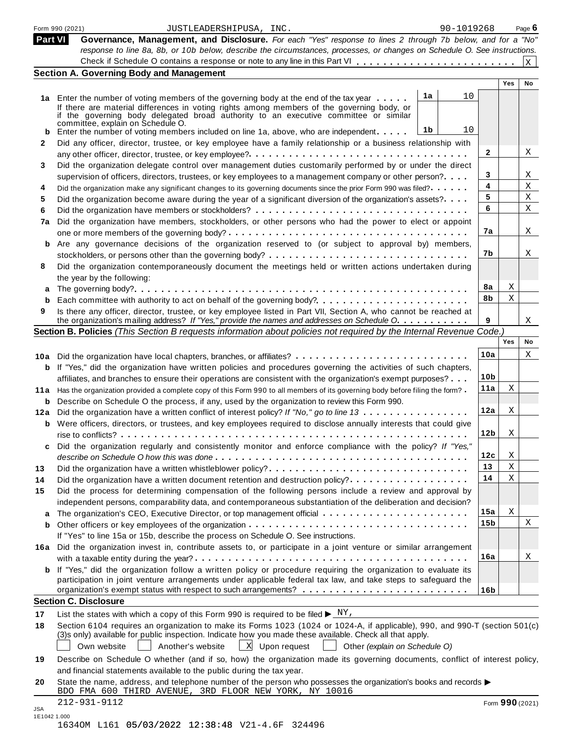Form 990 (2021) JUSTLEADERSHIPUSA, INC. 90-1019268 Page 6

## Part VI Governance, Management, and Disclosure.

*For each "Yes" response to lines 2 through 7b below, and for a "No" response to line 8a, 8b, or 10b below, describe the circumstances, processes, or changes on Schedule O. See instructions.*

Check if Schedule O contains a response or note to any line in this Part VI . . . . . . . . . . [X]

### Section A. Governing Body and Management

| | | | | | Yes | No |
|---|---|---|---|---|---|---|
| **1a** | Enter the number of voting members of the governing body at the end of the tax year . . . . . If there are material differences in voting rights among members of the governing body, or if the governing body delegated broad authority to an executive committee or similar committee, explain on Schedule O. | 1a | 10 | | | |
| **b** | Enter the number of voting members included on line 1a, above, who are independent . . . . . | 1b | 10 | | | |
| **2** | Did any officer, director, trustee, or key employee have a family relationship or a business relationship with any other officer, director, trustee, or key employee? . . . . . | | | 2 | | X |
| **3** | Did the organization delegate control over management duties customarily performed by or under the direct supervision of officers, directors, trustees, or key employees to a management company or other person? . . . . | | | 3 | | X |
| **4** | Did the organization make any significant changes to its governing documents since the prior Form 990 was filed? . . . . . | | | 4 | | X |
| **5** | Did the organization become aware during the year of a significant diversion of the organization's assets? . . . . | | | 5 | | X |
| **6** | Did the organization have members or stockholders? . . . . . | | | 6 | | X |
| **7a** | Did the organization have members, stockholders, or other persons who had the power to elect or appoint one or more members of the governing body? . . . . . | | | 7a | | X |
| **b** | Are any governance decisions of the organization reserved to (or subject to approval by) members, stockholders, or persons other than the governing body? . . . . . | | | 7b | | X |
| **8** | Did the organization contemporaneously document the meetings held or written actions undertaken during the year by the following: | | | | | |
| **a** | The governing body? . . . . . | | | 8a | X | |
| **b** | Each committee with authority to act on behalf of the governing body? . . . . . | | | 8b | X | |
| **9** | Is there any officer, director, trustee, or key employee listed in Part VII, Section A, who cannot be reached at the organization's mailing address? *If "Yes," provide the names and addresses on Schedule O.* . . . . . | | | 9 | | X |

### Section B. Policies *(This Section B requests information about policies not required by the Internal Revenue Code.)*

| | | | Yes | No |
|---|---|---|---|---|
| **10a** | Did the organization have local chapters, branches, or affiliates? . . . . . | 10a | | X |
| **b** | If "Yes," did the organization have written policies and procedures governing the activities of such chapters, affiliates, and branches to ensure their operations are consistent with the organization's exempt purposes? . . . | 10b | | |
| **11a** | Has the organization provided a complete copy of this Form 990 to all members of its governing body before filing the form? . | 11a | X | |
| **b** | Describe on Schedule O the process, if any, used by the organization to review this Form 990. | | | |
| **12a** | Did the organization have a written conflict of interest policy? *If "No," go to line 13* . . . . . | 12a | X | |
| **b** | Were officers, directors, or trustees, and key employees required to disclose annually interests that could give rise to conflicts? . . . . . | 12b | X | |
| **c** | Did the organization regularly and consistently monitor and enforce compliance with the policy? *If "Yes," describe on Schedule O how this was done* . . . . . | 12c | X | |
| **13** | Did the organization have a written whistleblower policy? . . . . . | 13 | X | |
| **14** | Did the organization have a written document retention and destruction policy? . . . . . | 14 | X | |
| **15** | Did the process for determining compensation of the following persons include a review and approval by independent persons, comparability data, and contemporaneous substantiation of the deliberation and decision? | | | |
| **a** | The organization's CEO, Executive Director, or top management official . . . . . | 15a | X | |
| **b** | Other officers or key employees of the organization . . . . . | 15b | | X |
| | If "Yes" to line 15a or 15b, describe the process on Schedule O. See instructions. | | | |
| **16a** | Did the organization invest in, contribute assets to, or participate in a joint venture or similar arrangement with a taxable entity during the year? . . . . . | 16a | | X |
| **b** | If "Yes," did the organization follow a written policy or procedure requiring the organization to evaluate its participation in joint venture arrangements under applicable federal tax law, and take steps to safeguard the organization's exempt status with respect to such arrangements? . . . . . | 16b | | |

### Section C. Disclosure

**17** List the states with which a copy of this Form 990 is required to be filed ▶ NY,

**18** Section 6104 requires an organization to make its Forms 1023 (1024 or 1024-A, if applicable), 990, and 990-T (section 501(c)(3)s only) available for public inspection. Indicate how you made these available. Check all that apply.

[ ] Own website [ ] Another's website [X] Upon request [ ] Other *(explain on Schedule O)*

**19** Describe on Schedule O whether (and if so, how) the organization made its governing documents, conflict of interest policy, and financial statements available to the public during the tax year.

**20** State the name, address, and telephone number of the person who possesses the organization's books and records ▶
BDO FMA 600 THIRD AVENUE, 3RD FLOOR NEW YORK, NY 10016
212-931-9112

Form **990** (2021)

JSA
1E1042 1.000
1634OM L161 05/03/2022 12:38:48 V21-4.6F 324496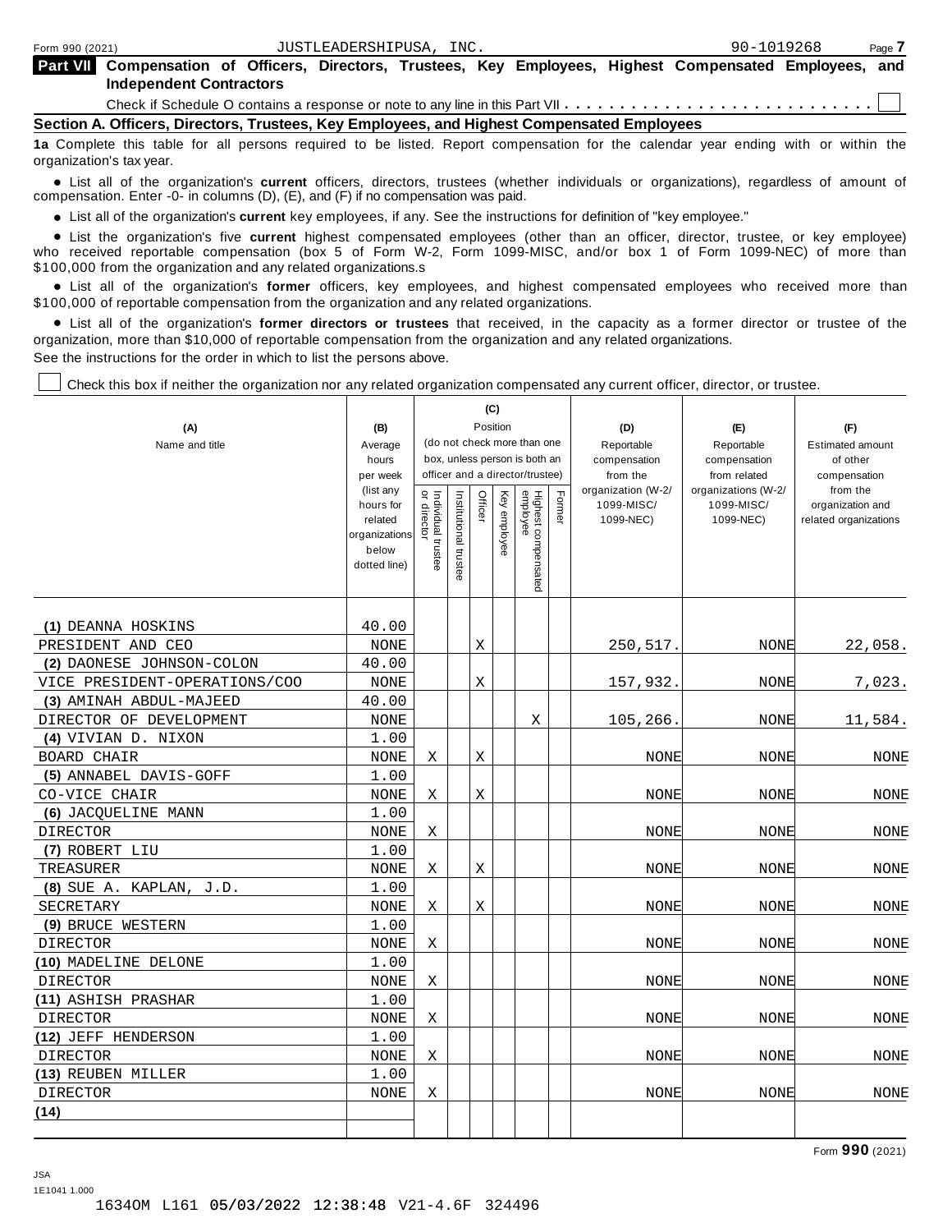Form 990 (2021) JUSTLEADERSHIPUSA, INC. 90-1019268 Page 7

## Part VII Compensation of Officers, Directors, Trustees, Key Employees, Highest Compensated Employees, and Independent Contractors

Check if Schedule O contains a response or note to any line in this Part VII . . . . . . . . . . . . . . . . . . . . . . . . . . . . ☐

### Section A. Officers, Directors, Trustees, Key Employees, and Highest Compensated Employees

**1a** Complete this table for all persons required to be listed. Report compensation for the calendar year ending with or within the organization's tax year.

- List all of the organization's **current** officers, directors, trustees (whether individuals or organizations), regardless of amount of compensation. Enter -0- in columns (D), (E), and (F) if no compensation was paid.
- List all of the organization's **current** key employees, if any. See the instructions for definition of "key employee."
- List the organization's five **current** highest compensated employees (other than an officer, director, trustee, or key employee) who received reportable compensation (box 5 of Form W-2, Form 1099-MISC, and/or box 1 of Form 1099-NEC) of more than $100,000 from the organization and any related organizations.s
- List all of the organization's **former** officers, key employees, and highest compensated employees who received more than $100,000 of reportable compensation from the organization and any related organizations.
- List all of the organization's **former directors or trustees** that received, in the capacity as a former director or trustee of the organization, more than $10,000 of reportable compensation from the organization and any related organizations.

See the instructions for the order in which to list the persons above.

☐ Check this box if neither the organization nor any related organization compensated any current officer, director, or trustee.

| (A) Name and title | (B) Average hours per week (list any hours for related organizations below dotted line) | (C) Position (do not check more than one box, unless person is both an officer and a director/trustee): Individual trustee or director | Institutional trustee | Officer | Key employee | Highest compensated employee | Former | (D) Reportable compensation from the organization (W-2/ 1099-MISC/ 1099-NEC) | (E) Reportable compensation from related organizations (W-2/ 1099-MISC/ 1099-NEC) | (F) Estimated amount of other compensation from the organization and related organizations |
|---|---|---|---|---|---|---|---|---|---|---|
| (1) DEANNA HOSKINS | 40.00 | | | | | | | | | |
| PRESIDENT AND CEO | NONE | | | X | | | | 250,517. | NONE | 22,058. |
| (2) DAONESE JOHNSON-COLON | 40.00 | | | | | | | | | |
| VICE PRESIDENT-OPERATIONS/COO | NONE | | | X | | | | 157,932. | NONE | 7,023. |
| (3) AMINAH ABDUL-MAJEED | 40.00 | | | | | | | | | |
| DIRECTOR OF DEVELOPMENT | NONE | | | | | X | | 105,266. | NONE | 11,584. |
| (4) VIVIAN D. NIXON | 1.00 | | | | | | | | | |
| BOARD CHAIR | NONE | X | | X | | | | NONE | NONE | NONE |
| (5) ANNABEL DAVIS-GOFF | 1.00 | | | | | | | | | |
| CO-VICE CHAIR | NONE | X | | X | | | | NONE | NONE | NONE |
| (6) JACQUELINE MANN | 1.00 | | | | | | | | | |
| DIRECTOR | NONE | X | | | | | | NONE | NONE | NONE |
| (7) ROBERT LIU | 1.00 | | | | | | | | | |
| TREASURER | NONE | X | | X | | | | NONE | NONE | NONE |
| (8) SUE A. KAPLAN, J.D. | 1.00 | | | | | | | | | |
| SECRETARY | NONE | X | | X | | | | NONE | NONE | NONE |
| (9) BRUCE WESTERN | 1.00 | | | | | | | | | |
| DIRECTOR | NONE | X | | | | | | NONE | NONE | NONE |
| (10) MADELINE DELONE | 1.00 | | | | | | | | | |
| DIRECTOR | NONE | X | | | | | | NONE | NONE | NONE |
| (11) ASHISH PRASHAR | 1.00 | | | | | | | | | |
| DIRECTOR | NONE | X | | | | | | NONE | NONE | NONE |
| (12) JEFF HENDERSON | 1.00 | | | | | | | | | |
| DIRECTOR | NONE | X | | | | | | NONE | NONE | NONE |
| (13) REUBEN MILLER | 1.00 | | | | | | | | | |
| DIRECTOR | NONE | X | | | | | | NONE | NONE | NONE |
| (14) | | | | | | | | | | |
| | | | | | | | | | | |

Form **990** (2021)

JSA
1E1041 1.000
1634OM L161 05/03/2022 12:38:48 V21-4.6F 324496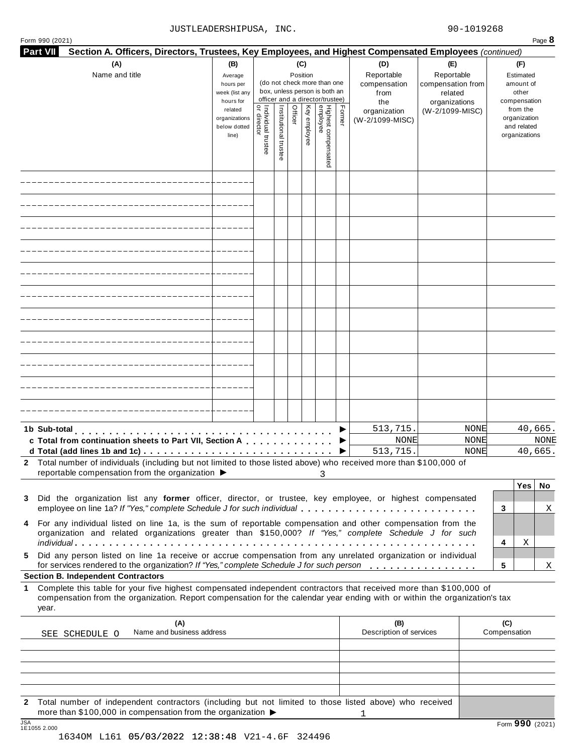JUSTLEADERSHIPUSA, INC. 90-1019268

Form 990 (2021) Page **8**

**Part VII Section A. Officers, Directors, Trustees, Key Employees, and Highest Compensated Employees** *(continued)*

| (A) Name and title | (B) Average hours per week (list any hours for related organizations below dotted line) | (C) Position (do not check more than one box, unless person is both an officer and a director/trustee): Individual trustee or director | Institutional trustee | Officer | Key employee | Highest compensated employee | Former | (D) Reportable compensation from the organization (W-2/1099-MISC) | (E) Reportable compensation from related organizations (W-2/1099-MISC) | (F) Estimated amount of other compensation from the organization and related organizations |
|---|---|---|---|---|---|---|---|---|---|---|
| | | | | | | | | | | |
| | | | | | | | | | | |
| | | | | | | | | | | |
| | | | | | | | | | | |
| | | | | | | | | | | |
| | | | | | | | | | | |
| | | | | | | | | | | |
| | | | | | | | | | | |
| | | | | | | | | | | |
| | | | | | | | | | | |
| | | | | | | | | | | |
| **1b Sub-total** | | | | | | | | 513,715. | NONE | 40,665. |
| **c Total from continuation sheets to Part VII, Section A** | | | | | | | | NONE | NONE | NONE |
| **d Total (add lines 1b and 1c)** | | | | | | | | 513,715. | NONE | 40,665. |

**2** Total number of individuals (including but not limited to those listed above) who received more than $100,000 of reportable compensation from the organization ▶ 3

| | | Yes | No |
|---|---|---|---|
| **3** Did the organization list any **former** officer, director, or trustee, key employee, or highest compensated employee on line 1a? *If "Yes," complete Schedule J for such individual* | 3 | | X |
| **4** For any individual listed on line 1a, is the sum of reportable compensation and other compensation from the organization and related organizations greater than $150,000? *If "Yes," complete Schedule J for such individual* | 4 | X | |
| **5** Did any person listed on line 1a receive or accrue compensation from any unrelated organization or individual for services rendered to the organization? *If "Yes," complete Schedule J for such person* | 5 | | X |

**Section B. Independent Contractors**

**1** Complete this table for your five highest compensated independent contractors that received more than $100,000 of compensation from the organization. Report compensation for the calendar year ending with or within the organization's tax year.

| (A) Name and business address | (B) Description of services | (C) Compensation |
|---|---|---|
| SEE SCHEDULE O | | |
| | | |
| | | |
| | | |
| | | |

**2** Total number of independent contractors (including but not limited to those listed above) who received more than $100,000 in compensation from the organization ▶ 1

Form **990** (2021)

JSA 1E1055 2.000

1634OM L161 05/03/2022 12:38:48 V21-4.6F 324496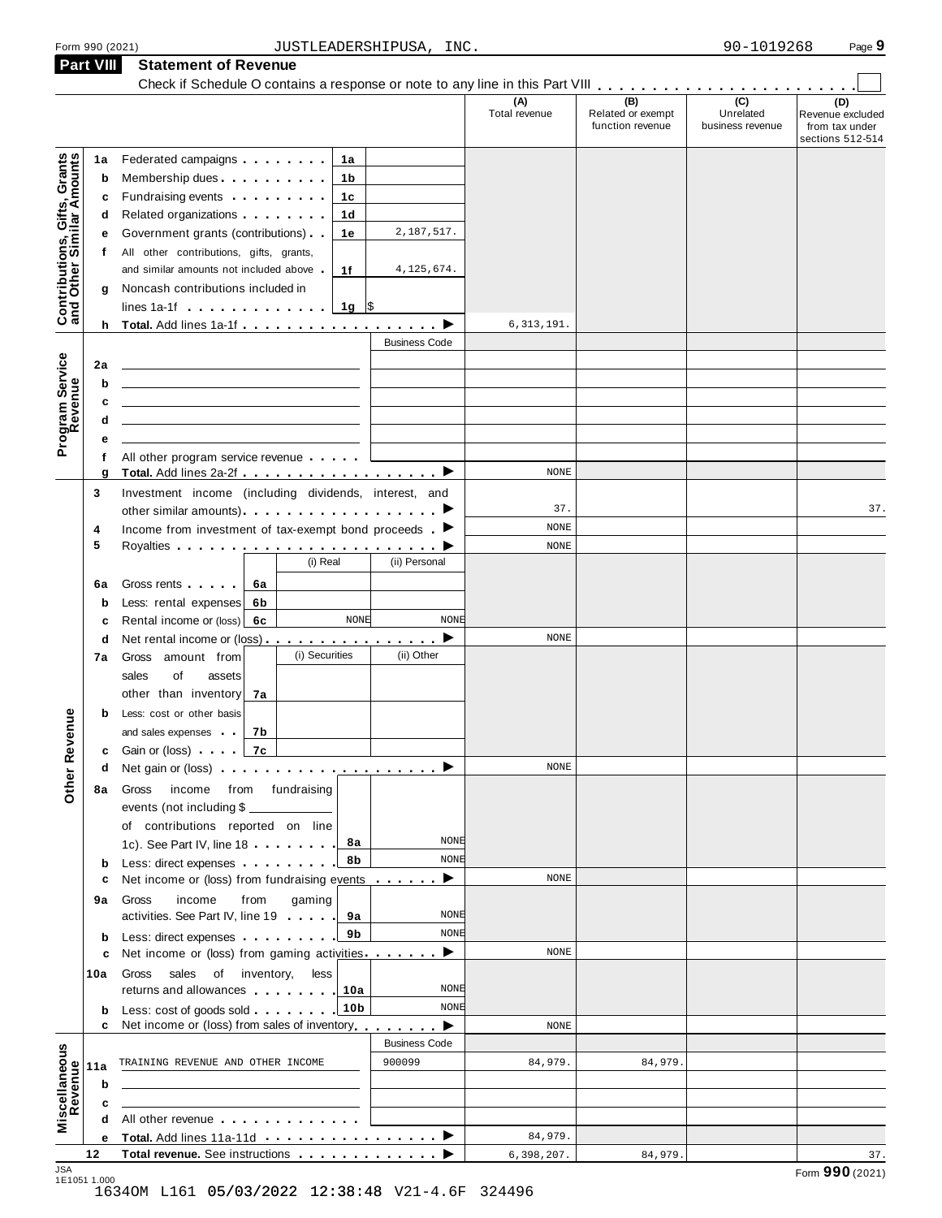Form 990 (2021) JUSTLEADERSHIPUSA, INC. 90-1019268 Page 9

## Part VIII Statement of Revenue

Check if Schedule O contains a response or note to any line in this Part VIII . . . . . . . . . . . . . . . . . . . . . . . ☐

| | | | | (A) Total revenue | (B) Related or exempt function revenue | (C) Unrelated business revenue | (D) Revenue excluded from tax under sections 512-514 |
|---|---|---|---|---|---|---|---|
| **Contributions, Gifts, Grants and Other Similar Amounts** | 1a | Federated campaigns . . . . . . . . **1a** | | | | | |
| | b | Membership dues . . . . . . . . . . **1b** | | | | | |
| | c | Fundraising events . . . . . . . . . **1c** | | | | | |
| | d | Related organizations . . . . . . . . **1d** | | | | | |
| | e | Government grants (contributions) . . **1e** | 2,187,517. | | | | |
| | f | All other contributions, gifts, grants, and similar amounts not included above . **1f** | 4,125,674. | | | | |
| | g | Noncash contributions included in lines 1a-1f . . . . . . . . . . . . **1g** | $ | | | | |
| | h | **Total.** Add lines 1a-1f . . . . . . . . . . . . . . . . . ▶ | | 6,313,191. | | | |
| **Program Service Revenue** | | | Business Code | | | | |
| | 2a | | | | | | |
| | b | | | | | | |
| | c | | | | | | |
| | d | | | | | | |
| | e | | | | | | |
| | f | All other program service revenue . . . . . | | | | | |
| | g | **Total.** Add lines 2a-2f . . . . . . . . . . . . . . . . . ▶ | | NONE | | | |
| **Other Revenue** | 3 | Investment income (including dividends, interest, and other similar amounts) . . . . . . . . . . . . . . . . . ▶ | | 37. | | | 37. |
| | 4 | Income from investment of tax-exempt bond proceeds . ▶ | | NONE | | | |
| | 5 | Royalties . . . . . . . . . . . . . . . . . . . . . . . . ▶ | | NONE | | | |
| | | (i) Real | (ii) Personal | | | | |
| | 6a | Gross rents . . . . . **6a** | | | | | |
| | b | Less: rental expenses **6b** | | | | | |
| | c | Rental income or (loss) **6c** NONE | NONE | | | | |
| | d | Net rental income or (loss) . . . . . . . . . . . . . . . ▶ | | NONE | | | |
| | | (i) Securities | (ii) Other | | | | |
| | 7a | Gross amount from sales of assets other than inventory **7a** | | | | | |
| | b | Less: cost or other basis and sales expenses . . **7b** | | | | | |
| | c | Gain or (loss) . . . . **7c** | | | | | |
| | d | Net gain or (loss) . . . . . . . . . . . . . . . . . . . ▶ | | NONE | | | |
| | 8a | Gross income from fundraising events (not including $ ______ of contributions reported on line 1c). See Part IV, line 18 . . . . . . . . **8a** | NONE | | | | |
| | b | Less: direct expenses . . . . . . . . . **8b** | NONE | | | | |
| | c | Net income or (loss) from fundraising events . . . . . . ▶ | | NONE | | | |
| | 9a | Gross income from gaming activities. See Part IV, line 19 . . . . . **9a** | NONE | | | | |
| | b | Less: direct expenses . . . . . . . . . **9b** | NONE | | | | |
| | c | Net income or (loss) from gaming activities. . . . . . . ▶ | | NONE | | | |
| | 10a | Gross sales of inventory, less returns and allowances . . . . . . . . **10a** | NONE | | | | |
| | b | Less: cost of goods sold . . . . . . . . **10b** | NONE | | | | |
| | c | Net income or (loss) from sales of inventory. . . . . . . ▶ | | NONE | | | |
| **Miscellaneous Revenue** | | | Business Code | | | | |
| | 11a | TRAINING REVENUE AND OTHER INCOME | 900099 | 84,979. | 84,979. | | |
| | b | | | | | | |
| | c | | | | | | |
| | d | All other revenue . . . . . . . . . . . . . | | | | | |
| | e | **Total.** Add lines 11a-11d . . . . . . . . . . . . . . . ▶ | | 84,979. | | | |
| | 12 | **Total revenue.** See instructions . . . . . . . . . . . . . ▶ | | 6,398,207. | 84,979. | | 37. |

JSA 1E1051 1.000

Form **990** (2021)

1634OM L161 05/03/2022 12:38:48 V21-4.6F 324496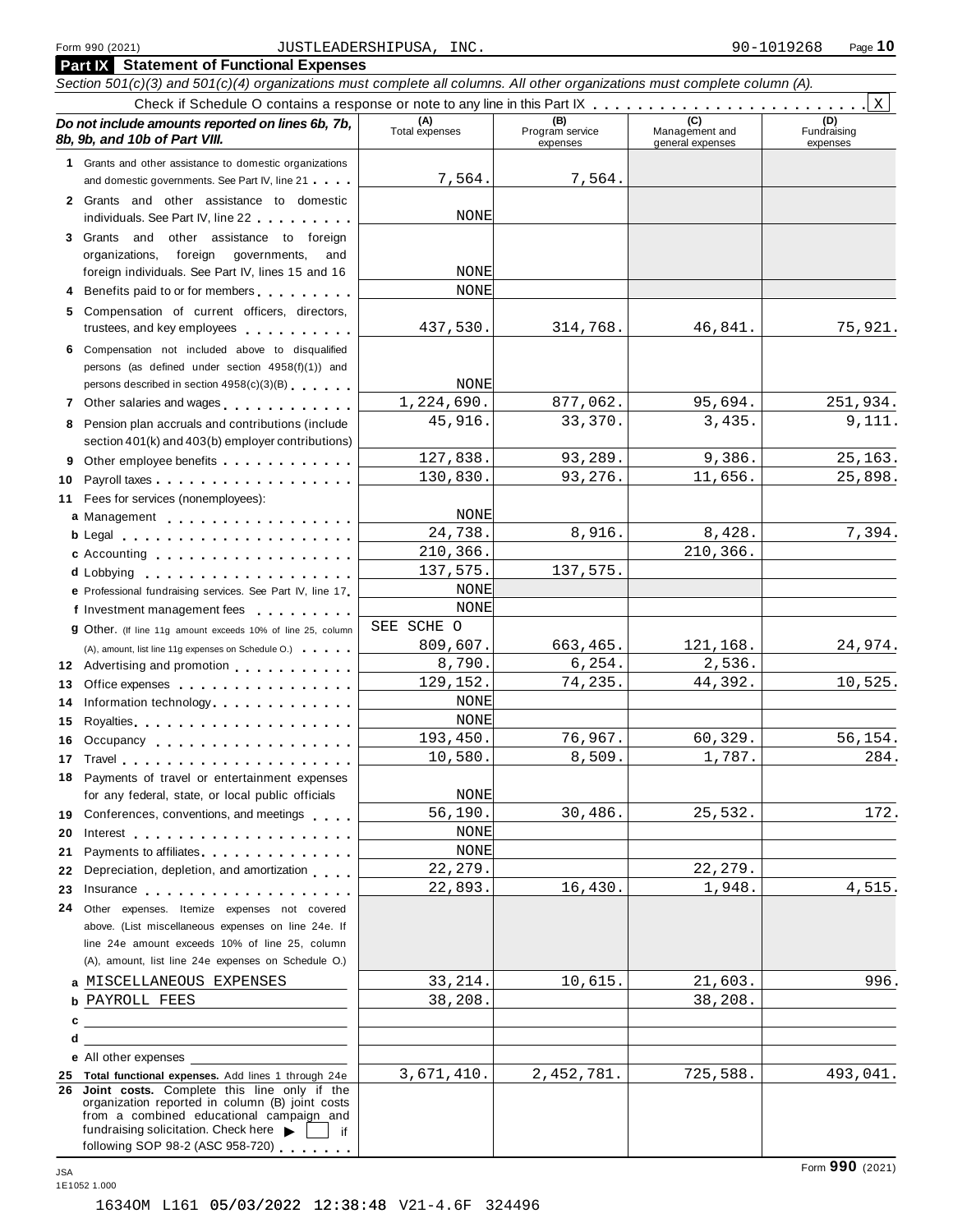Form 990 (2021) JUSTLEADERSHIPUSA, INC. 90-1019268 Page **10**

## Part IX Statement of Functional Expenses

*Section 501(c)(3) and 501(c)(4) organizations must complete all columns. All other organizations must complete column (A).*

Check if Schedule O contains a response or note to any line in this Part IX . . . . . . . . . . . . . . . . . . . . . . . . X

| *Do not include amounts reported on lines 6b, 7b, 8b, 9b, and 10b of Part VIII.* | (A) Total expenses | (B) Program service expenses | (C) Management and general expenses | (D) Fundraising expenses |
|---|---|---|---|---|
| **1** Grants and other assistance to domestic organizations and domestic governments. See Part IV, line 21 | 7,564. | 7,564. | | |
| **2** Grants and other assistance to domestic individuals. See Part IV, line 22 | NONE | | | |
| **3** Grants and other assistance to foreign organizations, foreign governments, and foreign individuals. See Part IV, lines 15 and 16 | NONE | | | |
| **4** Benefits paid to or for members | NONE | | | |
| **5** Compensation of current officers, directors, trustees, and key employees | 437,530. | 314,768. | 46,841. | 75,921. |
| **6** Compensation not included above to disqualified persons (as defined under section 4958(f)(1)) and persons described in section 4958(c)(3)(B) | NONE | | | |
| **7** Other salaries and wages | 1,224,690. | 877,062. | 95,694. | 251,934. |
| **8** Pension plan accruals and contributions (include section 401(k) and 403(b) employer contributions) | 45,916. | 33,370. | 3,435. | 9,111. |
| **9** Other employee benefits | 127,838. | 93,289. | 9,386. | 25,163. |
| **10** Payroll taxes | 130,830. | 93,276. | 11,656. | 25,898. |
| **11** Fees for services (nonemployees): | | | | |
| **a** Management | NONE | | | |
| **b** Legal | 24,738. | 8,916. | 8,428. | 7,394. |
| **c** Accounting | 210,366. | | 210,366. | |
| **d** Lobbying | 137,575. | 137,575. | | |
| **e** Professional fundraising services. See Part IV, line 17 | NONE | | | |
| **f** Investment management fees | NONE | | | |
| **g** Other. (If line 11g amount exceeds 10% of line 25, column (A), amount, list line 11g expenses on Schedule O.) | SEE SCHE O 809,607. | 663,465. | 121,168. | 24,974. |
| **12** Advertising and promotion | 8,790. | 6,254. | 2,536. | |
| **13** Office expenses | 129,152. | 74,235. | 44,392. | 10,525. |
| **14** Information technology | NONE | | | |
| **15** Royalties | NONE | | | |
| **16** Occupancy | 193,450. | 76,967. | 60,329. | 56,154. |
| **17** Travel | 10,580. | 8,509. | 1,787. | 284. |
| **18** Payments of travel or entertainment expenses for any federal, state, or local public officials | NONE | | | |
| **19** Conferences, conventions, and meetings | 56,190. | 30,486. | 25,532. | 172. |
| **20** Interest | NONE | | | |
| **21** Payments to affiliates | NONE | | | |
| **22** Depreciation, depletion, and amortization | 22,279. | | 22,279. | |
| **23** Insurance | 22,893. | 16,430. | 1,948. | 4,515. |
| **24** Other expenses. Itemize expenses not covered above. (List miscellaneous expenses on line 24e. If line 24e amount exceeds 10% of line 25, column (A), amount, list line 24e expenses on Schedule O.) | | | | |
| **a** MISCELLANEOUS EXPENSES | 33,214. | 10,615. | 21,603. | 996. |
| **b** PAYROLL FEES | 38,208. | | 38,208. | |
| **c** | | | | |
| **d** | | | | |
| **e** All other expenses | | | | |
| **25 Total functional expenses.** Add lines 1 through 24e | 3,671,410. | 2,452,781. | 725,588. | 493,041. |
| **26 Joint costs.** Complete this line only if the organization reported in column (B) joint costs from a combined educational campaign and fundraising solicitation. Check here ▶ ☐ if following SOP 98-2 (ASC 958-720) | | | | |

JSA 1E1052 1.000

1634OM L161 05/03/2022 12:38:48 V21-4.6F 324496

Form **990** (2021)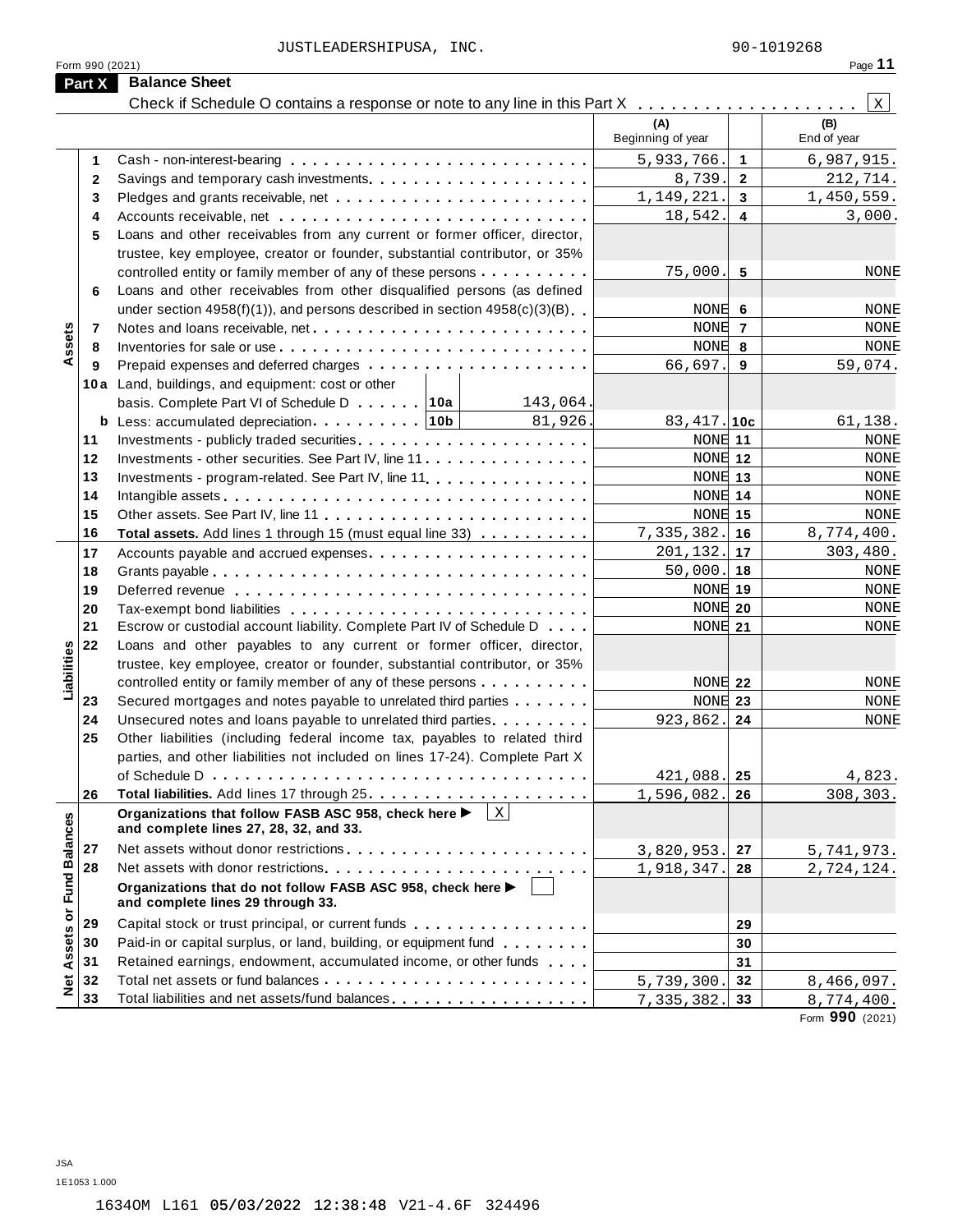JUSTLEADERSHIPUSA, INC. 90-1019268

Form 990 (2021)

## Part X Balance Sheet

Check if Schedule O contains a response or note to any line in this Part X . . . . . . . . . . . . . . . . . . . . [X]

| | | | (A) Beginning of year | | (B) End of year |
|---|---|---|---|---|---|
| **Assets** | 1 | Cash - non-interest-bearing | 5,933,766. | 1 | 6,987,915. |
| | 2 | Savings and temporary cash investments | 8,739. | 2 | 212,714. |
| | 3 | Pledges and grants receivable, net | 1,149,221. | 3 | 1,450,559. |
| | 4 | Accounts receivable, net | 18,542. | 4 | 3,000. |
| | 5 | Loans and other receivables from any current or former officer, director, trustee, key employee, creator or founder, substantial contributor, or 35% controlled entity or family member of any of these persons | 75,000. | 5 | NONE |
| | 6 | Loans and other receivables from other disqualified persons (as defined under section 4958(f)(1)), and persons described in section 4958(c)(3)(B) | NONE | 6 | NONE |
| | 7 | Notes and loans receivable, net | NONE | 7 | NONE |
| | 8 | Inventories for sale or use | NONE | 8 | NONE |
| | 9 | Prepaid expenses and deferred charges | 66,697. | 9 | 59,074. |
| | 10a | Land, buildings, and equipment: cost or other basis. Complete Part VI of Schedule D . . . . . . 10a 143,064. | | | |
| | b | Less: accumulated depreciation . . . . . . . . . 10b 81,926. | 83,417. | 10c | 61,138. |
| | 11 | Investments - publicly traded securities | NONE | 11 | NONE |
| | 12 | Investments - other securities. See Part IV, line 11 | NONE | 12 | NONE |
| | 13 | Investments - program-related. See Part IV, line 11 | NONE | 13 | NONE |
| | 14 | Intangible assets | NONE | 14 | NONE |
| | 15 | Other assets. See Part IV, line 11 | NONE | 15 | NONE |
| | 16 | **Total assets.** Add lines 1 through 15 (must equal line 33) | 7,335,382. | 16 | 8,774,400. |
| **Liabilities** | 17 | Accounts payable and accrued expenses | 201,132. | 17 | 303,480. |
| | 18 | Grants payable | 50,000. | 18 | NONE |
| | 19 | Deferred revenue | NONE | 19 | NONE |
| | 20 | Tax-exempt bond liabilities | NONE | 20 | NONE |
| | 21 | Escrow or custodial account liability. Complete Part IV of Schedule D | NONE | 21 | NONE |
| | 22 | Loans and other payables to any current or former officer, director, trustee, key employee, creator or founder, substantial contributor, or 35% controlled entity or family member of any of these persons | NONE | 22 | NONE |
| | 23 | Secured mortgages and notes payable to unrelated third parties | NONE | 23 | NONE |
| | 24 | Unsecured notes and loans payable to unrelated third parties | 923,862. | 24 | NONE |
| | 25 | Other liabilities (including federal income tax, payables to related third parties, and other liabilities not included on lines 17-24). Complete Part X of Schedule D | 421,088. | 25 | 4,823. |
| | 26 | **Total liabilities.** Add lines 17 through 25 | 1,596,082. | 26 | 308,303. |
| **Net Assets or Fund Balances** | | **Organizations that follow FASB ASC 958, check here ▶ [X] and complete lines 27, 28, 32, and 33.** | | | |
| | 27 | Net assets without donor restrictions | 3,820,953. | 27 | 5,741,973. |
| | 28 | Net assets with donor restrictions | 1,918,347. | 28 | 2,724,124. |
| | | **Organizations that do not follow FASB ASC 958, check here ▶ [ ] and complete lines 29 through 33.** | | | |
| | 29 | Capital stock or trust principal, or current funds | | 29 | |
| | 30 | Paid-in or capital surplus, or land, building, or equipment fund | | 30 | |
| | 31 | Retained earnings, endowment, accumulated income, or other funds | | 31 | |
| | 32 | Total net assets or fund balances | 5,739,300. | 32 | 8,466,097. |
| | 33 | Total liabilities and net assets/fund balances | 7,335,382. | 33 | 8,774,400. |

Form 990 (2021)

JSA
1E1053 1.000

1634OM L161 05/03/2022 12:38:48 V21-4.6F 324496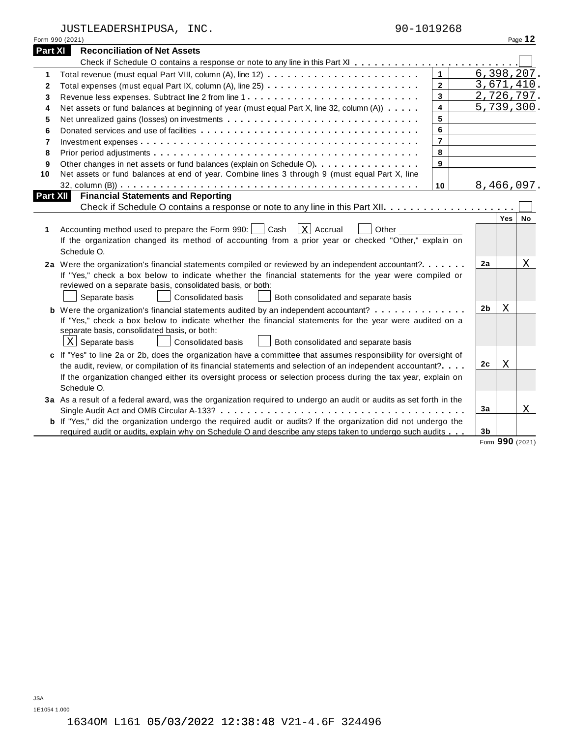JUSTLEADERSHIPUSA, INC. 90-1019268

Form 990 (2021) Page **12**

## Part XI Reconciliation of Net Assets

Check if Schedule O contains a response or note to any line in this Part XI . . . . . . . . . . . . . . . . . . . . . . . . ☐

| | | | |
|---|---|---|---|
| 1 | Total revenue (must equal Part VIII, column (A), line 12) | 1 | 6,398,207. |
| 2 | Total expenses (must equal Part IX, column (A), line 25) | 2 | 3,671,410. |
| 3 | Revenue less expenses. Subtract line 2 from line 1 | 3 | 2,726,797. |
| 4 | Net assets or fund balances at beginning of year (must equal Part X, line 32, column (A)) | 4 | 5,739,300. |
| 5 | Net unrealized gains (losses) on investments | 5 | |
| 6 | Donated services and use of facilities | 6 | |
| 7 | Investment expenses | 7 | |
| 8 | Prior period adjustments | 8 | |
| 9 | Other changes in net assets or fund balances (explain on Schedule O) | 9 | |
| 10 | Net assets or fund balances at end of year. Combine lines 3 through 9 (must equal Part X, line 32, column (B)) | 10 | 8,466,097. |

## Part XII Financial Statements and Reporting

Check if Schedule O contains a response or note to any line in this Part XII . . . . . . . . . . . . . . . . . . . . ☐

| | | | Yes | No |
|---|---|---|---|---|
| 1 | Accounting method used to prepare the Form 990: ☐ Cash ☒ Accrual ☐ Other ______ If the organization changed its method of accounting from a prior year or checked "Other," explain on Schedule O. | | | |
| 2a | Were the organization's financial statements compiled or reviewed by an independent accountant? | 2a | | X |
| | If "Yes," check a box below to indicate whether the financial statements for the year were compiled or reviewed on a separate basis, consolidated basis, or both: ☐ Separate basis ☐ Consolidated basis ☐ Both consolidated and separate basis | | | |
| b | Were the organization's financial statements audited by an independent accountant? | 2b | X | |
| | If "Yes," check a box below to indicate whether the financial statements for the year were audited on a separate basis, consolidated basis, or both: ☒ Separate basis ☐ Consolidated basis ☐ Both consolidated and separate basis | | | |
| c | If "Yes" to line 2a or 2b, does the organization have a committee that assumes responsibility for oversight of the audit, review, or compilation of its financial statements and selection of an independent accountant? | 2c | X | |
| | If the organization changed either its oversight process or selection process during the tax year, explain on Schedule O. | | | |
| 3a | As a result of a federal award, was the organization required to undergo an audit or audits as set forth in the Single Audit Act and OMB Circular A-133? | 3a | | X |
| b | If "Yes," did the organization undergo the required audit or audits? If the organization did not undergo the required audit or audits, explain why on Schedule O and describe any steps taken to undergo such audits | 3b | | |

Form **990** (2021)

JSA
1E1054 1.000

1634OM L161 05/03/2022 12:38:48 V21-4.6F 324496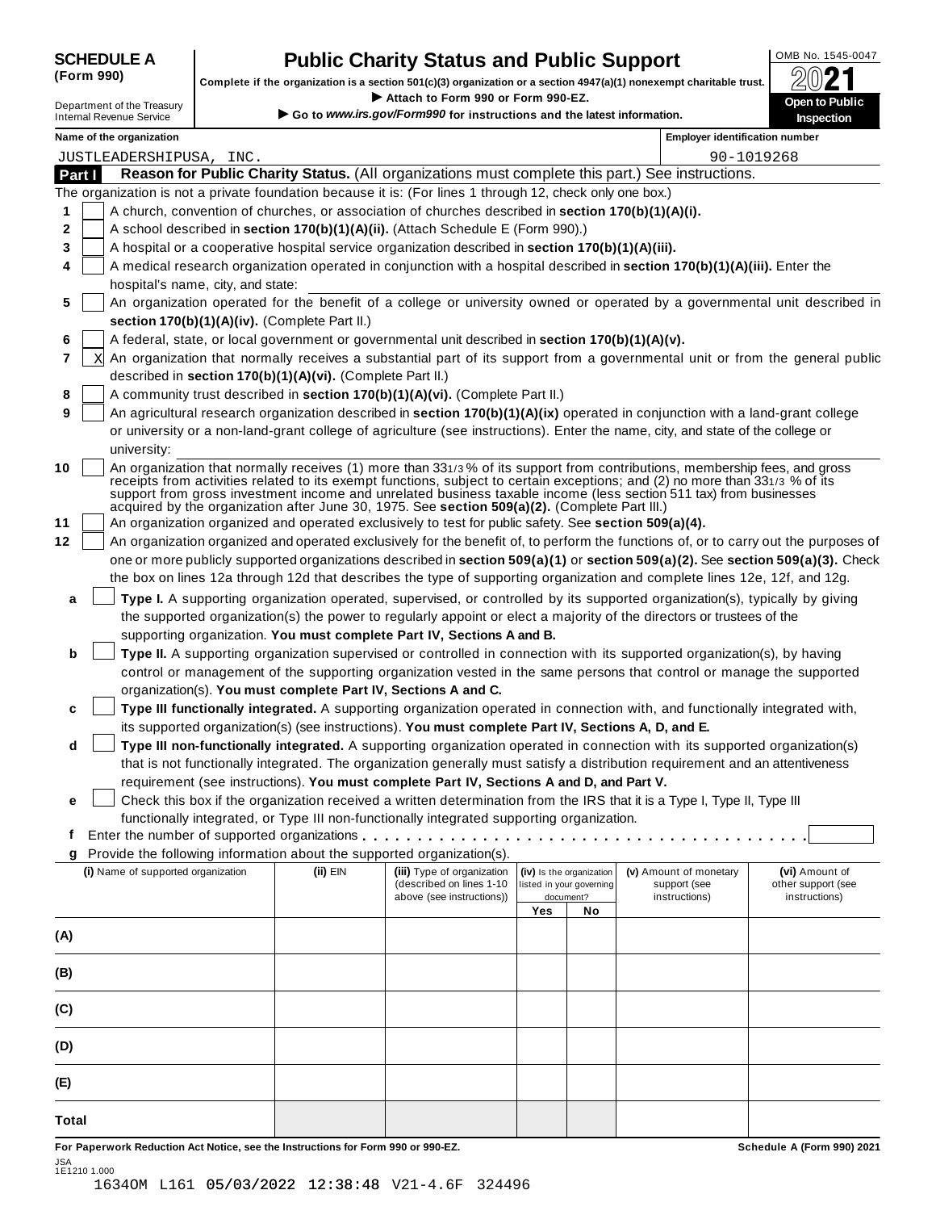**SCHEDULE A (Form 990)**

Department of the Treasury
Internal Revenue Service

# Public Charity Status and Public Support

**Complete if the organization is a section 501(c)(3) organization or a section 4947(a)(1) nonexempt charitable trust.**
▶ **Attach to Form 990 or Form 990-EZ.**
▶ **Go to *www.irs.gov/Form990* for instructions and the latest information.**

OMB No. 1545-0047
**2021**
**Open to Public Inspection**

**Name of the organization:** JUSTLEADERSHIPUSA, INC.
**Employer identification number:** 90-1019268

## Part I — Reason for Public Charity Status. (All organizations must complete this part.) See instructions.

The organization is not a private foundation because it is: (For lines 1 through 12, check only one box.)

1. [ ] A church, convention of churches, or association of churches described in **section 170(b)(1)(A)(i).**
2. [ ] A school described in **section 170(b)(1)(A)(ii).** (Attach Schedule E (Form 990).)
3. [ ] A hospital or a cooperative hospital service organization described in **section 170(b)(1)(A)(iii).**
4. [ ] A medical research organization operated in conjunction with a hospital described in **section 170(b)(1)(A)(iii).** Enter the hospital's name, city, and state:
5. [ ] An organization operated for the benefit of a college or university owned or operated by a governmental unit described in **section 170(b)(1)(A)(iv).** (Complete Part II.)
6. [ ] A federal, state, or local government or governmental unit described in **section 170(b)(1)(A)(v).**
7. [X] An organization that normally receives a substantial part of its support from a governmental unit or from the general public described in **section 170(b)(1)(A)(vi).** (Complete Part II.)
8. [ ] A community trust described in **section 170(b)(1)(A)(vi).** (Complete Part II.)
9. [ ] An agricultural research organization described in **section 170(b)(1)(A)(ix)** operated in conjunction with a land-grant college or university or a non-land-grant college of agriculture (see instructions). Enter the name, city, and state of the college or university:
10. [ ] An organization that normally receives (1) more than 33 1/3 % of its support from contributions, membership fees, and gross receipts from activities related to its exempt functions, subject to certain exceptions; and (2) no more than 33 1/3 % of its support from gross investment income and unrelated business taxable income (less section 511 tax) from businesses acquired by the organization after June 30, 1975. See **section 509(a)(2).** (Complete Part III.)
11. [ ] An organization organized and operated exclusively to test for public safety. See **section 509(a)(4).**
12. [ ] An organization organized and operated exclusively for the benefit of, to perform the functions of, or to carry out the purposes of one or more publicly supported organizations described in **section 509(a)(1)** or **section 509(a)(2).** See **section 509(a)(3).** Check the box on lines 12a through 12d that describes the type of supporting organization and complete lines 12e, 12f, and 12g.
   - **a** [ ] **Type I.** A supporting organization operated, supervised, or controlled by its supported organization(s), typically by giving the supported organization(s) the power to regularly appoint or elect a majority of the directors or trustees of the supporting organization. **You must complete Part IV, Sections A and B.**
   - **b** [ ] **Type II.** A supporting organization supervised or controlled in connection with its supported organization(s), by having control or management of the supporting organization vested in the same persons that control or manage the supported organization(s). **You must complete Part IV, Sections A and C.**
   - **c** [ ] **Type III functionally integrated.** A supporting organization operated in connection with, and functionally integrated with, its supported organization(s) (see instructions). **You must complete Part IV, Sections A, D, and E.**
   - **d** [ ] **Type III non-functionally integrated.** A supporting organization operated in connection with its supported organization(s) that is not functionally integrated. The organization generally must satisfy a distribution requirement and an attentiveness requirement (see instructions). **You must complete Part IV, Sections A and D, and Part V.**
   - **e** [ ] Check this box if the organization received a written determination from the IRS that it is a Type I, Type II, Type III functionally integrated, or Type III non-functionally integrated supporting organization.
   - **f** Enter the number of supported organizations
   - **g** Provide the following information about the supported organization(s).

| (i) Name of supported organization | (ii) EIN | (iii) Type of organization (described on lines 1-10 above (see instructions)) | (iv) Is the organization listed in your governing document? Yes | No | (v) Amount of monetary support (see instructions) | (vi) Amount of other support (see instructions) |
|---|---|---|---|---|---|---|
| (A) | | | | | | |
| (B) | | | | | | |
| (C) | | | | | | |
| (D) | | | | | | |
| (E) | | | | | | |
| Total | | | | | | |

**For Paperwork Reduction Act Notice, see the Instructions for Form 990 or 990-EZ.** **Schedule A (Form 990) 2021**

JSA
1E1210 1.000
1634OM L161 05/03/2022 12:38:48 V21-4.6F 324496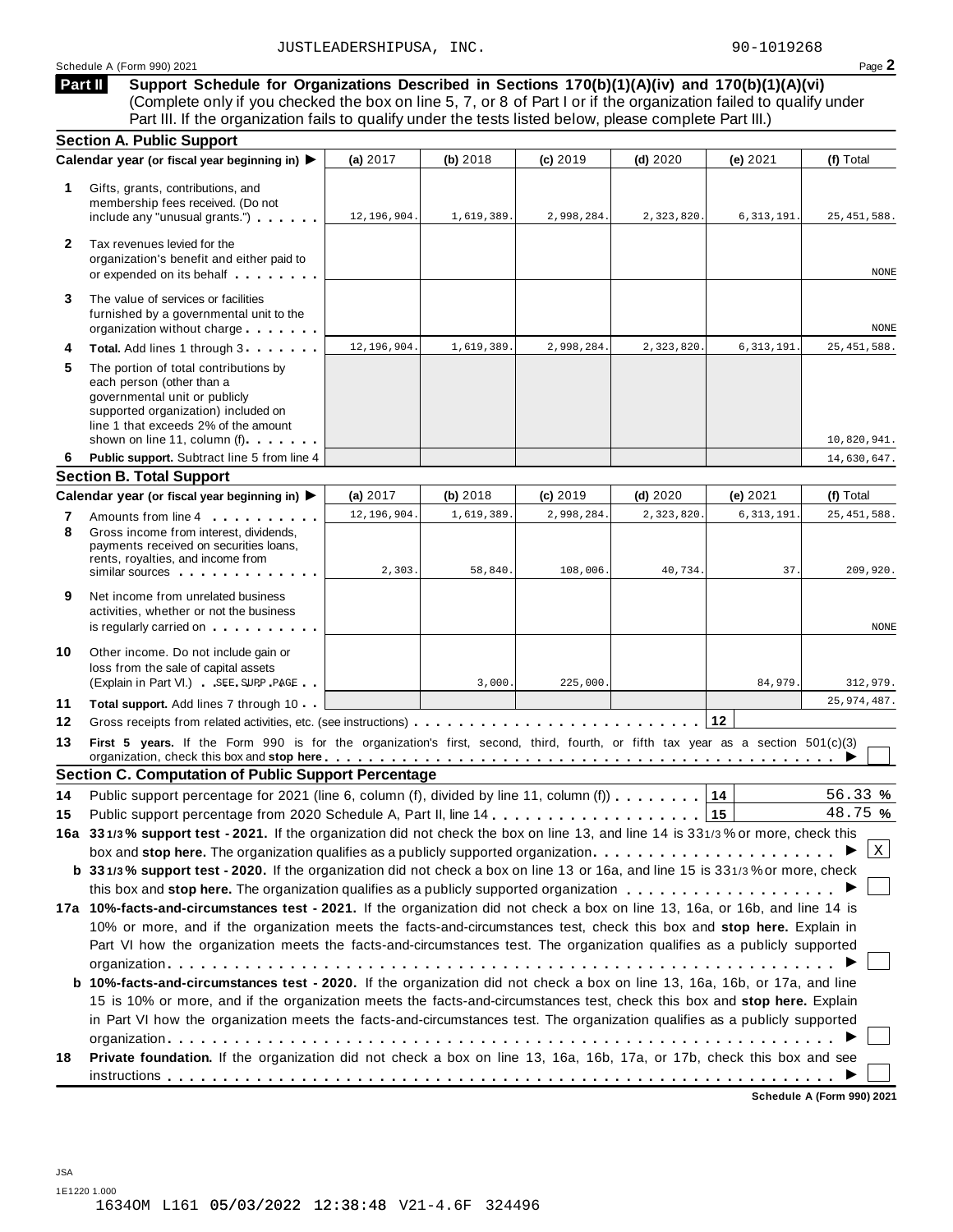JUSTLEADERSHIPUSA, INC. 90-1019268

Schedule A (Form 990) 2021

## Part II Support Schedule for Organizations Described in Sections 170(b)(1)(A)(iv) and 170(b)(1)(A)(vi)

(Complete only if you checked the box on line 5, 7, or 8 of Part I or if the organization failed to qualify under Part III. If the organization fails to qualify under the tests listed below, please complete Part III.)

### Section A. Public Support

| Calendar year (or fiscal year beginning in) ▶ | (a) 2017 | (b) 2018 | (c) 2019 | (d) 2020 | (e) 2021 | (f) Total |
|---|---|---|---|---|---|---|
| **1** Gifts, grants, contributions, and membership fees received. (Do not include any "unusual grants.") | 12,196,904. | 1,619,389. | 2,998,284. | 2,323,820. | 6,313,191. | 25,451,588. |
| **2** Tax revenues levied for the organization's benefit and either paid to or expended on its behalf | | | | | | NONE |
| **3** The value of services or facilities furnished by a governmental unit to the organization without charge | | | | | | NONE |
| **4** **Total.** Add lines 1 through 3 | 12,196,904. | 1,619,389. | 2,998,284. | 2,323,820. | 6,313,191. | 25,451,588. |
| **5** The portion of total contributions by each person (other than a governmental unit or publicly supported organization) included on line 1 that exceeds 2% of the amount shown on line 11, column (f) | | | | | | 10,820,941. |
| **6** **Public support.** Subtract line 5 from line 4 | | | | | | 14,630,647. |

### Section B. Total Support

| Calendar year (or fiscal year beginning in) ▶ | (a) 2017 | (b) 2018 | (c) 2019 | (d) 2020 | (e) 2021 | (f) Total |
|---|---|---|---|---|---|---|
| **7** Amounts from line 4 | 12,196,904. | 1,619,389. | 2,998,284. | 2,323,820. | 6,313,191. | 25,451,588. |
| **8** Gross income from interest, dividends, payments received on securities loans, rents, royalties, and income from similar sources | 2,303. | 58,840. | 108,006. | 40,734. | 37. | 209,920. |
| **9** Net income from unrelated business activities, whether or not the business is regularly carried on | | | | | | NONE |
| **10** Other income. Do not include gain or loss from the sale of capital assets (Explain in Part VI.) SEE SUPP PAGE | | 3,000. | 225,000. | | 84,979. | 312,979. |
| **11** **Total support.** Add lines 7 through 10 | | | | | | 25,974,487. |

**12** Gross receipts from related activities, etc. (see instructions) | **12** |

**13** **First 5 years.** If the Form 990 is for the organization's first, second, third, fourth, or fifth tax year as a section 501(c)(3) organization, check this box and **stop here** ▶ ☐

### Section C. Computation of Public Support Percentage

**14** Public support percentage for 2021 (line 6, column (f), divided by line 11, column (f)) | **14** | 56.33 %

**15** Public support percentage from 2020 Schedule A, Part II, line 14 | **15** | 48.75 %

**16a** **33 1/3 % support test - 2021.** If the organization did not check the box on line 13, and line 14 is 33 1/3 % or more, check this box and **stop here.** The organization qualifies as a publicly supported organization ▶ ☒

**b** **33 1/3 % support test - 2020.** If the organization did not check a box on line 13 or 16a, and line 15 is 33 1/3 % or more, check this box and **stop here.** The organization qualifies as a publicly supported organization ▶ ☐

**17a** **10%-facts-and-circumstances test - 2021.** If the organization did not check a box on line 13, 16a, or 16b, and line 14 is 10% or more, and if the organization meets the facts-and-circumstances test, check this box and **stop here.** Explain in Part VI how the organization meets the facts-and-circumstances test. The organization qualifies as a publicly supported organization ▶ ☐

**b** **10%-facts-and-circumstances test - 2020.** If the organization did not check a box on line 13, 16a, 16b, or 17a, and line 15 is 10% or more, and if the organization meets the facts-and-circumstances test, check this box and **stop here.** Explain in Part VI how the organization meets the facts-and-circumstances test. The organization qualifies as a publicly supported organization ▶ ☐

**18** **Private foundation.** If the organization did not check a box on line 13, 16a, 16b, 17a, or 17b, check this box and see instructions ▶ ☐

Schedule A (Form 990) 2021

JSA
1E1220 1.000
1634OM L161 05/03/2022 12:38:48 V21-4.6F 324496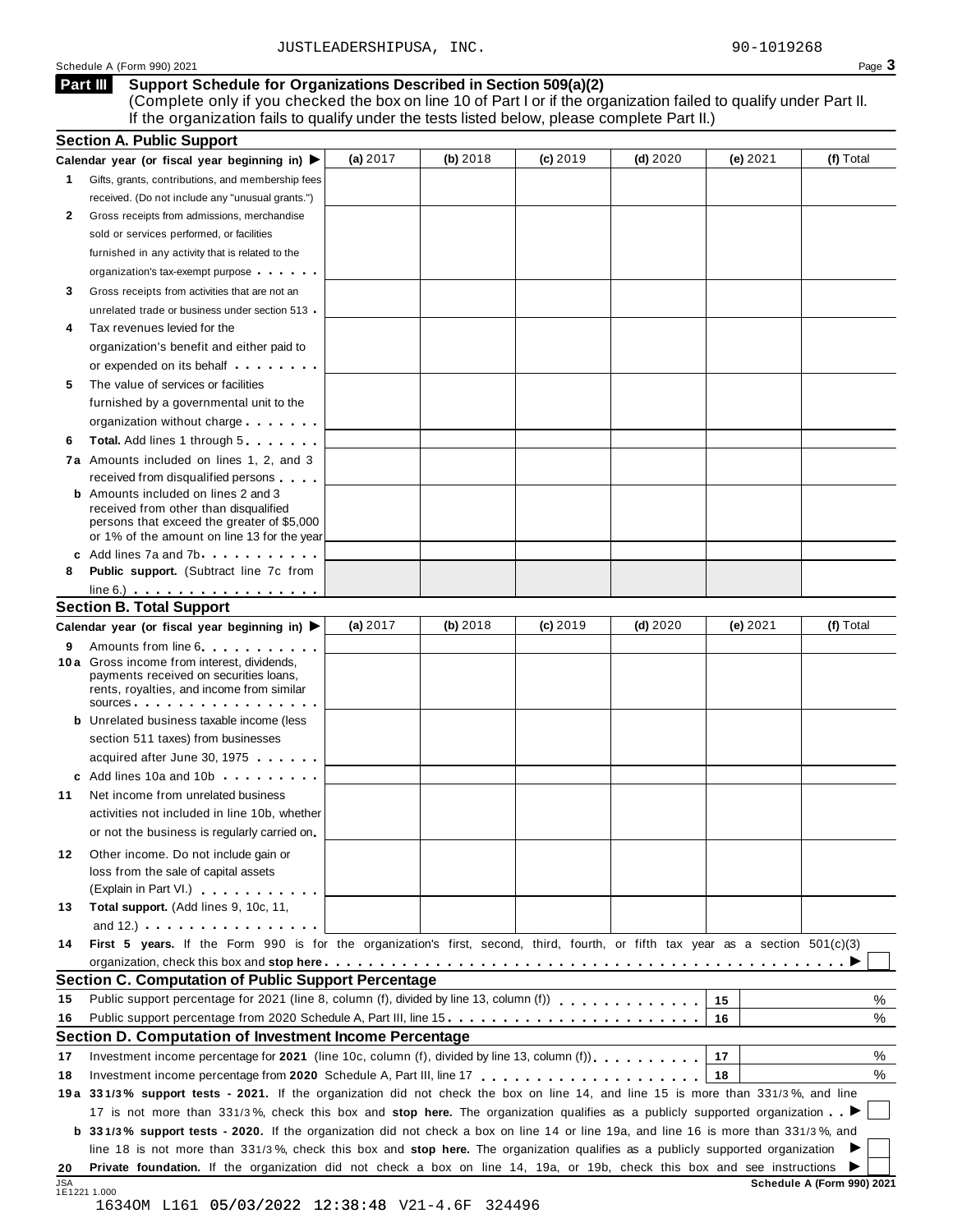JUSTLEADERSHIPUSA, INC. 90-1019268

Schedule A (Form 990) 2021

## Part III Support Schedule for Organizations Described in Section 509(a)(2)

(Complete only if you checked the box on line 10 of Part I or if the organization failed to qualify under Part II. If the organization fails to qualify under the tests listed below, please complete Part II.)

### Section A. Public Support

| Calendar year (or fiscal year beginning in) ▶ | (a) 2017 | (b) 2018 | (c) 2019 | (d) 2020 | (e) 2021 | (f) Total |
|---|---|---|---|---|---|---|
| **1** Gifts, grants, contributions, and membership fees received. (Do not include any "unusual grants.") | | | | | | |
| **2** Gross receipts from admissions, merchandise sold or services performed, or facilities furnished in any activity that is related to the organization's tax-exempt purpose | | | | | | |
| **3** Gross receipts from activities that are not an unrelated trade or business under section 513 | | | | | | |
| **4** Tax revenues levied for the organization's benefit and either paid to or expended on its behalf | | | | | | |
| **5** The value of services or facilities furnished by a governmental unit to the organization without charge | | | | | | |
| **6** **Total.** Add lines 1 through 5 | | | | | | |
| **7a** Amounts included on lines 1, 2, and 3 received from disqualified persons | | | | | | |
| **b** Amounts included on lines 2 and 3 received from other than disqualified persons that exceed the greater of $5,000 or 1% of the amount on line 13 for the year | | | | | | |
| **c** Add lines 7a and 7b | | | | | | |
| **8** **Public support.** (Subtract line 7c from line 6.) | | | | | | |

### Section B. Total Support

| Calendar year (or fiscal year beginning in) ▶ | (a) 2017 | (b) 2018 | (c) 2019 | (d) 2020 | (e) 2021 | (f) Total |
|---|---|---|---|---|---|---|
| **9** Amounts from line 6 | | | | | | |
| **10a** Gross income from interest, dividends, payments received on securities loans, rents, royalties, and income from similar sources | | | | | | |
| **b** Unrelated business taxable income (less section 511 taxes) from businesses acquired after June 30, 1975 | | | | | | |
| **c** Add lines 10a and 10b | | | | | | |
| **11** Net income from unrelated business activities not included in line 10b, whether or not the business is regularly carried on | | | | | | |
| **12** Other income. Do not include gain or loss from the sale of capital assets (Explain in Part VI.) | | | | | | |
| **13** **Total support.** (Add lines 9, 10c, 11, and 12.) | | | | | | |

**14** **First 5 years.** If the Form 990 is for the organization's first, second, third, fourth, or fifth tax year as a section 501(c)(3) organization, check this box and **stop here** ▶ ☐

### Section C. Computation of Public Support Percentage

| | | | |
|---|---|---|---|
| **15** | Public support percentage for 2021 (line 8, column (f), divided by line 13, column (f)) | 15 | % |
| **16** | Public support percentage from 2020 Schedule A, Part III, line 15 | 16 | % |

### Section D. Computation of Investment Income Percentage

| | | | |
|---|---|---|---|
| **17** | Investment income percentage for **2021** (line 10c, column (f), divided by line 13, column (f)) | 17 | % |
| **18** | Investment income percentage from **2020** Schedule A, Part III, line 17 | 18 | % |

**19a** **33 1/3% support tests - 2021.** If the organization did not check the box on line 14, and line 15 is more than 33 1/3%, and line 17 is not more than 33 1/3%, check this box and **stop here.** The organization qualifies as a publicly supported organization ▶ ☐

**b** **33 1/3% support tests - 2020.** If the organization did not check a box on line 14 or line 19a, and line 16 is more than 33 1/3%, and line 18 is not more than 33 1/3%, check this box and **stop here.** The organization qualifies as a publicly supported organization ▶ ☐

**20** **Private foundation.** If the organization did not check a box on line 14, 19a, or 19b, check this box and see instructions ▶ ☐

JSA 1E1221 1.000

**Schedule A (Form 990) 2021**

1634OM L161 05/03/2022 12:38:48 V21-4.6F 324496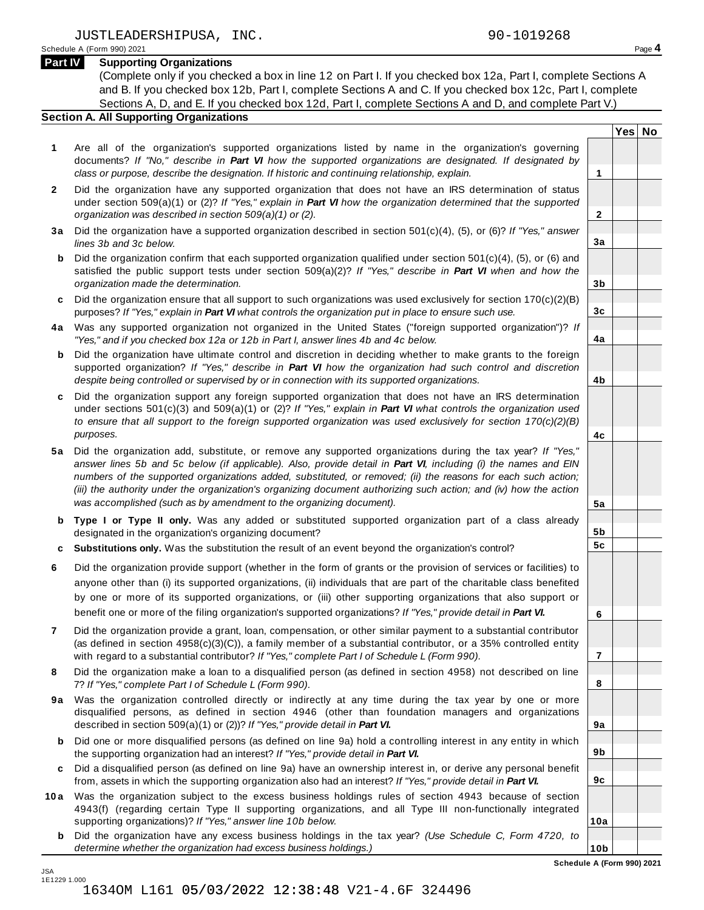JUSTLEADERSHIPUSA, INC. 90-1019268

Schedule A (Form 990) 2021

**Part IV Supporting Organizations**

(Complete only if you checked a box in line 12 on Part I. If you checked box 12a, Part I, complete Sections A and B. If you checked box 12b, Part I, complete Sections A and C. If you checked box 12c, Part I, complete Sections A, D, and E. If you checked box 12d, Part I, complete Sections A and D, and complete Part V.)

**Section A. All Supporting Organizations**

| | | Line | Yes | No |
|---|---|---|---|---|
| **1** | Are all of the organization's supported organizations listed by name in the organization's governing documents? *If "No," describe in **Part VI** how the supported organizations are designated. If designated by class or purpose, describe the designation. If historic and continuing relationship, explain.* | 1 | | |
| **2** | Did the organization have any supported organization that does not have an IRS determination of status under section 509(a)(1) or (2)? *If "Yes," explain in **Part VI** how the organization determined that the supported organization was described in section 509(a)(1) or (2).* | 2 | | |
| **3a** | Did the organization have a supported organization described in section 501(c)(4), (5), or (6)? *If "Yes," answer lines 3b and 3c below.* | 3a | | |
| **b** | Did the organization confirm that each supported organization qualified under section 501(c)(4), (5), or (6) and satisfied the public support tests under section 509(a)(2)? *If "Yes," describe in **Part VI** when and how the organization made the determination.* | 3b | | |
| **c** | Did the organization ensure that all support to such organizations was used exclusively for section 170(c)(2)(B) purposes? *If "Yes," explain in **Part VI** what controls the organization put in place to ensure such use.* | 3c | | |
| **4a** | Was any supported organization not organized in the United States ("foreign supported organization")? *If "Yes," and if you checked box 12a or 12b in Part I, answer lines 4b and 4c below.* | 4a | | |
| **b** | Did the organization have ultimate control and discretion in deciding whether to make grants to the foreign supported organization? *If "Yes," describe in **Part VI** how the organization had such control and discretion despite being controlled or supervised by or in connection with its supported organizations.* | 4b | | |
| **c** | Did the organization support any foreign supported organization that does not have an IRS determination under sections 501(c)(3) and 509(a)(1) or (2)? *If "Yes," explain in **Part VI** what controls the organization used to ensure that all support to the foreign supported organization was used exclusively for section 170(c)(2)(B) purposes.* | 4c | | |
| **5a** | Did the organization add, substitute, or remove any supported organizations during the tax year? *If "Yes," answer lines 5b and 5c below (if applicable). Also, provide detail in **Part VI**, including (i) the names and EIN numbers of the supported organizations added, substituted, or removed; (ii) the reasons for each such action; (iii) the authority under the organization's organizing document authorizing such action; and (iv) how the action was accomplished (such as by amendment to the organizing document).* | 5a | | |
| **b** | **Type I or Type II only.** Was any added or substituted supported organization part of a class already designated in the organization's organizing document? | 5b | | |
| **c** | **Substitutions only.** Was the substitution the result of an event beyond the organization's control? | 5c | | |
| **6** | Did the organization provide support (whether in the form of grants or the provision of services or facilities) to anyone other than (i) its supported organizations, (ii) individuals that are part of the charitable class benefited by one or more of its supported organizations, or (iii) other supporting organizations that also support or benefit one or more of the filing organization's supported organizations? *If "Yes," provide detail in **Part VI.*** | 6 | | |
| **7** | Did the organization provide a grant, loan, compensation, or other similar payment to a substantial contributor (as defined in section 4958(c)(3)(C)), a family member of a substantial contributor, or a 35% controlled entity with regard to a substantial contributor? *If "Yes," complete Part I of Schedule L (Form 990).* | 7 | | |
| **8** | Did the organization make a loan to a disqualified person (as defined in section 4958) not described on line 7? *If "Yes," complete Part I of Schedule L (Form 990).* | 8 | | |
| **9a** | Was the organization controlled directly or indirectly at any time during the tax year by one or more disqualified persons, as defined in section 4946 (other than foundation managers and organizations described in section 509(a)(1) or (2))? *If "Yes," provide detail in **Part VI.*** | 9a | | |
| **b** | Did one or more disqualified persons (as defined on line 9a) hold a controlling interest in any entity in which the supporting organization had an interest? *If "Yes," provide detail in **Part VI.*** | 9b | | |
| **c** | Did a disqualified person (as defined on line 9a) have an ownership interest in, or derive any personal benefit from, assets in which the supporting organization also had an interest? *If "Yes," provide detail in **Part VI.*** | 9c | | |
| **10a** | Was the organization subject to the excess business holdings rules of section 4943 because of section 4943(f) (regarding certain Type II supporting organizations, and all Type III non-functionally integrated supporting organizations)? *If "Yes," answer line 10b below.* | 10a | | |
| **b** | Did the organization have any excess business holdings in the tax year? *(Use Schedule C, Form 4720, to determine whether the organization had excess business holdings.)* | 10b | | |

**Schedule A (Form 990) 2021**

JSA
1E1229 1.000

1634OM L161 05/03/2022 12:38:48 V21-4.6F 324496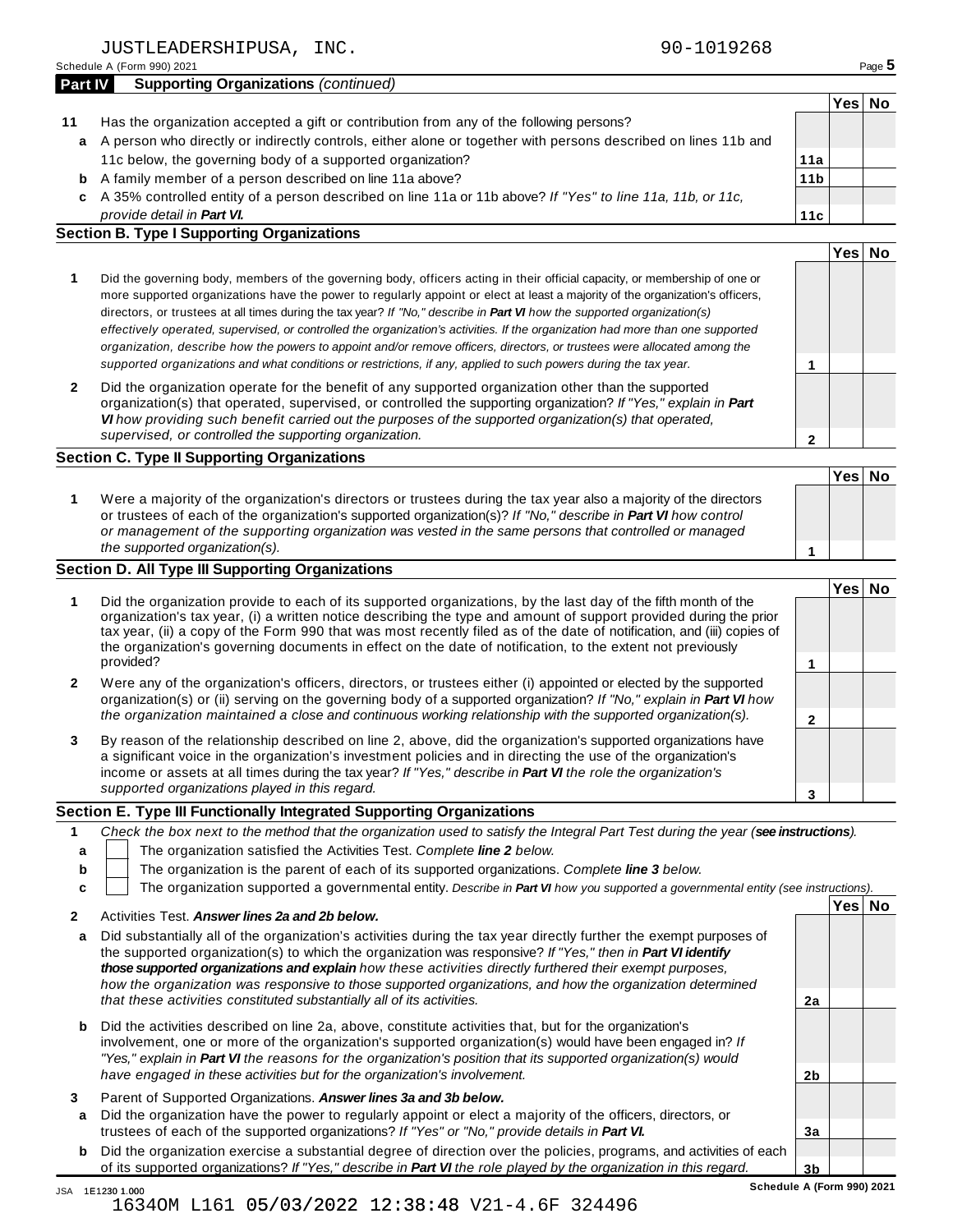JUSTLEADERSHIPUSA, INC. 90-1019268

Schedule A (Form 990) 2021

## Part IV Supporting Organizations *(continued)*

| | | | Yes | No |
|---|---|---|---|---|
| **11** | Has the organization accepted a gift or contribution from any of the following persons? | | | |
| **a** | A person who directly or indirectly controls, either alone or together with persons described on lines 11b and 11c below, the governing body of a supported organization? | **11a** | | |
| **b** | A family member of a person described on line 11a above? | **11b** | | |
| **c** | A 35% controlled entity of a person described on line 11a or 11b above? *If "Yes" to line 11a, 11b, or 11c, provide detail in* ***Part VI.*** | **11c** | | |

### Section B. Type I Supporting Organizations

| | | | Yes | No |
|---|---|---|---|---|
| **1** | Did the governing body, members of the governing body, officers acting in their official capacity, or membership of one or more supported organizations have the power to regularly appoint or elect at least a majority of the organization's officers, directors, or trustees at all times during the tax year? *If "No," describe in* ***Part VI*** *how the supported organization(s) effectively operated, supervised, or controlled the organization's activities. If the organization had more than one supported organization, describe how the powers to appoint and/or remove officers, directors, or trustees were allocated among the supported organizations and what conditions or restrictions, if any, applied to such powers during the tax year.* | **1** | | |
| **2** | Did the organization operate for the benefit of any supported organization other than the supported organization(s) that operated, supervised, or controlled the supporting organization? *If "Yes," explain in* ***Part VI*** *how providing such benefit carried out the purposes of the supported organization(s) that operated, supervised, or controlled the supporting organization.* | **2** | | |

### Section C. Type II Supporting Organizations

| | | | Yes | No |
|---|---|---|---|---|
| **1** | Were a majority of the organization's directors or trustees during the tax year also a majority of the directors or trustees of each of the organization's supported organization(s)? *If "No," describe in* ***Part VI*** *how control or management of the supporting organization was vested in the same persons that controlled or managed the supported organization(s).* | **1** | | |

### Section D. All Type III Supporting Organizations

| | | | Yes | No |
|---|---|---|---|---|
| **1** | Did the organization provide to each of its supported organizations, by the last day of the fifth month of the organization's tax year, (i) a written notice describing the type and amount of support provided during the prior tax year, (ii) a copy of the Form 990 that was most recently filed as of the date of notification, and (iii) copies of the organization's governing documents in effect on the date of notification, to the extent not previously provided? | **1** | | |
| **2** | Were any of the organization's officers, directors, or trustees either (i) appointed or elected by the supported organization(s) or (ii) serving on the governing body of a supported organization? *If "No," explain in* ***Part VI*** *how the organization maintained a close and continuous working relationship with the supported organization(s).* | **2** | | |
| **3** | By reason of the relationship described on line 2, above, did the organization's supported organizations have a significant voice in the organization's investment policies and in directing the use of the organization's income or assets at all times during the tax year? *If "Yes," describe in* ***Part VI*** *the role the organization's supported organizations played in this regard.* | **3** | | |

### Section E. Type III Functionally Integrated Supporting Organizations

**1** *Check the box next to the method that the organization used to satisfy the Integral Part Test during the year (**see instructions**).*

- **a** ☐ The organization satisfied the Activities Test. *Complete **line 2** below.*
- **b** ☐ The organization is the parent of each of its supported organizations. *Complete **line 3** below.*
- **c** ☐ The organization supported a governmental entity. *Describe in **Part VI** how you supported a governmental entity (see instructions).*

| | | | Yes | No |
|---|---|---|---|---|
| **2** | Activities Test. ***Answer lines 2a and 2b below.*** | | | |
| **a** | Did substantially all of the organization's activities during the tax year directly further the exempt purposes of the supported organization(s) to which the organization was responsive? *If "Yes," then in* ***Part VI identify those supported organizations and explain*** *how these activities directly furthered their exempt purposes, how the organization was responsive to those supported organizations, and how the organization determined that these activities constituted substantially all of its activities.* | **2a** | | |
| **b** | Did the activities described on line 2a, above, constitute activities that, but for the organization's involvement, one or more of the organization's supported organization(s) would have been engaged in? *If "Yes," explain in* ***Part VI*** *the reasons for the organization's position that its supported organization(s) would have engaged in these activities but for the organization's involvement.* | **2b** | | |
| **3** | Parent of Supported Organizations. ***Answer lines 3a and 3b below.*** | | | |
| **a** | Did the organization have the power to regularly appoint or elect a majority of the officers, directors, or trustees of each of the supported organizations? *If "Yes" or "No," provide details in* ***Part VI.*** | **3a** | | |
| **b** | Did the organization exercise a substantial degree of direction over the policies, programs, and activities of each of its supported organizations? *If "Yes," describe in* ***Part VI*** *the role played by the organization in this regard.* | **3b** | | |

JSA 1E1230 1.000 **Schedule A (Form 990) 2021**

1634OM L161 05/03/2022 12:38:48 V21-4.6F 324496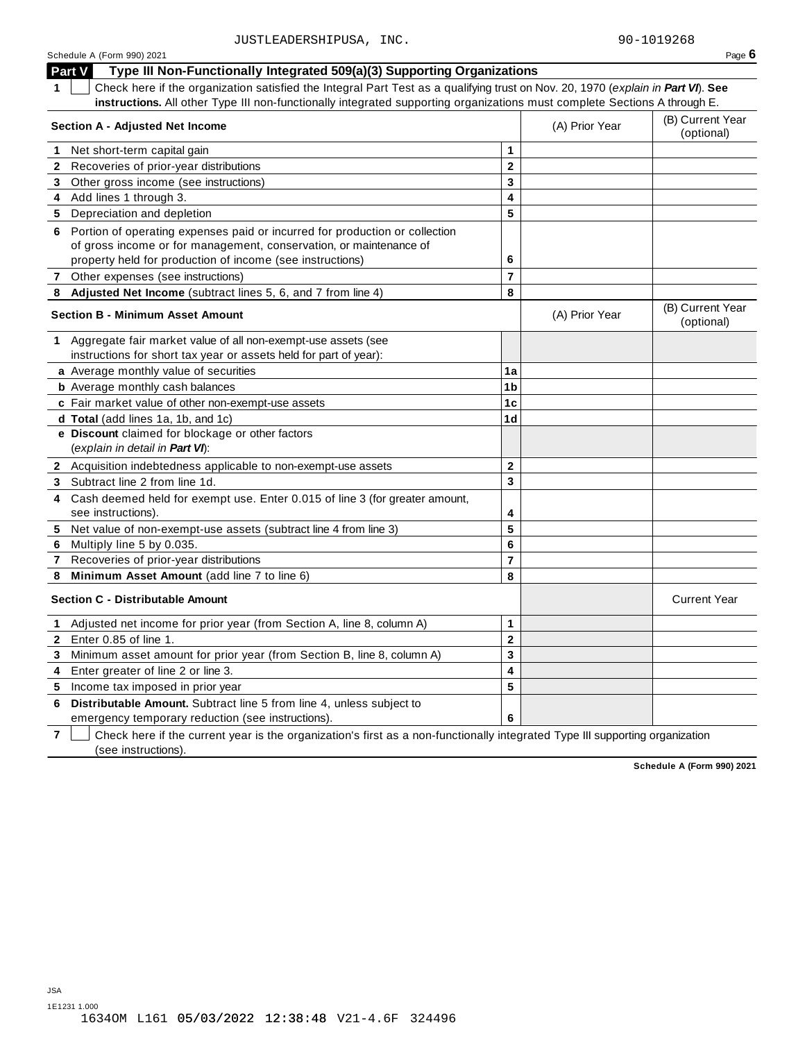JUSTLEADERSHIPUSA, INC. 90-1019268

Schedule A (Form 990) 2021

## Part V Type III Non-Functionally Integrated 509(a)(3) Supporting Organizations

**1** ☐ Check here if the organization satisfied the Integral Part Test as a qualifying trust on Nov. 20, 1970 (*explain in* ***Part VI***). **See instructions.** All other Type III non-functionally integrated supporting organizations must complete Sections A through E.

| **Section A - Adjusted Net Income** | | (A) Prior Year | (B) Current Year (optional) |
|---|---|---|---|
| **1** Net short-term capital gain | 1 | | |
| **2** Recoveries of prior-year distributions | 2 | | |
| **3** Other gross income (see instructions) | 3 | | |
| **4** Add lines 1 through 3. | 4 | | |
| **5** Depreciation and depletion | 5 | | |
| **6** Portion of operating expenses paid or incurred for production or collection of gross income or for management, conservation, or maintenance of property held for production of income (see instructions) | 6 | | |
| **7** Other expenses (see instructions) | 7 | | |
| **8** **Adjusted Net Income** (subtract lines 5, 6, and 7 from line 4) | 8 | | |

| **Section B - Minimum Asset Amount** | | (A) Prior Year | (B) Current Year (optional) |
|---|---|---|---|
| **1** Aggregate fair market value of all non-exempt-use assets (see instructions for short tax year or assets held for part of year): | | | |
| **a** Average monthly value of securities | 1a | | |
| **b** Average monthly cash balances | 1b | | |
| **c** Fair market value of other non-exempt-use assets | 1c | | |
| **d** **Total** (add lines 1a, 1b, and 1c) | 1d | | |
| **e** **Discount** claimed for blockage or other factors (*explain in detail in* ***Part VI***): | | | |
| **2** Acquisition indebtedness applicable to non-exempt-use assets | 2 | | |
| **3** Subtract line 2 from line 1d. | 3 | | |
| **4** Cash deemed held for exempt use. Enter 0.015 of line 3 (for greater amount, see instructions). | 4 | | |
| **5** Net value of non-exempt-use assets (subtract line 4 from line 3) | 5 | | |
| **6** Multiply line 5 by 0.035. | 6 | | |
| **7** Recoveries of prior-year distributions | 7 | | |
| **8** **Minimum Asset Amount** (add line 7 to line 6) | 8 | | |

| **Section C - Distributable Amount** | | | Current Year |
|---|---|---|---|
| **1** Adjusted net income for prior year (from Section A, line 8, column A) | 1 | | |
| **2** Enter 0.85 of line 1. | 2 | | |
| **3** Minimum asset amount for prior year (from Section B, line 8, column A) | 3 | | |
| **4** Enter greater of line 2 or line 3. | 4 | | |
| **5** Income tax imposed in prior year | 5 | | |
| **6** **Distributable Amount.** Subtract line 5 from line 4, unless subject to emergency temporary reduction (see instructions). | 6 | | |

**7** ☐ Check here if the current year is the organization's first as a non-functionally integrated Type III supporting organization (see instructions).

**Schedule A (Form 990) 2021**

JSA
1E1231 1.000
1634OM L161 05/03/2022 12:38:48 V21-4.6F 324496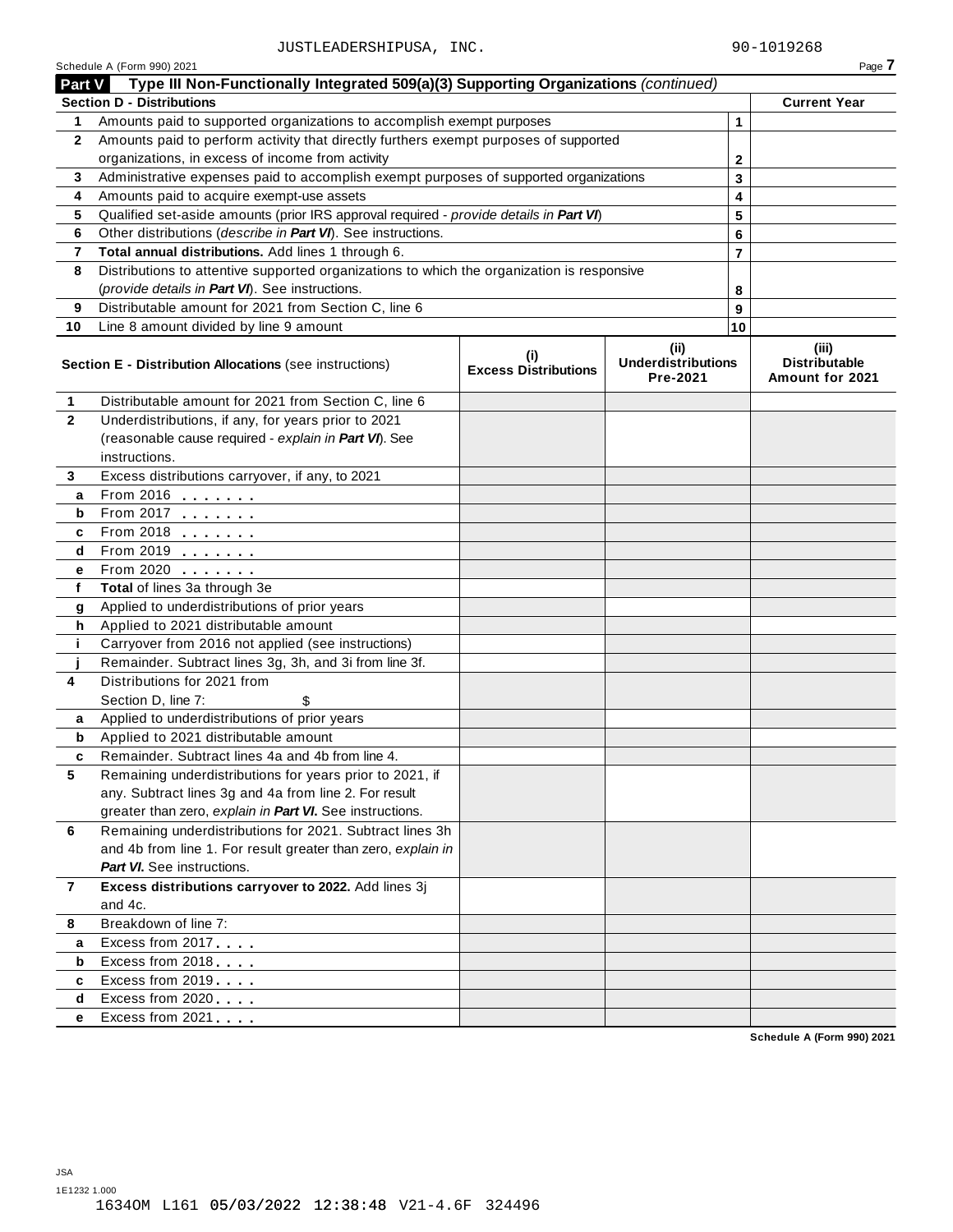JUSTLEADERSHIPUSA, INC. 90-1019268

Schedule A (Form 990) 2021

## Part V Type III Non-Functionally Integrated 509(a)(3) Supporting Organizations *(continued)*

| Section D - Distributions | | | Current Year |
|---|---|---|---|
| 1 | Amounts paid to supported organizations to accomplish exempt purposes | 1 | |
| 2 | Amounts paid to perform activity that directly furthers exempt purposes of supported organizations, in excess of income from activity | 2 | |
| 3 | Administrative expenses paid to accomplish exempt purposes of supported organizations | 3 | |
| 4 | Amounts paid to acquire exempt-use assets | 4 | |
| 5 | Qualified set-aside amounts (prior IRS approval required - *provide details in* ***Part VI***) | 5 | |
| 6 | Other distributions (*describe in* ***Part VI***). See instructions. | 6 | |
| 7 | **Total annual distributions.** Add lines 1 through 6. | 7 | |
| 8 | Distributions to attentive supported organizations to which the organization is responsive (*provide details in* ***Part VI***). See instructions. | 8 | |
| 9 | Distributable amount for 2021 from Section C, line 6 | 9 | |
| 10 | Line 8 amount divided by line 9 amount | 10 | |

| | Section E - Distribution Allocations (see instructions) | (i) Excess Distributions | (ii) Underdistributions Pre-2021 | (iii) Distributable Amount for 2021 |
|---|---|---|---|---|
| 1 | Distributable amount for 2021 from Section C, line 6 | | | |
| 2 | Underdistributions, if any, for years prior to 2021 (reasonable cause required - *explain in* ***Part VI***). See instructions. | | | |
| 3 | Excess distributions carryover, if any, to 2021 | | | |
| a | From 2016 | | | |
| b | From 2017 | | | |
| c | From 2018 | | | |
| d | From 2019 | | | |
| e | From 2020 | | | |
| f | **Total** of lines 3a through 3e | | | |
| g | Applied to underdistributions of prior years | | | |
| h | Applied to 2021 distributable amount | | | |
| i | Carryover from 2016 not applied (see instructions) | | | |
| j | Remainder. Subtract lines 3g, 3h, and 3i from line 3f. | | | |
| 4 | Distributions for 2021 from Section D, line 7: $ | | | |
| a | Applied to underdistributions of prior years | | | |
| b | Applied to 2021 distributable amount | | | |
| c | Remainder. Subtract lines 4a and 4b from line 4. | | | |
| 5 | Remaining underdistributions for years prior to 2021, if any. Subtract lines 3g and 4a from line 2. For result greater than zero, *explain in* ***Part VI***. See instructions. | | | |
| 6 | Remaining underdistributions for 2021. Subtract lines 3h and 4b from line 1. For result greater than zero, *explain in* ***Part VI***. See instructions. | | | |
| 7 | **Excess distributions carryover to 2022.** Add lines 3j and 4c. | | | |
| 8 | Breakdown of line 7: | | | |
| a | Excess from 2017 | | | |
| b | Excess from 2018 | | | |
| c | Excess from 2019 | | | |
| d | Excess from 2020 | | | |
| e | Excess from 2021 | | | |

Schedule A (Form 990) 2021

JSA
1E1232 1.000
1634OM L161 05/03/2022 12:38:48 V21-4.6F 324496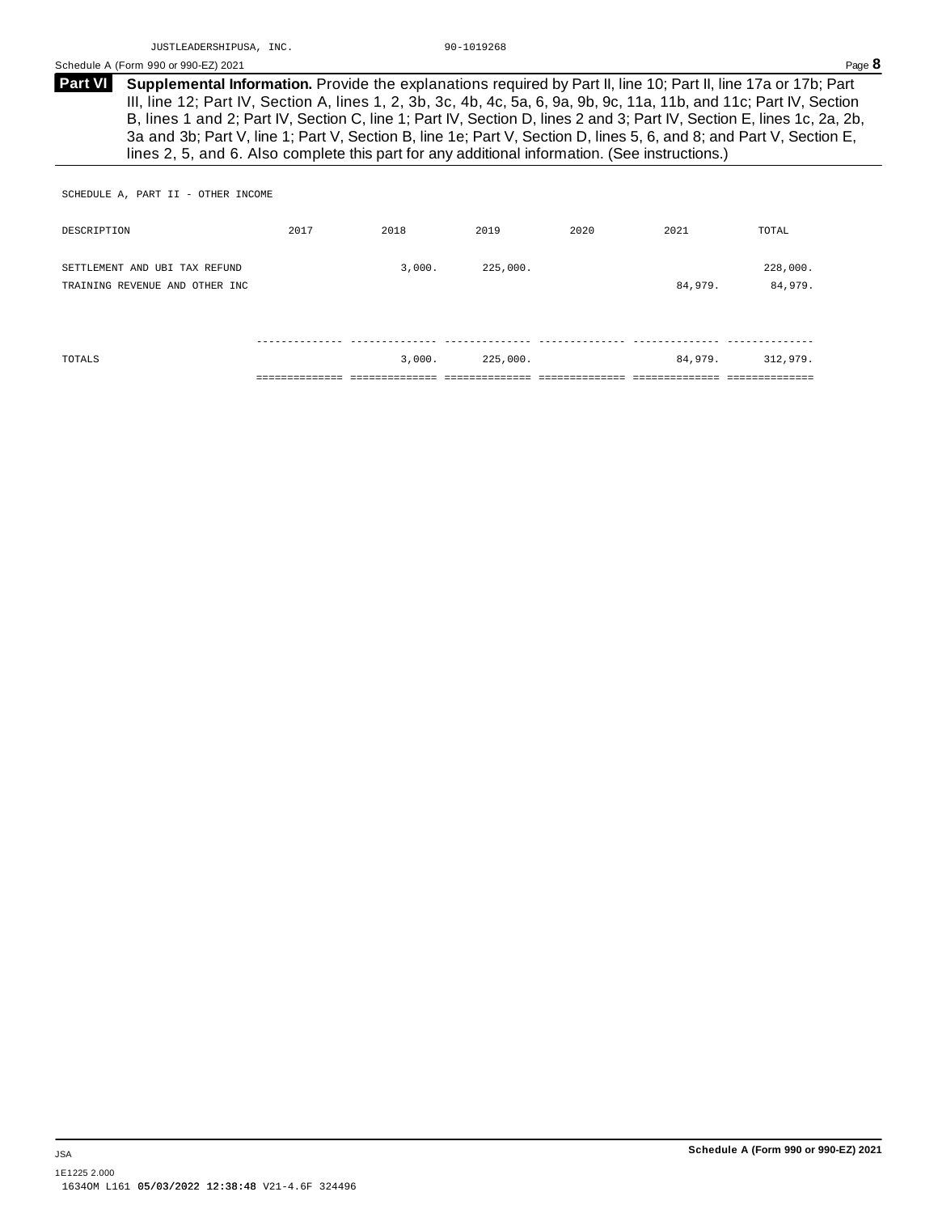JUSTLEADERSHIPUSA, INC. 90-1019268

Schedule A (Form 990 or 990-EZ) 2021

**Part VI** **Supplemental Information.** Provide the explanations required by Part II, line 10; Part II, line 17a or 17b; Part III, line 12; Part IV, Section A, lines 1, 2, 3b, 3c, 4b, 4c, 5a, 6, 9a, 9b, 9c, 11a, 11b, and 11c; Part IV, Section B, lines 1 and 2; Part IV, Section C, line 1; Part IV, Section D, lines 2 and 3; Part IV, Section E, lines 1c, 2a, 2b, 3a and 3b; Part V, line 1; Part V, Section B, line 1e; Part V, Section D, lines 5, 6, and 8; and Part V, Section E, lines 2, 5, and 6. Also complete this part for any additional information. (See instructions.)

SCHEDULE A, PART II - OTHER INCOME

| DESCRIPTION | 2017 | 2018 | 2019 | 2020 | 2021 | TOTAL |
|---|---|---|---|---|---|---|
| SETTLEMENT AND UBI TAX REFUND | | 3,000. | 225,000. | | | 228,000. |
| TRAINING REVENUE AND OTHER INC | | | | | 84,979. | 84,979. |
| TOTALS | | 3,000. | 225,000. | | 84,979. | 312,979. |

Schedule A (Form 990 or 990-EZ) 2021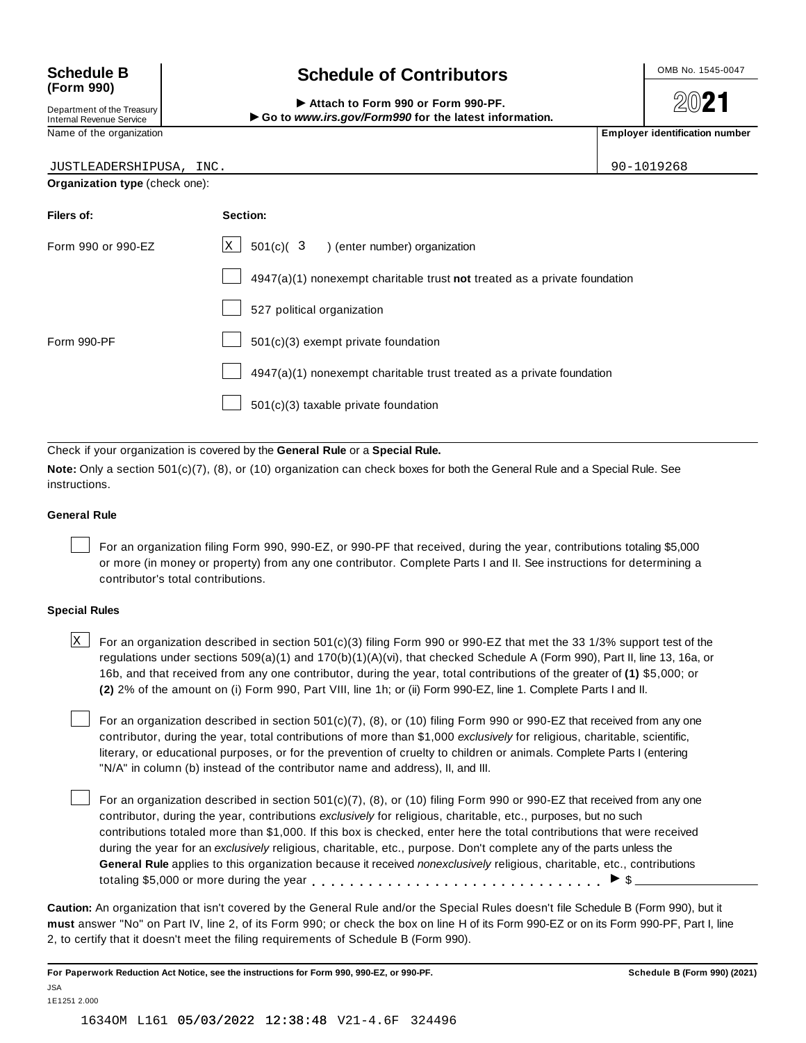**Schedule B**
**(Form 990)**

Department of the Treasury
Internal Revenue Service

# Schedule of Contributors

▶ Attach to Form 990 or Form 990-PF.
▶ Go to *www.irs.gov/Form990* for the latest information.

OMB No. 1545-0047

2021

| Name of the organization | Employer identification number |
|---|---|
| JUSTLEADERSHIPUSA, INC. | 90-1019268 |

**Organization type** (check one):

| Filers of: | Section: |
|---|---|
| Form 990 or 990-EZ | [X] 501(c)( 3 ) (enter number) organization |
| | [ ] 4947(a)(1) nonexempt charitable trust **not** treated as a private foundation |
| | [ ] 527 political organization |
| Form 990-PF | [ ] 501(c)(3) exempt private foundation |
| | [ ] 4947(a)(1) nonexempt charitable trust treated as a private foundation |
| | [ ] 501(c)(3) taxable private foundation |

Check if your organization is covered by the **General Rule** or a **Special Rule.**

**Note:** Only a section 501(c)(7), (8), or (10) organization can check boxes for both the General Rule and a Special Rule. See instructions.

**General Rule**

[ ] For an organization filing Form 990, 990-EZ, or 990-PF that received, during the year, contributions totaling $5,000 or more (in money or property) from any one contributor. Complete Parts I and II. See instructions for determining a contributor's total contributions.

**Special Rules**

[X] For an organization described in section 501(c)(3) filing Form 990 or 990-EZ that met the 33 1/3% support test of the regulations under sections 509(a)(1) and 170(b)(1)(A)(vi), that checked Schedule A (Form 990), Part II, line 13, 16a, or 16b, and that received from any one contributor, during the year, total contributions of the greater of **(1)** $5,000; or **(2)** 2% of the amount on (i) Form 990, Part VIII, line 1h; or (ii) Form 990-EZ, line 1. Complete Parts I and II.

[ ] For an organization described in section 501(c)(7), (8), or (10) filing Form 990 or 990-EZ that received from any one contributor, during the year, total contributions of more than $1,000 *exclusively* for religious, charitable, scientific, literary, or educational purposes, or for the prevention of cruelty to children or animals. Complete Parts I (entering "N/A" in column (b) instead of the contributor name and address), II, and III.

[ ] For an organization described in section 501(c)(7), (8), or (10) filing Form 990 or 990-EZ that received from any one contributor, during the year, contributions *exclusively* for religious, charitable, etc., purposes, but no such contributions totaled more than $1,000. If this box is checked, enter here the total contributions that were received during the year for an *exclusively* religious, charitable, etc., purpose. Don't complete any of the parts unless the **General Rule** applies to this organization because it received *nonexclusively* religious, charitable, etc., contributions totaling $5,000 or more during the year . . . . . . . . . . . . . . . . . . . . . . . . . . . . . ▶ $ ____________

**Caution:** An organization that isn't covered by the General Rule and/or the Special Rules doesn't file Schedule B (Form 990), but it **must** answer "No" on Part IV, line 2, of its Form 990; or check the box on line H of its Form 990-EZ or on its Form 990-PF, Part I, line 2, to certify that it doesn't meet the filing requirements of Schedule B (Form 990).

**For Paperwork Reduction Act Notice, see the instructions for Form 990, 990-EZ, or 990-PF.** **Schedule B (Form 990) (2021)**

JSA
1E1251 2.000

1634OM L161 05/03/2022 12:38:48 V21-4.6F 324496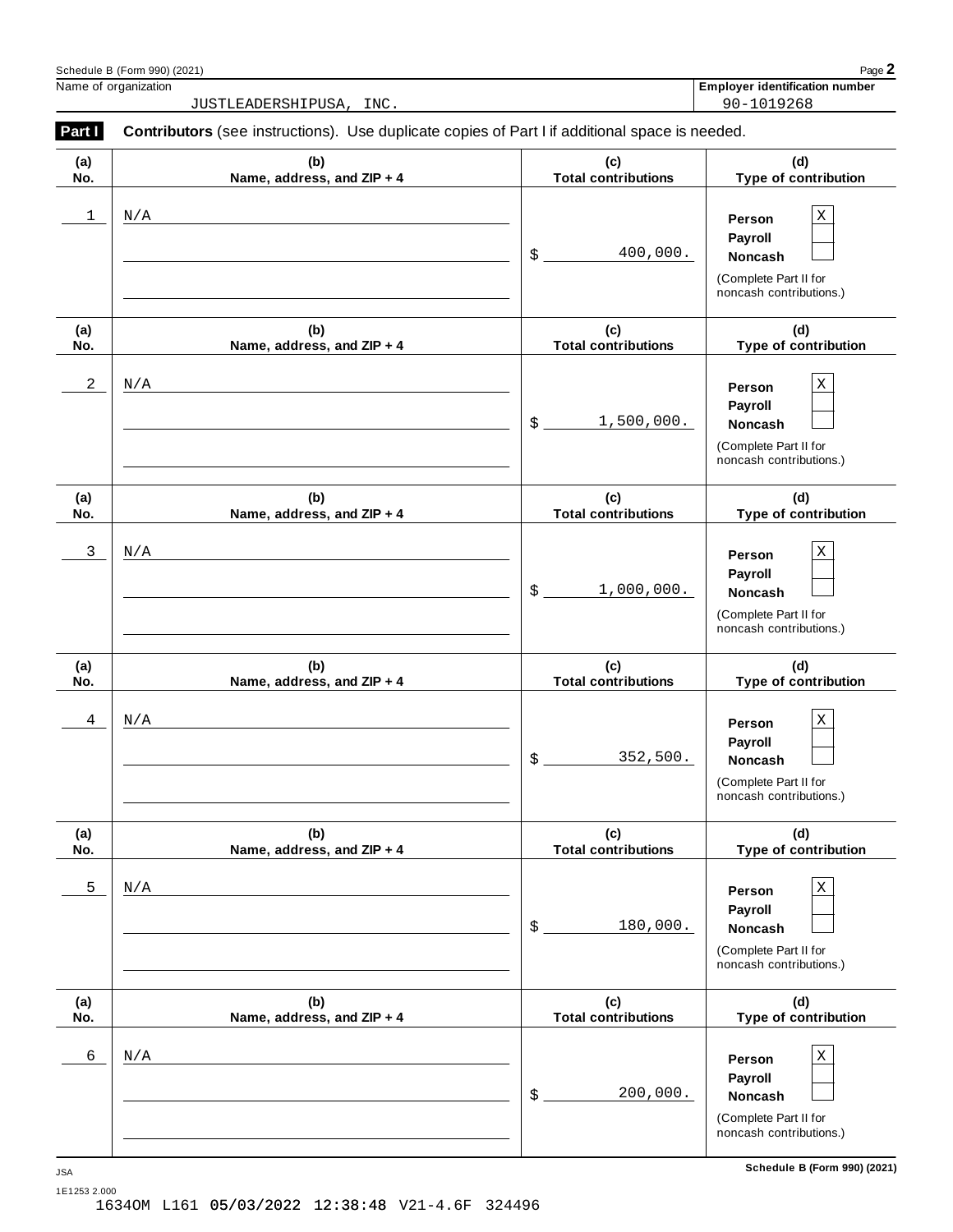Schedule B (Form 990) (2021)

| Name of organization | Employer identification number |
|---|---|
| JUSTLEADERSHIPUSA, INC. | 90-1019268 |

**Part I** **Contributors** (see instructions). Use duplicate copies of Part I if additional space is needed.

| (a) No. | (b) Name, address, and ZIP + 4 | (c) Total contributions | (d) Type of contribution |
|---|---|---|---|
| 1 | N/A | $ 400,000. | Person [X] Payroll [ ] Noncash [ ] (Complete Part II for noncash contributions.) |
| 2 | N/A | $ 1,500,000. | Person [X] Payroll [ ] Noncash [ ] (Complete Part II for noncash contributions.) |
| 3 | N/A | $ 1,000,000. | Person [X] Payroll [ ] Noncash [ ] (Complete Part II for noncash contributions.) |
| 4 | N/A | $ 352,500. | Person [X] Payroll [ ] Noncash [ ] (Complete Part II for noncash contributions.) |
| 5 | N/A | $ 180,000. | Person [X] Payroll [ ] Noncash [ ] (Complete Part II for noncash contributions.) |
| 6 | N/A | $ 200,000. | Person [X] Payroll [ ] Noncash [ ] (Complete Part II for noncash contributions.) |

JSA

1E1253 2.000

1634OM L161 05/03/2022 12:38:48 V21-4.6F 324496

Schedule B (Form 990) (2021)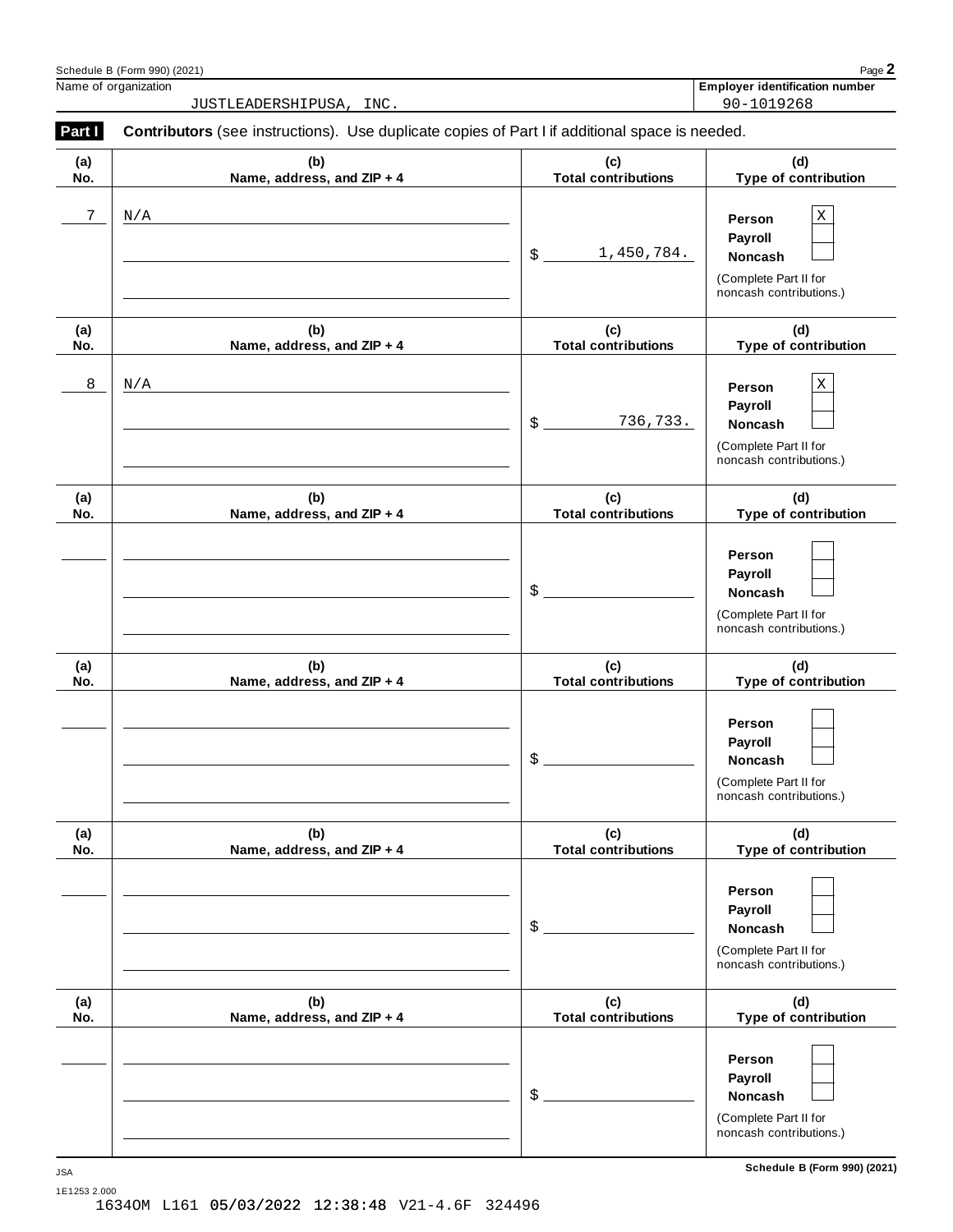Schedule B (Form 990) (2021) Page **2**

Name of organization: JUSTLEADERSHIPUSA, INC.

**Employer identification number**: 90-1019268

**Part I** **Contributors** (see instructions). Use duplicate copies of Part I if additional space is needed.

| (a) No. | (b) Name, address, and ZIP + 4 | (c) Total contributions | (d) Type of contribution |
|---|---|---|---|
| 7 | N/A | $ 1,450,784. | Person [X] Payroll [ ] Noncash [ ] (Complete Part II for noncash contributions.) |
| 8 | N/A | $ 736,733. | Person [X] Payroll [ ] Noncash [ ] (Complete Part II for noncash contributions.) |
| | | $ | Person [ ] Payroll [ ] Noncash [ ] (Complete Part II for noncash contributions.) |
| | | $ | Person [ ] Payroll [ ] Noncash [ ] (Complete Part II for noncash contributions.) |
| | | $ | Person [ ] Payroll [ ] Noncash [ ] (Complete Part II for noncash contributions.) |
| | | $ | Person [ ] Payroll [ ] Noncash [ ] (Complete Part II for noncash contributions.) |

JSA

1E1253 2.000

1634OM L161 05/03/2022 12:38:48 V21-4.6F 324496

**Schedule B (Form 990) (2021)**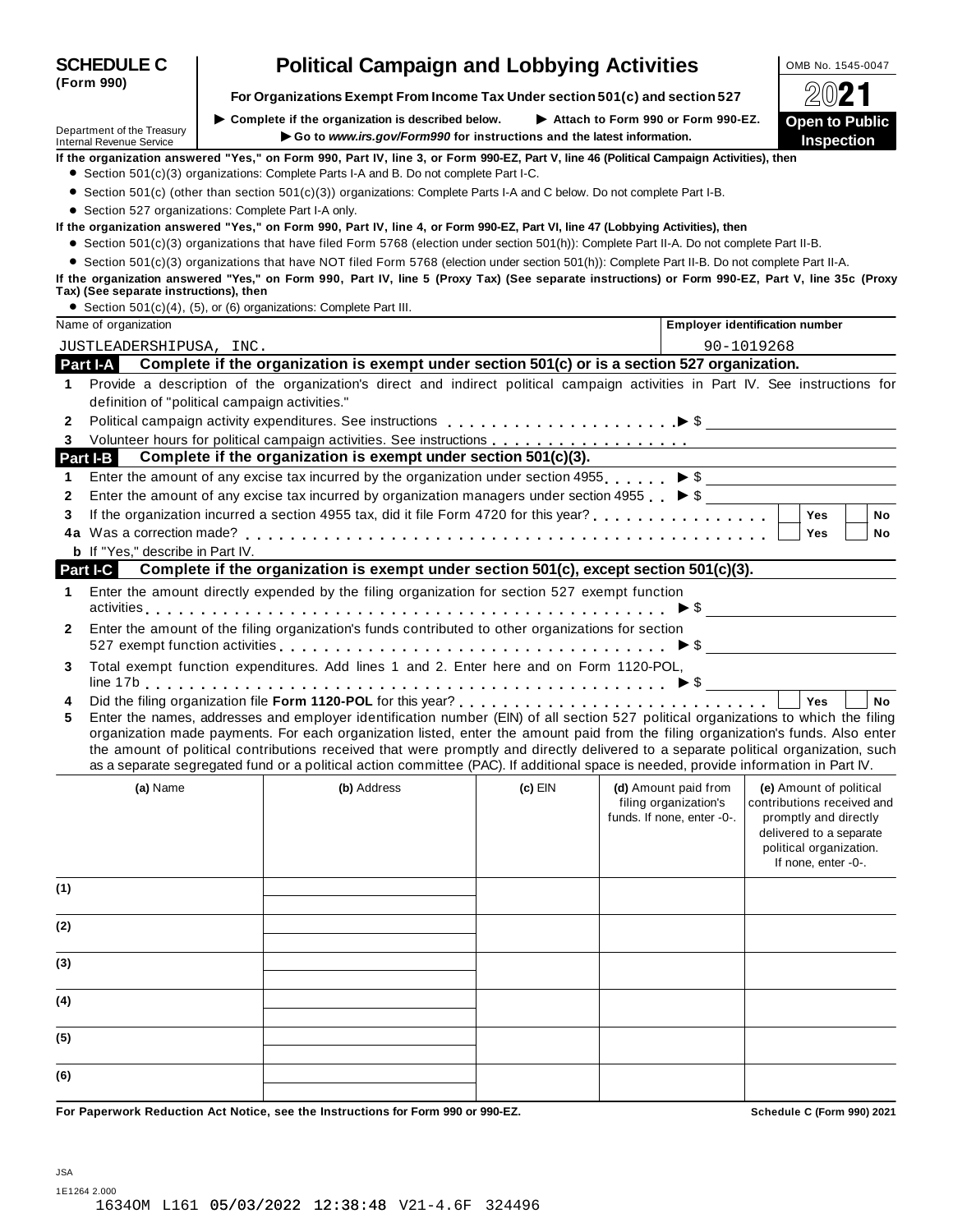# SCHEDULE C (Form 990)

## Political Campaign and Lobbying Activities

**For Organizations Exempt From Income Tax Under section 501(c) and section 527**

▶ Complete if the organization is described below. ▶ Attach to Form 990 or Form 990-EZ.

▶ Go to *www.irs.gov/Form990* for instructions and the latest information.

OMB No. 1545-0047

2021

**Open to Public Inspection**

Department of the Treasury
Internal Revenue Service

**If the organization answered "Yes," on Form 990, Part IV, line 3, or Form 990-EZ, Part V, line 46 (Political Campaign Activities), then**

- Section 501(c)(3) organizations: Complete Parts I-A and B. Do not complete Part I-C.
- Section 501(c) (other than section 501(c)(3)) organizations: Complete Parts I-A and C below. Do not complete Part I-B.
- Section 527 organizations: Complete Part I-A only.

**If the organization answered "Yes," on Form 990, Part IV, line 4, or Form 990-EZ, Part VI, line 47 (Lobbying Activities), then**

- Section 501(c)(3) organizations that have filed Form 5768 (election under section 501(h)): Complete Part II-A. Do not complete Part II-B.
- Section 501(c)(3) organizations that have NOT filed Form 5768 (election under section 501(h)): Complete Part II-B. Do not complete Part II-A.

**If the organization answered "Yes," on Form 990, Part IV, line 5 (Proxy Tax) (See separate instructions) or Form 990-EZ, Part V, line 35c (Proxy Tax) (See separate instructions), then**

- Section 501(c)(4), (5), or (6) organizations: Complete Part III.

| Name of organization | Employer identification number |
|---|---|
| JUSTLEADERSHIPUSA, INC. | 90-1019268 |

### Part I-A Complete if the organization is exempt under section 501(c) or is a section 527 organization.

1. Provide a description of the organization's direct and indirect political campaign activities in Part IV. See instructions for definition of "political campaign activities."
2. Political campaign activity expenditures. See instructions ▶ $
3. Volunteer hours for political campaign activities. See instructions

### Part I-B Complete if the organization is exempt under section 501(c)(3).

1. Enter the amount of any excise tax incurred by the organization under section 4955 ▶ $
2. Enter the amount of any excise tax incurred by organization managers under section 4955 ▶ $
3. If the organization incurred a section 4955 tax, did it file Form 4720 for this year? ☐ Yes ☐ No

4a Was a correction made? ☐ Yes ☐ No

**b** If "Yes," describe in Part IV.

### Part I-C Complete if the organization is exempt under section 501(c), except section 501(c)(3).

1. Enter the amount directly expended by the filing organization for section 527 exempt function activities ▶ $
2. Enter the amount of the filing organization's funds contributed to other organizations for section 527 exempt function activities ▶ $
3. Total exempt function expenditures. Add lines 1 and 2. Enter here and on Form 1120-POL, line 17b ▶ $
4. Did the filing organization file **Form 1120-POL** for this year? ☐ Yes ☐ No
5. Enter the names, addresses and employer identification number (EIN) of all section 527 political organizations to which the filing organization made payments. For each organization listed, enter the amount paid from the filing organization's funds. Also enter the amount of political contributions received that were promptly and directly delivered to a separate political organization, such as a separate segregated fund or a political action committee (PAC). If additional space is needed, provide information in Part IV.

| | (a) Name | (b) Address | (c) EIN | (d) Amount paid from filing organization's funds. If none, enter -0-. | (e) Amount of political contributions received and promptly and directly delivered to a separate political organization. If none, enter -0-. |
|---|---|---|---|---|---|
| (1) | | | | | |
| (2) | | | | | |
| (3) | | | | | |
| (4) | | | | | |
| (5) | | | | | |
| (6) | | | | | |

**For Paperwork Reduction Act Notice, see the Instructions for Form 990 or 990-EZ.** **Schedule C (Form 990) 2021**

JSA
1E1264 2.000
1634OM L161 05/03/2022 12:38:48 V21-4.6F 324496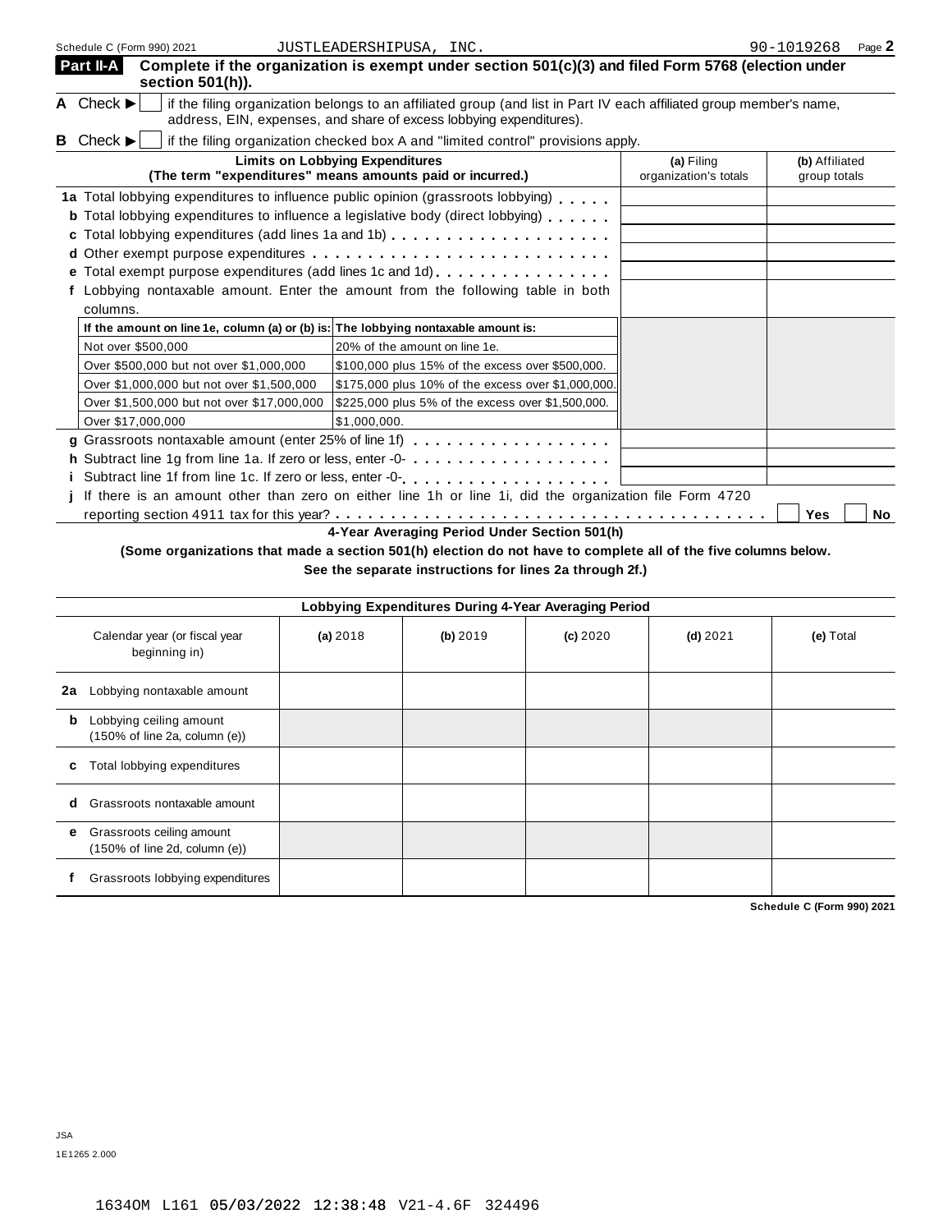Schedule C (Form 990) 2021 JUSTLEADERSHIPUSA, INC. 90-1019268 Page 2

## Part II-A Complete if the organization is exempt under section 501(c)(3) and filed Form 5768 (election under section 501(h)).

**A** Check ▶ ☐ if the filing organization belongs to an affiliated group (and list in Part IV each affiliated group member's name, address, EIN, expenses, and share of excess lobbying expenditures).

**B** Check ▶ ☐ if the filing organization checked box A and "limited control" provisions apply.

| Limits on Lobbying Expenditures (The term "expenditures" means amounts paid or incurred.) | (a) Filing organization's totals | (b) Affiliated group totals |
|---|---|---|
| **1a** Total lobbying expenditures to influence public opinion (grassroots lobbying) | | |
| **b** Total lobbying expenditures to influence a legislative body (direct lobbying) | | |
| **c** Total lobbying expenditures (add lines 1a and 1b) | | |
| **d** Other exempt purpose expenditures | | |
| **e** Total exempt purpose expenditures (add lines 1c and 1d) | | |
| **f** Lobbying nontaxable amount. Enter the amount from the following table in both columns. | | |

| If the amount on line 1e, column (a) or (b) is: | The lobbying nontaxable amount is: |
|---|---|
| Not over $500,000 | 20% of the amount on line 1e. |
| Over $500,000 but not over $1,000,000 | $100,000 plus 15% of the excess over $500,000. |
| Over $1,000,000 but not over $1,500,000 | $175,000 plus 10% of the excess over $1,000,000. |
| Over $1,500,000 but not over $17,000,000 | $225,000 plus 5% of the excess over $1,500,000. |
| Over $17,000,000 | $1,000,000. |

| | (a) Filing organization's totals | (b) Affiliated group totals |
|---|---|---|
| **g** Grassroots nontaxable amount (enter 25% of line 1f) | | |
| **h** Subtract line 1g from line 1a. If zero or less, enter -0- | | |
| **i** Subtract line 1f from line 1c. If zero or less, enter -0- | | |

**j** If there is an amount other than zero on either line 1h or line 1i, did the organization file Form 4720 reporting section 4911 tax for this year? ☐ Yes ☐ No

### 4-Year Averaging Period Under Section 501(h)

**(Some organizations that made a section 501(h) election do not have to complete all of the five columns below. See the separate instructions for lines 2a through 2f.)**

| Lobbying Expenditures During 4-Year Averaging Period | | | | | |
|---|---|---|---|---|---|
| Calendar year (or fiscal year beginning in) | (a) 2018 | (b) 2019 | (c) 2020 | (d) 2021 | (e) Total |
| **2a** Lobbying nontaxable amount | | | | | |
| **b** Lobbying ceiling amount (150% of line 2a, column (e)) | | | | | |
| **c** Total lobbying expenditures | | | | | |
| **d** Grassroots nontaxable amount | | | | | |
| **e** Grassroots ceiling amount (150% of line 2d, column (e)) | | | | | |
| **f** Grassroots lobbying expenditures | | | | | |

Schedule C (Form 990) 2021

JSA
1E1265 2.000

1634OM L161 05/03/2022 12:38:48 V21-4.6F 324496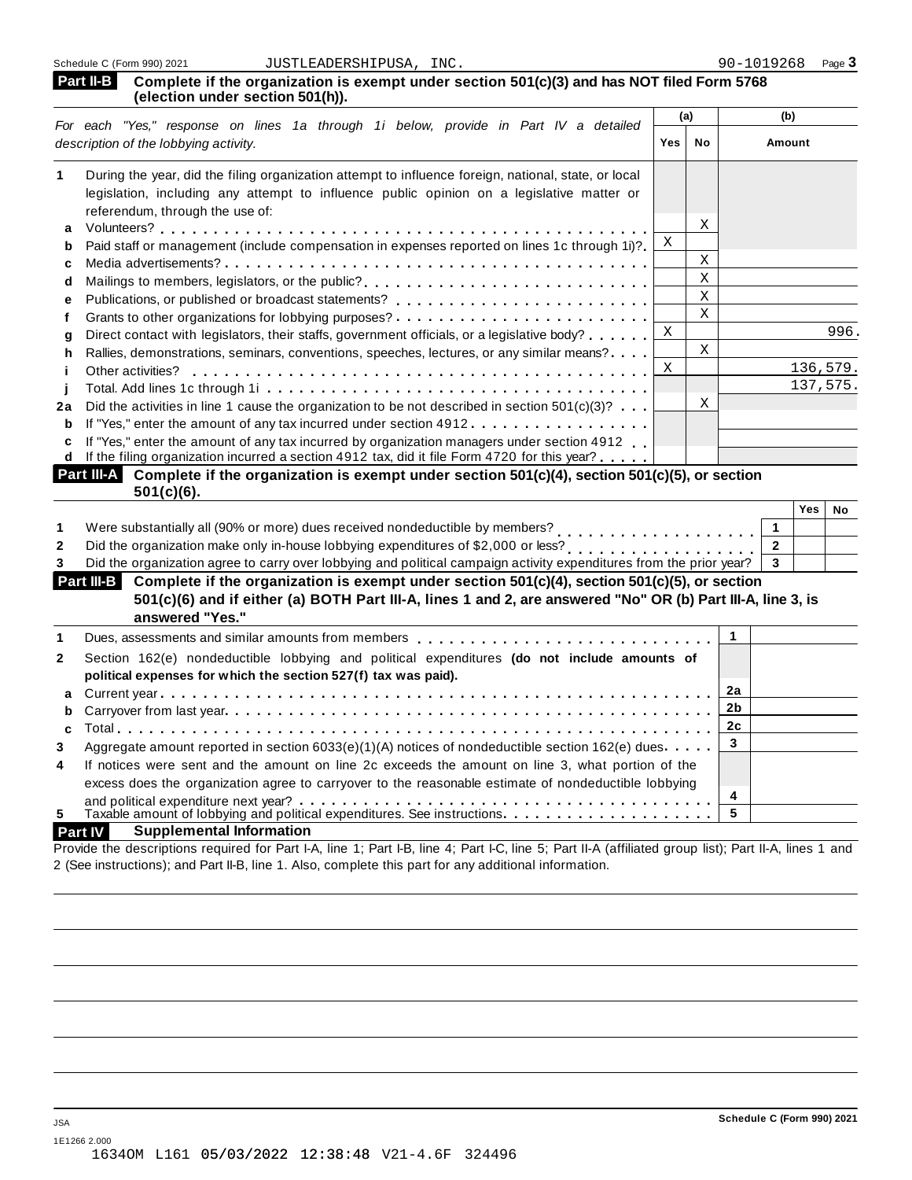Schedule C (Form 990) 2021 JUSTLEADERSHIPUSA, INC. 90-1019268

**Part II-B** **Complete if the organization is exempt under section 501(c)(3) and has NOT filed Form 5768 (election under section 501(h)).**

| *For each "Yes," response on lines 1a through 1i below, provide in Part IV a detailed description of the lobbying activity.* | (a) Yes | (a) No | (b) Amount |
|---|---|---|---|
| **1** During the year, did the filing organization attempt to influence foreign, national, state, or local legislation, including any attempt to influence public opinion on a legislative matter or referendum, through the use of: | | | |
| **a** Volunteers? | | X | |
| **b** Paid staff or management (include compensation in expenses reported on lines 1c through 1i)? | X | | |
| **c** Media advertisements? | | X | |
| **d** Mailings to members, legislators, or the public? | | X | |
| **e** Publications, or published or broadcast statements? | | X | |
| **f** Grants to other organizations for lobbying purposes? | | X | |
| **g** Direct contact with legislators, their staffs, government officials, or a legislative body? | X | | 996. |
| **h** Rallies, demonstrations, seminars, conventions, speeches, lectures, or any similar means? | | X | |
| **i** Other activities? | X | | 136,579. |
| **j** Total. Add lines 1c through 1i | | | 137,575. |
| **2a** Did the activities in line 1 cause the organization to be not described in section 501(c)(3)? | | X | |
| **b** If "Yes," enter the amount of any tax incurred under section 4912 | | | |
| **c** If "Yes," enter the amount of any tax incurred by organization managers under section 4912 | | | |
| **d** If the filing organization incurred a section 4912 tax, did it file Form 4720 for this year? | | | |

**Part III-A** **Complete if the organization is exempt under section 501(c)(4), section 501(c)(5), or section 501(c)(6).**

| | | Yes | No |
|---|---|---|---|
| **1** Were substantially all (90% or more) dues received nondeductible by members? | 1 | | |
| **2** Did the organization make only in-house lobbying expenditures of $2,000 or less? | 2 | | |
| **3** Did the organization agree to carry over lobbying and political campaign activity expenditures from the prior year? | 3 | | |

**Part III-B** **Complete if the organization is exempt under section 501(c)(4), section 501(c)(5), or section 501(c)(6) and if either (a) BOTH Part III-A, lines 1 and 2, are answered "No" OR (b) Part III-A, line 3, is answered "Yes."**

| | | |
|---|---|---|
| **1** Dues, assessments and similar amounts from members | 1 | |
| **2** Section 162(e) nondeductible lobbying and political expenditures **(do not include amounts of political expenses for which the section 527(f) tax was paid).** | | |
| **a** Current year | 2a | |
| **b** Carryover from last year | 2b | |
| **c** Total | 2c | |
| **3** Aggregate amount reported in section 6033(e)(1)(A) notices of nondeductible section 162(e) dues | 3 | |
| **4** If notices were sent and the amount on line 2c exceeds the amount on line 3, what portion of the excess does the organization agree to carryover to the reasonable estimate of nondeductible lobbying and political expenditure next year? | 4 | |
| **5** Taxable amount of lobbying and political expenditures. See instructions | 5 | |

**Part IV** **Supplemental Information**

Provide the descriptions required for Part I-A, line 1; Part I-B, line 4; Part I-C, line 5; Part II-A (affiliated group list); Part II-A, lines 1 and 2 (See instructions); and Part II-B, line 1. Also, complete this part for any additional information.

JSA Schedule C (Form 990) 2021

1E1266 2.000

1634OM L161 05/03/2022 12:38:48 V21-4.6F 324496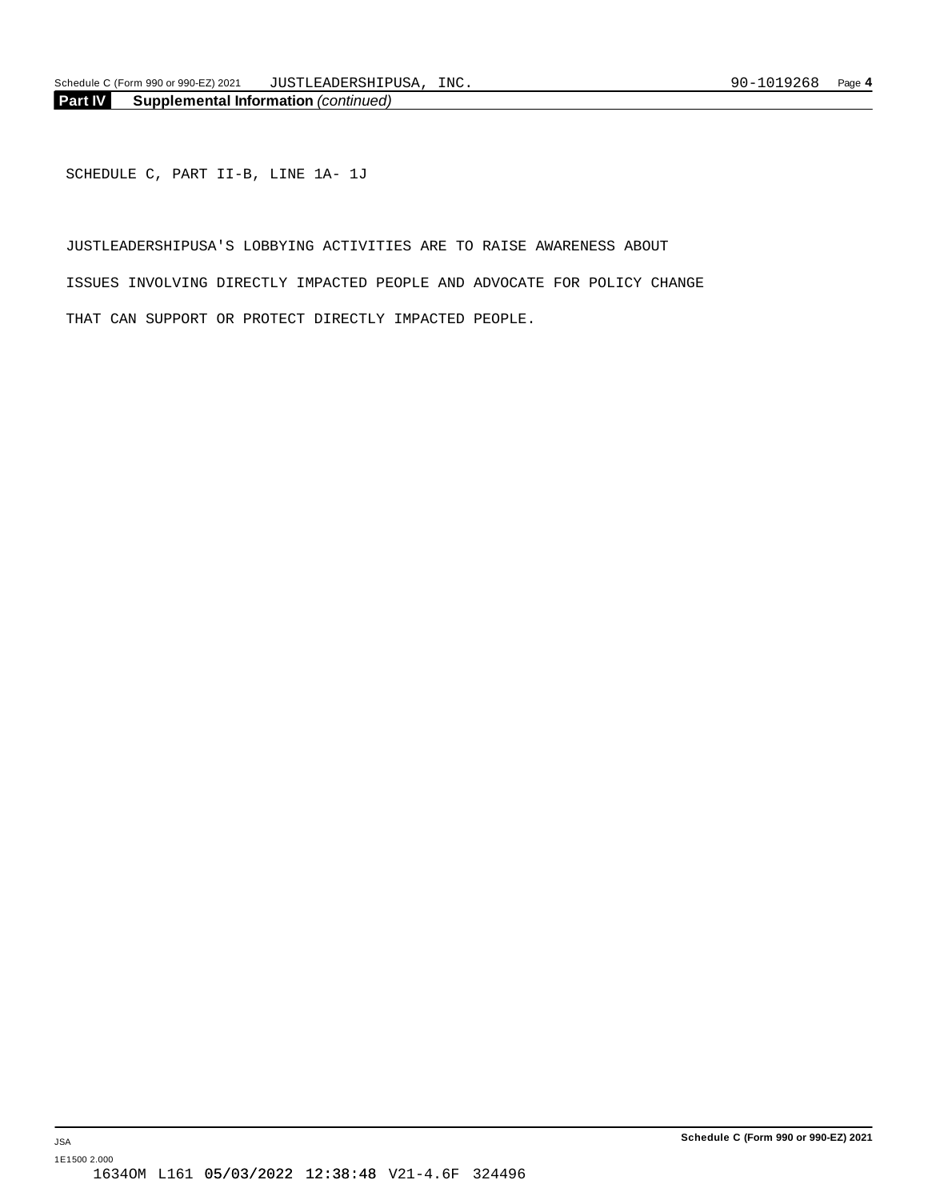## Part IV Supplemental Information *(continued)*

SCHEDULE C, PART II-B, LINE 1A- 1J

JUSTLEADERSHIPUSA'S LOBBYING ACTIVITIES ARE TO RAISE AWARENESS ABOUT ISSUES INVOLVING DIRECTLY IMPACTED PEOPLE AND ADVOCATE FOR POLICY CHANGE THAT CAN SUPPORT OR PROTECT DIRECTLY IMPACTED PEOPLE.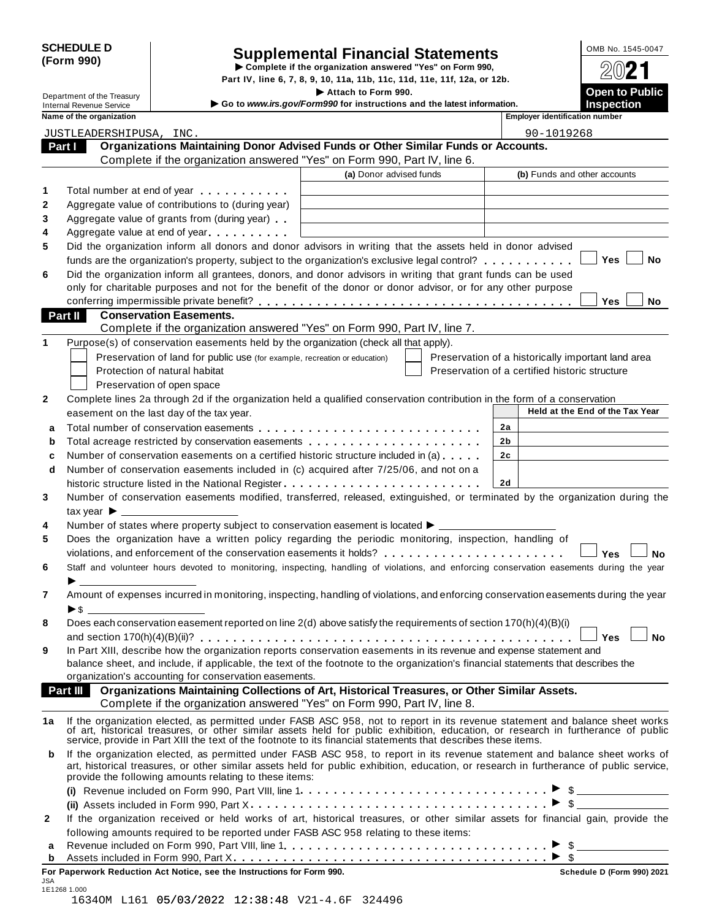**SCHEDULE D (Form 990)**

Department of the Treasury
Internal Revenue Service

# Supplemental Financial Statements

▶ Complete if the organization answered "Yes" on Form 990, Part IV, line 6, 7, 8, 9, 10, 11a, 11b, 11c, 11d, 11e, 11f, 12a, or 12b.
▶ Attach to Form 990.
▶ Go to www.irs.gov/Form990 for instructions and the latest information.

OMB No. 1545-0047
**2021**
**Open to Public Inspection**

| Name of the organization | Employer identification number |
|---|---|
| JUSTLEADERSHIPUSA, INC. | 90-1019268 |

## Part I Organizations Maintaining Donor Advised Funds or Other Similar Funds or Accounts.
Complete if the organization answered "Yes" on Form 990, Part IV, line 6.

| | | (a) Donor advised funds | (b) Funds and other accounts |
|---|---|---|---|
| 1 | Total number at end of year | | |
| 2 | Aggregate value of contributions to (during year) | | |
| 3 | Aggregate value of grants from (during year) | | |
| 4 | Aggregate value at end of year | | |

5 Did the organization inform all donors and donor advisors in writing that the assets held in donor advised funds are the organization's property, subject to the organization's exclusive legal control? ☐ Yes ☐ No

6 Did the organization inform all grantees, donors, and donor advisors in writing that grant funds can be used only for charitable purposes and not for the benefit of the donor or donor advisor, or for any other purpose conferring impermissible private benefit? ☐ Yes ☐ No

## Part II Conservation Easements.
Complete if the organization answered "Yes" on Form 990, Part IV, line 7.

1 Purpose(s) of conservation easements held by the organization (check all that apply).
- ☐ Preservation of land for public use (for example, recreation or education)
- ☐ Protection of natural habitat
- ☐ Preservation of open space
- ☐ Preservation of a historically important land area
- ☐ Preservation of a certified historic structure

2 Complete lines 2a through 2d if the organization held a qualified conservation contribution in the form of a conservation easement on the last day of the tax year.

| | | | Held at the End of the Tax Year |
|---|---|---|---|
| a | Total number of conservation easements | 2a | |
| b | Total acreage restricted by conservation easements | 2b | |
| c | Number of conservation easements on a certified historic structure included in (a) | 2c | |
| d | Number of conservation easements included in (c) acquired after 7/25/06, and not on a historic structure listed in the National Register | 2d | |

3 Number of conservation easements modified, transferred, released, extinguished, or terminated by the organization during the tax year ▶ ____________

4 Number of states where property subject to conservation easement is located ▶ ____________

5 Does the organization have a written policy regarding the periodic monitoring, inspection, handling of violations, and enforcement of the conservation easements it holds? ☐ Yes ☐ No

6 Staff and volunteer hours devoted to monitoring, inspecting, handling of violations, and enforcing conservation easements during the year ▶ ____________

7 Amount of expenses incurred in monitoring, inspecting, handling of violations, and enforcing conservation easements during the year ▶$ ____________

8 Does each conservation easement reported on line 2(d) above satisfy the requirements of section 170(h)(4)(B)(i) and section 170(h)(4)(B)(ii)? ☐ Yes ☐ No

9 In Part XIII, describe how the organization reports conservation easements in its revenue and expense statement and balance sheet, and include, if applicable, the text of the footnote to the organization's financial statements that describes the organization's accounting for conservation easements.

## Part III Organizations Maintaining Collections of Art, Historical Treasures, or Other Similar Assets.
Complete if the organization answered "Yes" on Form 990, Part IV, line 8.

1a If the organization elected, as permitted under FASB ASC 958, not to report in its revenue statement and balance sheet works of art, historical treasures, or other similar assets held for public exhibition, education, or research in furtherance of public service, provide in Part XIII the text of the footnote to its financial statements that describes these items.

b If the organization elected, as permitted under FASB ASC 958, to report in its revenue statement and balance sheet works of art, historical treasures, or other similar assets held for public exhibition, education, or research in furtherance of public service, provide the following amounts relating to these items:

(i) Revenue included on Form 990, Part VIII, line 1 ▶ $ ____________

(ii) Assets included in Form 990, Part X ▶ $ ____________

2 If the organization received or held works of art, historical treasures, or other similar assets for financial gain, provide the following amounts required to be reported under FASB ASC 958 relating to these items:

a Revenue included on Form 990, Part VIII, line 1 ▶ $ ____________

b Assets included in Form 990, Part X ▶ $ ____________

**For Paperwork Reduction Act Notice, see the Instructions for Form 990.** **Schedule D (Form 990) 2021**

JSA
1E1268 1.000
1634OM L161 05/03/2022 12:38:48 V21-4.6F 324496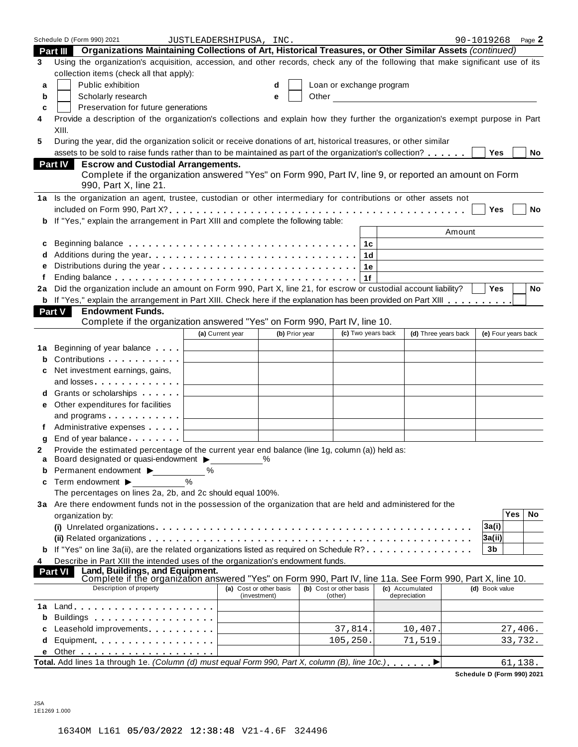Schedule D (Form 990) 2021 JUSTLEADERSHIPUSA, INC. 90-1019268 Page **2**

## Part III Organizations Maintaining Collections of Art, Historical Treasures, or Other Similar Assets *(continued)*

**3** Using the organization's acquisition, accession, and other records, check any of the following that make significant use of its collection items (check all that apply):

- **a** ☐ Public exhibition
- **b** ☐ Scholarly research
- **c** ☐ Preservation for future generations
- **d** ☐ Loan or exchange program
- **e** ☐ Other

**4** Provide a description of the organization's collections and explain how they further the organization's exempt purpose in Part XIII.

**5** During the year, did the organization solicit or receive donations of art, historical treasures, or other similar assets to be sold to raise funds rather than to be maintained as part of the organization's collection? ☐ Yes ☐ No

## Part IV Escrow and Custodial Arrangements.

Complete if the organization answered "Yes" on Form 990, Part IV, line 9, or reported an amount on Form 990, Part X, line 21.

**1a** Is the organization an agent, trustee, custodian or other intermediary for contributions or other assets not included on Form 990, Part X? ☐ Yes ☐ No

**b** If "Yes," explain the arrangement in Part XIII and complete the following table:

| | | | Amount |
|---|---|---|---|
| c | Beginning balance | 1c | |
| d | Additions during the year | 1d | |
| e | Distributions during the year | 1e | |
| f | Ending balance | 1f | |

**2a** Did the organization include an amount on Form 990, Part X, line 21, for escrow or custodial account liability? ☐ Yes ☐ No

**b** If "Yes," explain the arrangement in Part XIII. Check here if the explanation has been provided on Part XIII ☐

## Part V Endowment Funds.

Complete if the organization answered "Yes" on Form 990, Part IV, line 10.

| | | (a) Current year | (b) Prior year | (c) Two years back | (d) Three years back | (e) Four years back |
|---|---|---|---|---|---|---|
| 1a | Beginning of year balance | | | | | |
| b | Contributions | | | | | |
| c | Net investment earnings, gains, and losses | | | | | |
| d | Grants or scholarships | | | | | |
| e | Other expenditures for facilities and programs | | | | | |
| f | Administrative expenses | | | | | |
| g | End of year balance | | | | | |

**2** Provide the estimated percentage of the current year end balance (line 1g, column (a)) held as:

- **a** Board designated or quasi-endowment ▶ ______ %
- **b** Permanent endowment ▶ ______ %
- **c** Term endowment ▶ ______ %

The percentages on lines 2a, 2b, and 2c should equal 100%.

**3a** Are there endowment funds not in the possession of the organization that are held and administered for the organization by:

| | | | Yes | No |
|---|---|---|---|---|
| | (i) Unrelated organizations | 3a(i) | | |
| | (ii) Related organizations | 3a(ii) | | |
| b | If "Yes" on line 3a(ii), are the related organizations listed as required on Schedule R? | 3b | | |

**4** Describe in Part XIII the intended uses of the organization's endowment funds.

## Part VI Land, Buildings, and Equipment.

Complete if the organization answered "Yes" on Form 990, Part IV, line 11a. See Form 990, Part X, line 10.

| | Description of property | (a) Cost or other basis (investment) | (b) Cost or other basis (other) | (c) Accumulated depreciation | (d) Book value |
|---|---|---|---|---|---|
| 1a | Land | | | | |
| b | Buildings | | | | |
| c | Leasehold improvements | | 37,814. | 10,407. | 27,406. |
| d | Equipment | | 105,250. | 71,519. | 33,732. |
| e | Other | | | | |

**Total.** Add lines 1a through 1e. *(Column (d) must equal Form 990, Part X, column (B), line 10c.)* ▶ 61,138.

**Schedule D (Form 990) 2021**

JSA
1E1269 1.000

1634OM L161 05/03/2022 12:38:48 V21-4.6F 324496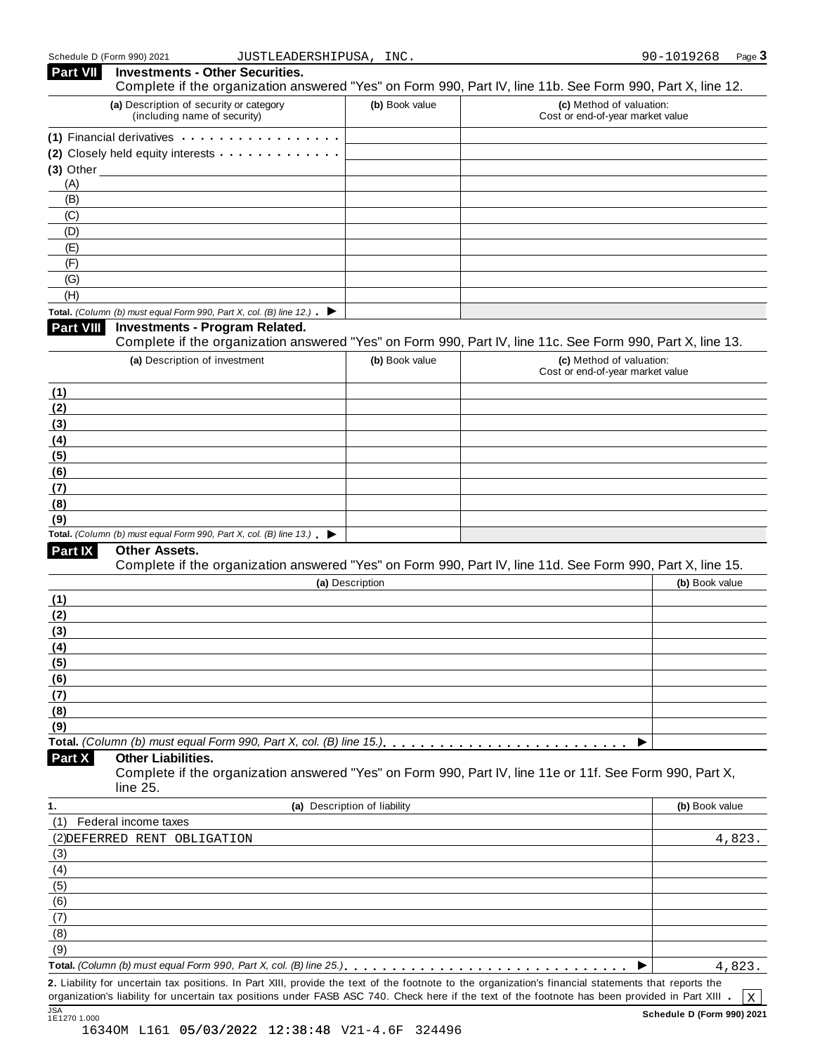Schedule D (Form 990) 2021 JUSTLEADERSHIPUSA, INC. 90-1019268

## Part VII Investments - Other Securities.

Complete if the organization answered "Yes" on Form 990, Part IV, line 11b. See Form 990, Part X, line 12.

| (a) Description of security or category (including name of security) | (b) Book value | (c) Method of valuation: Cost or end-of-year market value |
|---|---|---|
| (1) Financial derivatives | | |
| (2) Closely held equity interests | | |
| (3) Other | | |
| (A) | | |
| (B) | | |
| (C) | | |
| (D) | | |
| (E) | | |
| (F) | | |
| (G) | | |
| (H) | | |
| **Total.** *(Column (b) must equal Form 990, Part X, col. (B) line 12.)* ▶ | | |

## Part VIII Investments - Program Related.

Complete if the organization answered "Yes" on Form 990, Part IV, line 11c. See Form 990, Part X, line 13.

| (a) Description of investment | (b) Book value | (c) Method of valuation: Cost or end-of-year market value |
|---|---|---|
| (1) | | |
| (2) | | |
| (3) | | |
| (4) | | |
| (5) | | |
| (6) | | |
| (7) | | |
| (8) | | |
| (9) | | |
| **Total.** *(Column (b) must equal Form 990, Part X, col. (B) line 13.)* ▶ | | |

## Part IX Other Assets.

Complete if the organization answered "Yes" on Form 990, Part IV, line 11d. See Form 990, Part X, line 15.

| (a) Description | (b) Book value |
|---|---|
| (1) | |
| (2) | |
| (3) | |
| (4) | |
| (5) | |
| (6) | |
| (7) | |
| (8) | |
| (9) | |
| **Total.** *(Column (b) must equal Form 990, Part X, col. (B) line 15.)* ▶ | |

## Part X Other Liabilities.

Complete if the organization answered "Yes" on Form 990, Part IV, line 11e or 11f. See Form 990, Part X, line 25.

| 1. (a) Description of liability | (b) Book value |
|---|---|
| (1) Federal income taxes | |
| (2) DEFERRED RENT OBLIGATION | 4,823. |
| (3) | |
| (4) | |
| (5) | |
| (6) | |
| (7) | |
| (8) | |
| (9) | |
| **Total.** *(Column (b) must equal Form 990, Part X, col. (B) line 25.)* ▶ | 4,823. |

**2.** Liability for uncertain tax positions. In Part XIII, provide the text of the footnote to the organization's financial statements that reports the organization's liability for uncertain tax positions under FASB ASC 740. Check here if the text of the footnote has been provided in Part XIII . [X]

Schedule D (Form 990) 2021

JSA 1E1270 1.000

1634OM L161 05/03/2022 12:38:48 V21-4.6F 324496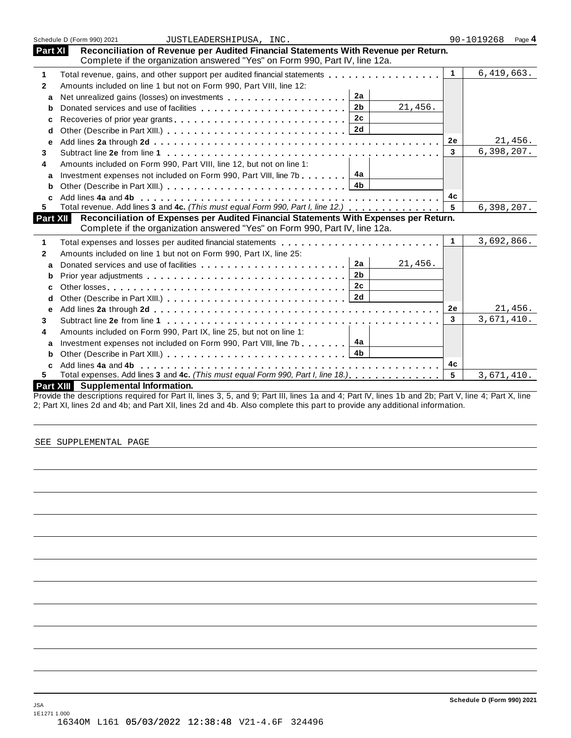Schedule D (Form 990) 2021 JUSTLEADERSHIPUSA, INC. 90-1019268 Page 4

## Part XI Reconciliation of Revenue per Audited Financial Statements With Revenue per Return.

Complete if the organization answered "Yes" on Form 990, Part IV, line 12a.

| | | | | | |
|---|---|---|---|---|---|
| 1 | Total revenue, gains, and other support per audited financial statements | | | 1 | 6,419,663. |
| 2 | Amounts included on line 1 but not on Form 990, Part VIII, line 12: | | | | |
| a | Net unrealized gains (losses) on investments | 2a | | | |
| b | Donated services and use of facilities | 2b | 21,456. | | |
| c | Recoveries of prior year grants | 2c | | | |
| d | Other (Describe in Part XIII.) | 2d | | | |
| e | Add lines **2a** through **2d** | | | 2e | 21,456. |
| 3 | Subtract line **2e** from line **1** | | | 3 | 6,398,207. |
| 4 | Amounts included on Form 990, Part VIII, line 12, but not on line 1: | | | | |
| a | Investment expenses not included on Form 990, Part VIII, line 7b | 4a | | | |
| b | Other (Describe in Part XIII.) | 4b | | | |
| c | Add lines **4a** and **4b** | | | 4c | |
| 5 | Total revenue. Add lines **3** and **4c.** *(This must equal Form 990, Part I, line 12.)* | | | 5 | 6,398,207. |

## Part XII Reconciliation of Expenses per Audited Financial Statements With Expenses per Return.

Complete if the organization answered "Yes" on Form 990, Part IV, line 12a.

| | | | | | |
|---|---|---|---|---|---|
| 1 | Total expenses and losses per audited financial statements | | | 1 | 3,692,866. |
| 2 | Amounts included on line 1 but not on Form 990, Part IX, line 25: | | | | |
| a | Donated services and use of facilities | 2a | 21,456. | | |
| b | Prior year adjustments | 2b | | | |
| c | Other losses | 2c | | | |
| d | Other (Describe in Part XIII.) | 2d | | | |
| e | Add lines **2a** through **2d** | | | 2e | 21,456. |
| 3 | Subtract line **2e** from line **1** | | | 3 | 3,671,410. |
| 4 | Amounts included on Form 990, Part IX, line 25, but not on line 1: | | | | |
| a | Investment expenses not included on Form 990, Part VIII, line 7b | 4a | | | |
| b | Other (Describe in Part XIII.) | 4b | | | |
| c | Add lines **4a** and **4b** | | | 4c | |
| 5 | Total expenses. Add lines **3** and **4c.** *(This must equal Form 990, Part I, line 18.)* | | | 5 | 3,671,410. |

## Part XIII Supplemental Information.

Provide the descriptions required for Part II, lines 3, 5, and 9; Part III, lines 1a and 4; Part IV, lines 1b and 2b; Part V, line 4; Part X, line 2; Part XI, lines 2d and 4b; and Part XII, lines 2d and 4b. Also complete this part to provide any additional information.

SEE SUPPLEMENTAL PAGE

JSA
1E1271 1.000
1634OM L161 05/03/2022 12:38:48 V21-4.6F 324496

Schedule D (Form 990) 2021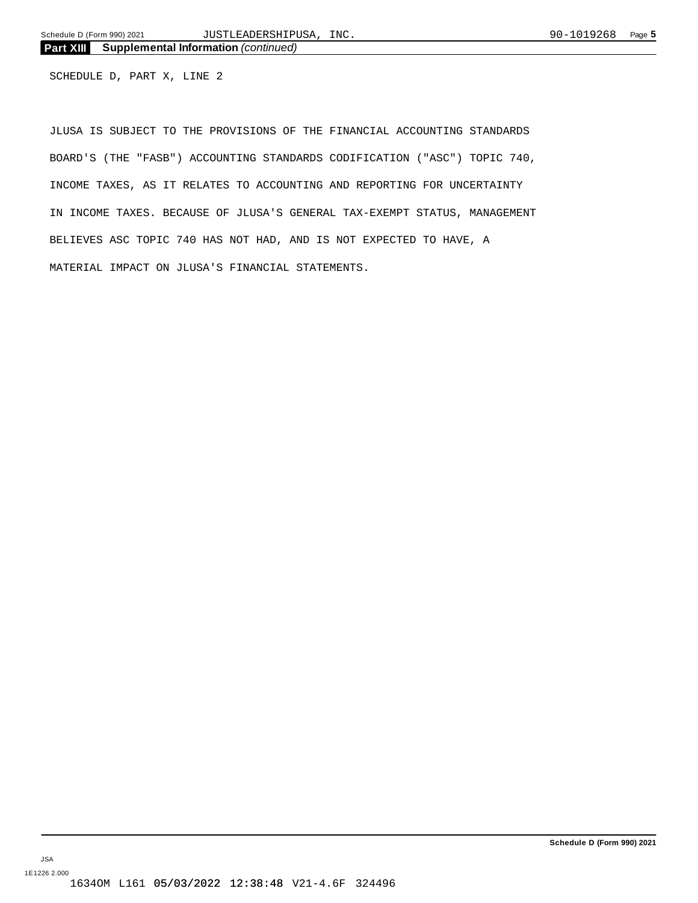## Part XIII Supplemental Information *(continued)*

SCHEDULE D, PART X, LINE 2

JLUSA IS SUBJECT TO THE PROVISIONS OF THE FINANCIAL ACCOUNTING STANDARDS BOARD'S (THE "FASB") ACCOUNTING STANDARDS CODIFICATION ("ASC") TOPIC 740, INCOME TAXES, AS IT RELATES TO ACCOUNTING AND REPORTING FOR UNCERTAINTY IN INCOME TAXES. BECAUSE OF JLUSA'S GENERAL TAX-EXEMPT STATUS, MANAGEMENT BELIEVES ASC TOPIC 740 HAS NOT HAD, AND IS NOT EXPECTED TO HAVE, A MATERIAL IMPACT ON JLUSA'S FINANCIAL STATEMENTS.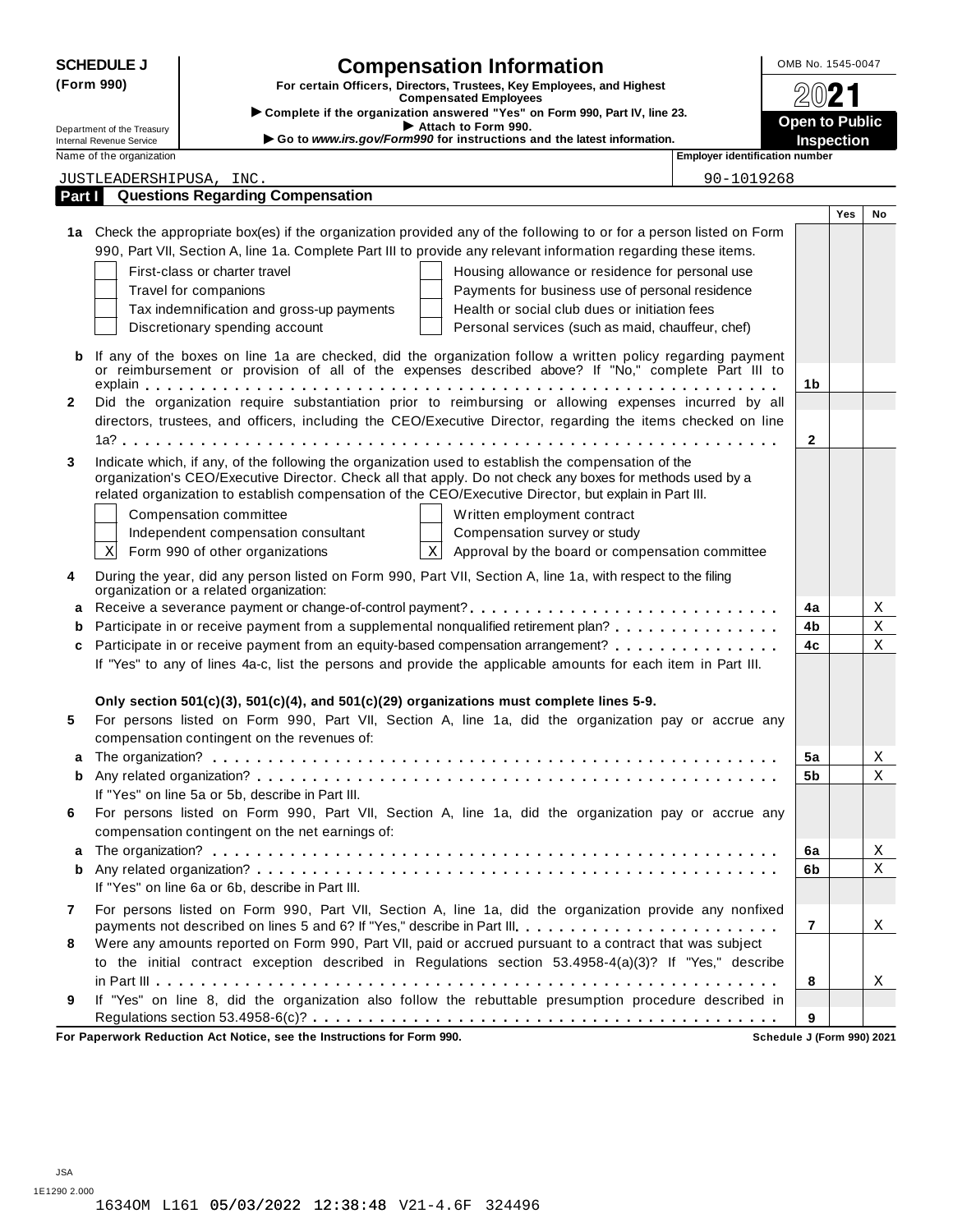**SCHEDULE J (Form 990)**

Department of the Treasury
Internal Revenue Service

# Compensation Information

**For certain Officers, Directors, Trustees, Key Employees, and Highest Compensated Employees**

▶ Complete if the organization answered "Yes" on Form 990, Part IV, line 23.
▶ Attach to Form 990.
▶ Go to *www.irs.gov/Form990* for instructions and the latest information.

OMB No. 1545-0047

2021

**Open to Public Inspection**

Name of the organization: JUSTLEADERSHIPUSA, INC.

Employer identification number: 90-1019268

## Part I Questions Regarding Compensation

| | | | Yes | No |
|---|---|---|---|---|
| **1a** | Check the appropriate box(es) if the organization provided any of the following to or for a person listed on Form 990, Part VII, Section A, line 1a. Complete Part III to provide any relevant information regarding these items.<br>☐ First-class or charter travel ☐ Housing allowance or residence for personal use<br>☐ Travel for companions ☐ Payments for business use of personal residence<br>☐ Tax indemnification and gross-up payments ☐ Health or social club dues or initiation fees<br>☐ Discretionary spending account ☐ Personal services (such as maid, chauffeur, chef) | | | |
| **b** | If any of the boxes on line 1a are checked, did the organization follow a written policy regarding payment or reimbursement or provision of all of the expenses described above? If "No," complete Part III to explain | 1b | | |
| **2** | Did the organization require substantiation prior to reimbursing or allowing expenses incurred by all directors, trustees, and officers, including the CEO/Executive Director, regarding the items checked on line 1a? | 2 | | |
| **3** | Indicate which, if any, of the following the organization used to establish the compensation of the organization's CEO/Executive Director. Check all that apply. Do not check any boxes for methods used by a related organization to establish compensation of the CEO/Executive Director, but explain in Part III.<br>☐ Compensation committee ☐ Written employment contract<br>☐ Independent compensation consultant ☐ Compensation survey or study<br>☒ Form 990 of other organizations ☒ Approval by the board or compensation committee | | | |
| **4** | During the year, did any person listed on Form 990, Part VII, Section A, line 1a, with respect to the filing organization or a related organization: | | | |
| **a** | Receive a severance payment or change-of-control payment? | 4a | | X |
| **b** | Participate in or receive payment from a supplemental nonqualified retirement plan? | 4b | | X |
| **c** | Participate in or receive payment from an equity-based compensation arrangement? | 4c | | X |
| | If "Yes" to any of lines 4a-c, list the persons and provide the applicable amounts for each item in Part III. | | | |
| | **Only section 501(c)(3), 501(c)(4), and 501(c)(29) organizations must complete lines 5-9.** | | | |
| **5** | For persons listed on Form 990, Part VII, Section A, line 1a, did the organization pay or accrue any compensation contingent on the revenues of: | | | |
| **a** | The organization? | 5a | | X |
| **b** | Any related organization? | 5b | | X |
| | If "Yes" on line 5a or 5b, describe in Part III. | | | |
| **6** | For persons listed on Form 990, Part VII, Section A, line 1a, did the organization pay or accrue any compensation contingent on the net earnings of: | | | |
| **a** | The organization? | 6a | | X |
| **b** | Any related organization? | 6b | | X |
| | If "Yes" on line 6a or 6b, describe in Part III. | | | |
| **7** | For persons listed on Form 990, Part VII, Section A, line 1a, did the organization provide any nonfixed payments not described on lines 5 and 6? If "Yes," describe in Part III | 7 | | X |
| **8** | Were any amounts reported on Form 990, Part VII, paid or accrued pursuant to a contract that was subject to the initial contract exception described in Regulations section 53.4958-4(a)(3)? If "Yes," describe in Part III | 8 | | X |
| **9** | If "Yes" on line 8, did the organization also follow the rebuttable presumption procedure described in Regulations section 53.4958-6(c)? | 9 | | |

**For Paperwork Reduction Act Notice, see the Instructions for Form 990.** Schedule J (Form 990) 2021

JSA
1E1290 2.000
1634OM L161 05/03/2022 12:38:48 V21-4.6F 324496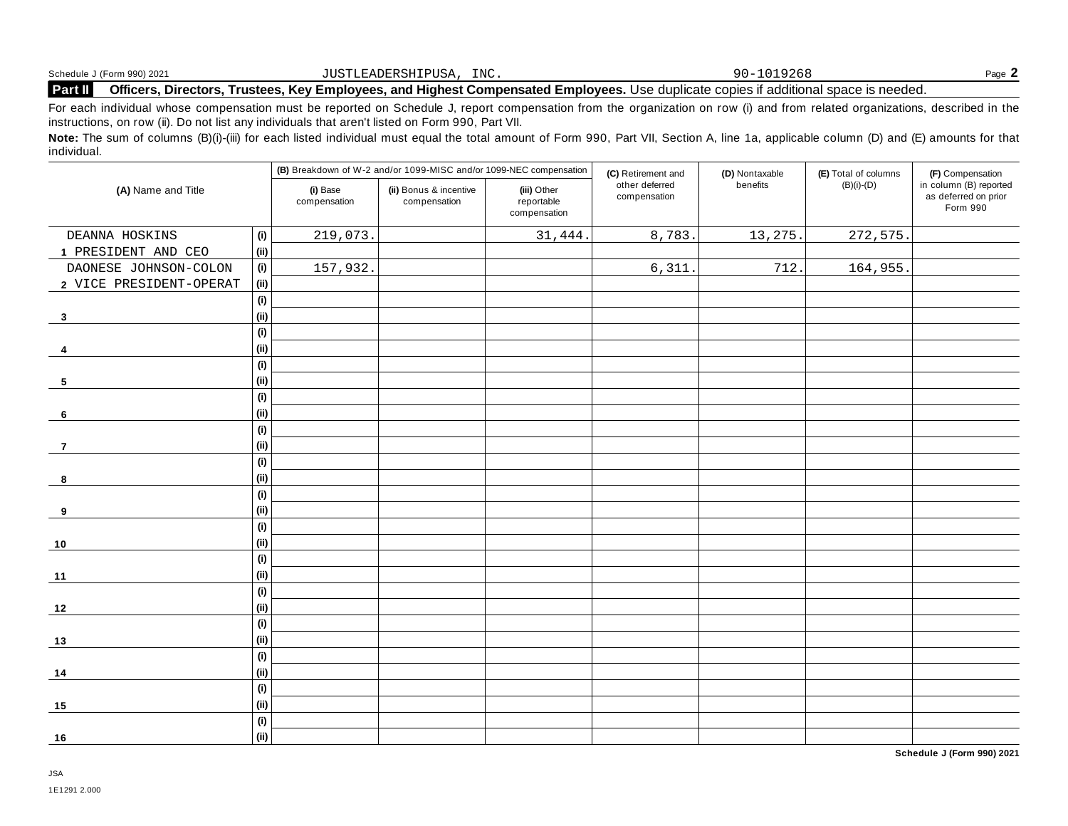Schedule J (Form 990) 2021 JUSTLEADERSHIPUSA, INC. 90-1019268 Page **2**

## Part II Officers, Directors, Trustees, Key Employees, and Highest Compensated Employees. 
Use duplicate copies if additional space is needed.

For each individual whose compensation must be reported on Schedule J, report compensation from the organization on row (i) and from related organizations, described in the instructions, on row (ii). Do not list any individuals that aren't listed on Form 990, Part VII.

**Note:** The sum of columns (B)(i)-(iii) for each listed individual must equal the total amount of Form 990, Part VII, Section A, line 1a, applicable column (D) and (E) amounts for that individual.

| (A) Name and Title | | (B) Breakdown of W-2 and/or 1099-MISC and/or 1099-NEC compensation | | | (C) Retirement and other deferred compensation | (D) Nontaxable benefits | (E) Total of columns (B)(i)-(D) | (F) Compensation in column (B) reported as deferred on prior Form 990 |
|---|---|---|---|---|---|---|---|---|
| | | (i) Base compensation | (ii) Bonus & incentive compensation | (iii) Other reportable compensation | | | | |
| DEANNA HOSKINS | (i) | 219,073. | | 31,444. | 8,783. | 13,275. | 272,575. | |
| 1 PRESIDENT AND CEO | (ii) | | | | | | | |
| DAONESE JOHNSON-COLON | (i) | 157,932. | | | 6,311. | 712. | 164,955. | |
| 2 VICE PRESIDENT-OPERAT | (ii) | | | | | | | |
| | (i) | | | | | | | |
| 3 | (ii) | | | | | | | |
| | (i) | | | | | | | |
| 4 | (ii) | | | | | | | |
| | (i) | | | | | | | |
| 5 | (ii) | | | | | | | |
| | (i) | | | | | | | |
| 6 | (ii) | | | | | | | |
| | (i) | | | | | | | |
| 7 | (ii) | | | | | | | |
| | (i) | | | | | | | |
| 8 | (ii) | | | | | | | |
| | (i) | | | | | | | |
| 9 | (ii) | | | | | | | |
| | (i) | | | | | | | |
| 10 | (ii) | | | | | | | |
| | (i) | | | | | | | |
| 11 | (ii) | | | | | | | |
| | (i) | | | | | | | |
| 12 | (ii) | | | | | | | |
| | (i) | | | | | | | |
| 13 | (ii) | | | | | | | |
| | (i) | | | | | | | |
| 14 | (ii) | | | | | | | |
| | (i) | | | | | | | |
| 15 | (ii) | | | | | | | |
| | (i) | | | | | | | |
| 16 | (ii) | | | | | | | |

**Schedule J (Form 990) 2021**

JSA
1E1291 2.000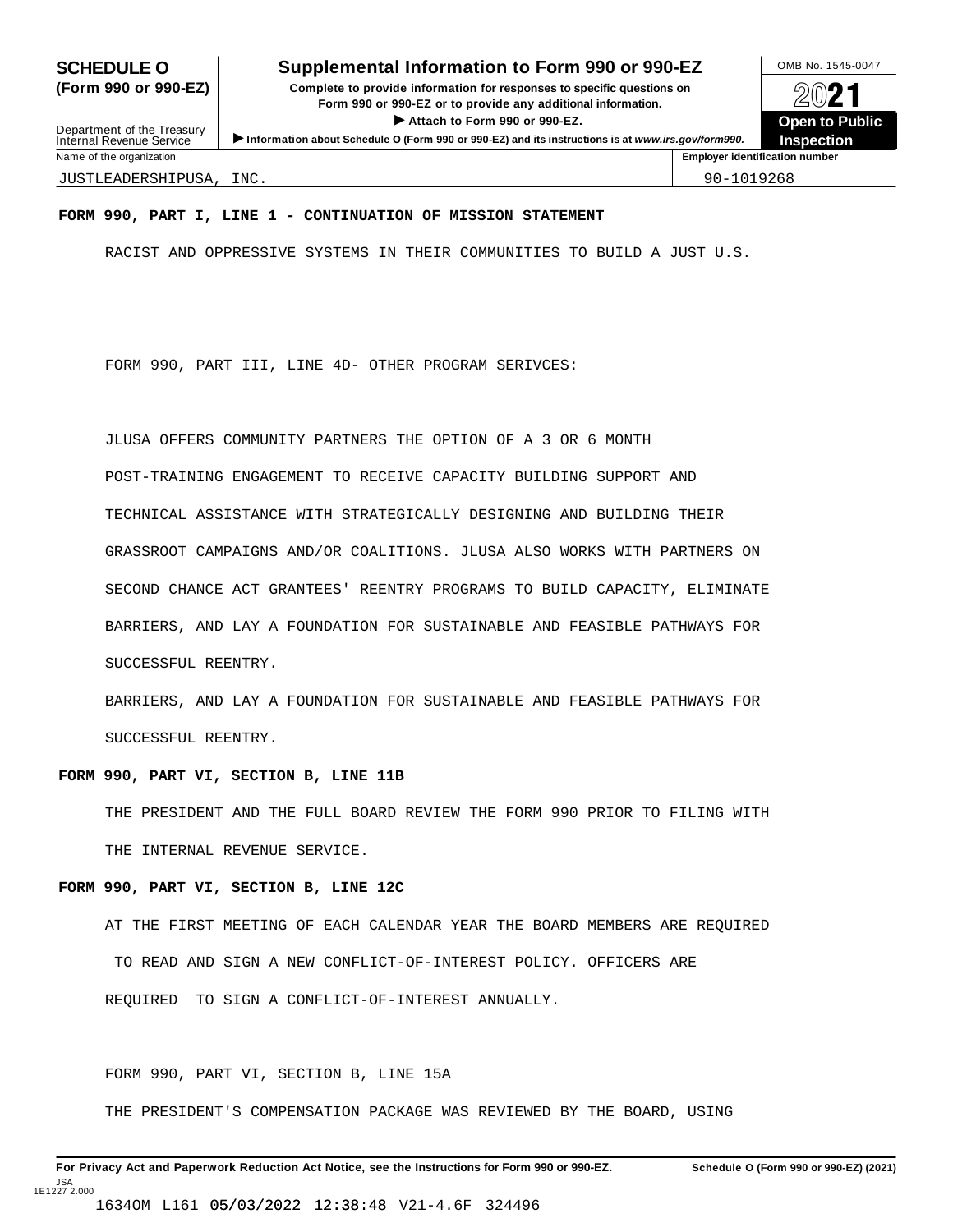**SCHEDULE O (Form 990 or 990-EZ)**

Department of the Treasury
Internal Revenue Service

# Supplemental Information to Form 990 or 990-EZ

**Complete to provide information for responses to specific questions on Form 990 or 990-EZ or to provide any additional information.**

▶ **Attach to Form 990 or 990-EZ.**

▶ **Information about Schedule O (Form 990 or 990-EZ) and its instructions is at *www.irs.gov/form990*.**

OMB No. 1545-0047

**2021**

**Open to Public Inspection**

| Name of the organization | Employer identification number |
|---|---|
| JUSTLEADERSHIPUSA, INC. | 90-1019268 |

**FORM 990, PART I, LINE 1 - CONTINUATION OF MISSION STATEMENT**

RACIST AND OPPRESSIVE SYSTEMS IN THEIR COMMUNITIES TO BUILD A JUST U.S.

FORM 990, PART III, LINE 4D- OTHER PROGRAM SERIVCES:

JLUSA OFFERS COMMUNITY PARTNERS THE OPTION OF A 3 OR 6 MONTH POST-TRAINING ENGAGEMENT TO RECEIVE CAPACITY BUILDING SUPPORT AND TECHNICAL ASSISTANCE WITH STRATEGICALLY DESIGNING AND BUILDING THEIR GRASSROOT CAMPAIGNS AND/OR COALITIONS. JLUSA ALSO WORKS WITH PARTNERS ON SECOND CHANCE ACT GRANTEES' REENTRY PROGRAMS TO BUILD CAPACITY, ELIMINATE BARRIERS, AND LAY A FOUNDATION FOR SUSTAINABLE AND FEASIBLE PATHWAYS FOR SUCCESSFUL REENTRY.

BARRIERS, AND LAY A FOUNDATION FOR SUSTAINABLE AND FEASIBLE PATHWAYS FOR SUCCESSFUL REENTRY.

**FORM 990, PART VI, SECTION B, LINE 11B**

THE PRESIDENT AND THE FULL BOARD REVIEW THE FORM 990 PRIOR TO FILING WITH THE INTERNAL REVENUE SERVICE.

**FORM 990, PART VI, SECTION B, LINE 12C**

AT THE FIRST MEETING OF EACH CALENDAR YEAR THE BOARD MEMBERS ARE REQUIRED TO READ AND SIGN A NEW CONFLICT-OF-INTEREST POLICY. OFFICERS ARE REQUIRED TO SIGN A CONFLICT-OF-INTEREST ANNUALLY.

FORM 990, PART VI, SECTION B, LINE 15A

THE PRESIDENT'S COMPENSATION PACKAGE WAS REVIEWED BY THE BOARD, USING

**For Privacy Act and Paperwork Reduction Act Notice, see the Instructions for Form 990 or 990-EZ.** **Schedule O (Form 990 or 990-EZ) (2021)**

JSA
1E1227 2.000
1634OM L161 05/03/2022 12:38:48 V21-4.6F 324496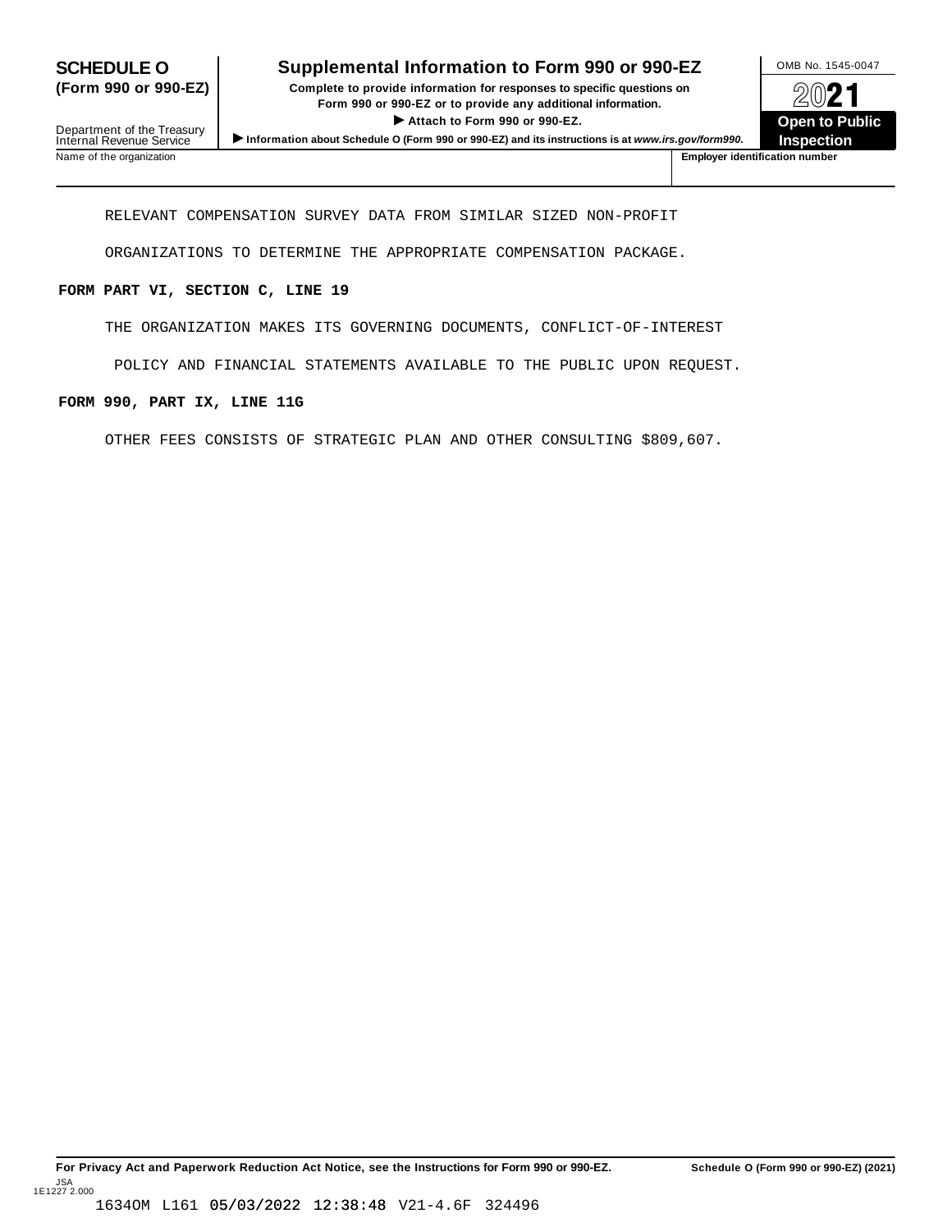**SCHEDULE O (Form 990 or 990-EZ)**

Department of the Treasury
Internal Revenue Service

# Supplemental Information to Form 990 or 990-EZ

**Complete to provide information for responses to specific questions on Form 990 or 990-EZ or to provide any additional information.**

**▶ Attach to Form 990 or 990-EZ.**

**▶ Information about Schedule O (Form 990 or 990-EZ) and its instructions is at *www.irs.gov/form990*.**

OMB No. 1545-0047

**2021**

**Open to Public Inspection**

| Name of the organization | Employer identification number |
|---|---|
| | |

RELEVANT COMPENSATION SURVEY DATA FROM SIMILAR SIZED NON-PROFIT ORGANIZATIONS TO DETERMINE THE APPROPRIATE COMPENSATION PACKAGE.

**FORM PART VI, SECTION C, LINE 19**

THE ORGANIZATION MAKES ITS GOVERNING DOCUMENTS, CONFLICT-OF-INTEREST POLICY AND FINANCIAL STATEMENTS AVAILABLE TO THE PUBLIC UPON REQUEST.

**FORM 990, PART IX, LINE 11G**

OTHER FEES CONSISTS OF STRATEGIC PLAN AND OTHER CONSULTING $809,607.

**For Privacy Act and Paperwork Reduction Act Notice, see the Instructions for Form 990 or 990-EZ.** **Schedule O (Form 990 or 990-EZ) (2021)**

JSA
1E1227 2.000

1634OM L161 05/03/2022 12:38:48 V21-4.6F 324496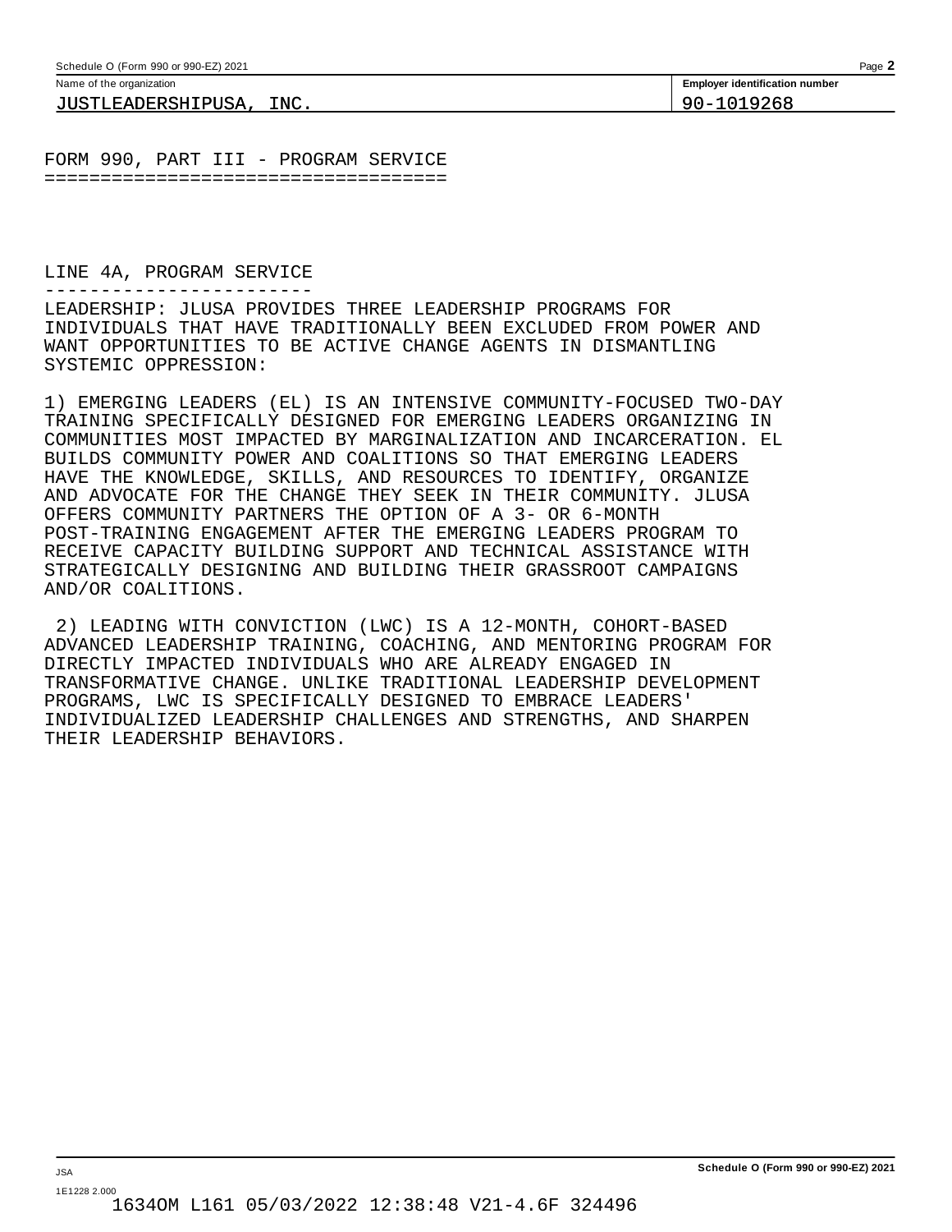Name of the organization: JUSTLEADERSHIPUSA, INC.

Employer identification number: 90-1019268

## FORM 990, PART III - PROGRAM SERVICE

### LINE 4A, PROGRAM SERVICE

LEADERSHIP: JLUSA PROVIDES THREE LEADERSHIP PROGRAMS FOR INDIVIDUALS THAT HAVE TRADITIONALLY BEEN EXCLUDED FROM POWER AND WANT OPPORTUNITIES TO BE ACTIVE CHANGE AGENTS IN DISMANTLING SYSTEMIC OPPRESSION:

1) EMERGING LEADERS (EL) IS AN INTENSIVE COMMUNITY-FOCUSED TWO-DAY TRAINING SPECIFICALLY DESIGNED FOR EMERGING LEADERS ORGANIZING IN COMMUNITIES MOST IMPACTED BY MARGINALIZATION AND INCARCERATION. EL BUILDS COMMUNITY POWER AND COALITIONS SO THAT EMERGING LEADERS HAVE THE KNOWLEDGE, SKILLS, AND RESOURCES TO IDENTIFY, ORGANIZE AND ADVOCATE FOR THE CHANGE THEY SEEK IN THEIR COMMUNITY. JLUSA OFFERS COMMUNITY PARTNERS THE OPTION OF A 3- OR 6-MONTH POST-TRAINING ENGAGEMENT AFTER THE EMERGING LEADERS PROGRAM TO RECEIVE CAPACITY BUILDING SUPPORT AND TECHNICAL ASSISTANCE WITH STRATEGICALLY DESIGNING AND BUILDING THEIR GRASSROOT CAMPAIGNS AND/OR COALITIONS.

2) LEADING WITH CONVICTION (LWC) IS A 12-MONTH, COHORT-BASED ADVANCED LEADERSHIP TRAINING, COACHING, AND MENTORING PROGRAM FOR DIRECTLY IMPACTED INDIVIDUALS WHO ARE ALREADY ENGAGED IN TRANSFORMATIVE CHANGE. UNLIKE TRADITIONAL LEADERSHIP DEVELOPMENT PROGRAMS, LWC IS SPECIFICALLY DESIGNED TO EMBRACE LEADERS' INDIVIDUALIZED LEADERSHIP CHALLENGES AND STRENGTHS, AND SHARPEN THEIR LEADERSHIP BEHAVIORS.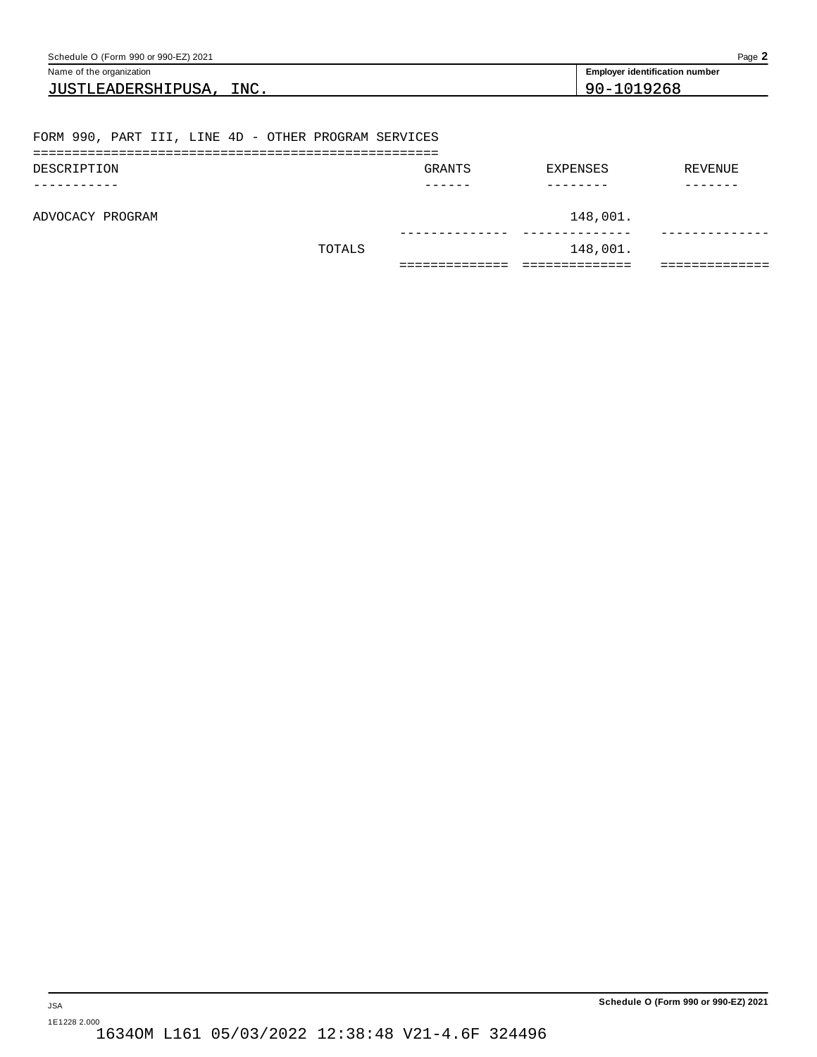Name of the organization: JUSTLEADERSHIPUSA, INC.

Employer identification number: 90-1019268

## FORM 990, PART III, LINE 4D - OTHER PROGRAM SERVICES

| DESCRIPTION | GRANTS | EXPENSES | REVENUE |
|---|---|---|---|
| ADVOCACY PROGRAM | | 148,001. | |
| TOTALS | | 148,001. | |

JSA

1E1228 2.000

1634OM L161 05/03/2022 12:38:48 V21-4.6F 324496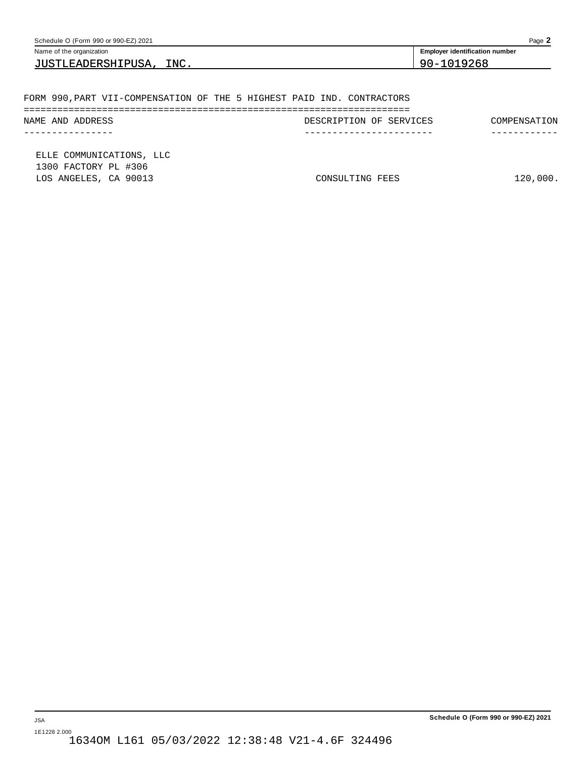Name of the organization: JUSTLEADERSHIPUSA, INC.

Employer identification number: 90-1019268

FORM 990,PART VII-COMPENSATION OF THE 5 HIGHEST PAID IND. CONTRACTORS

| NAME AND ADDRESS | DESCRIPTION OF SERVICES | COMPENSATION |
|---|---|---|
| ELLE COMMUNICATIONS, LLC<br>1300 FACTORY PL #306<br>LOS ANGELES, CA 90013 | CONSULTING FEES | 120,000. |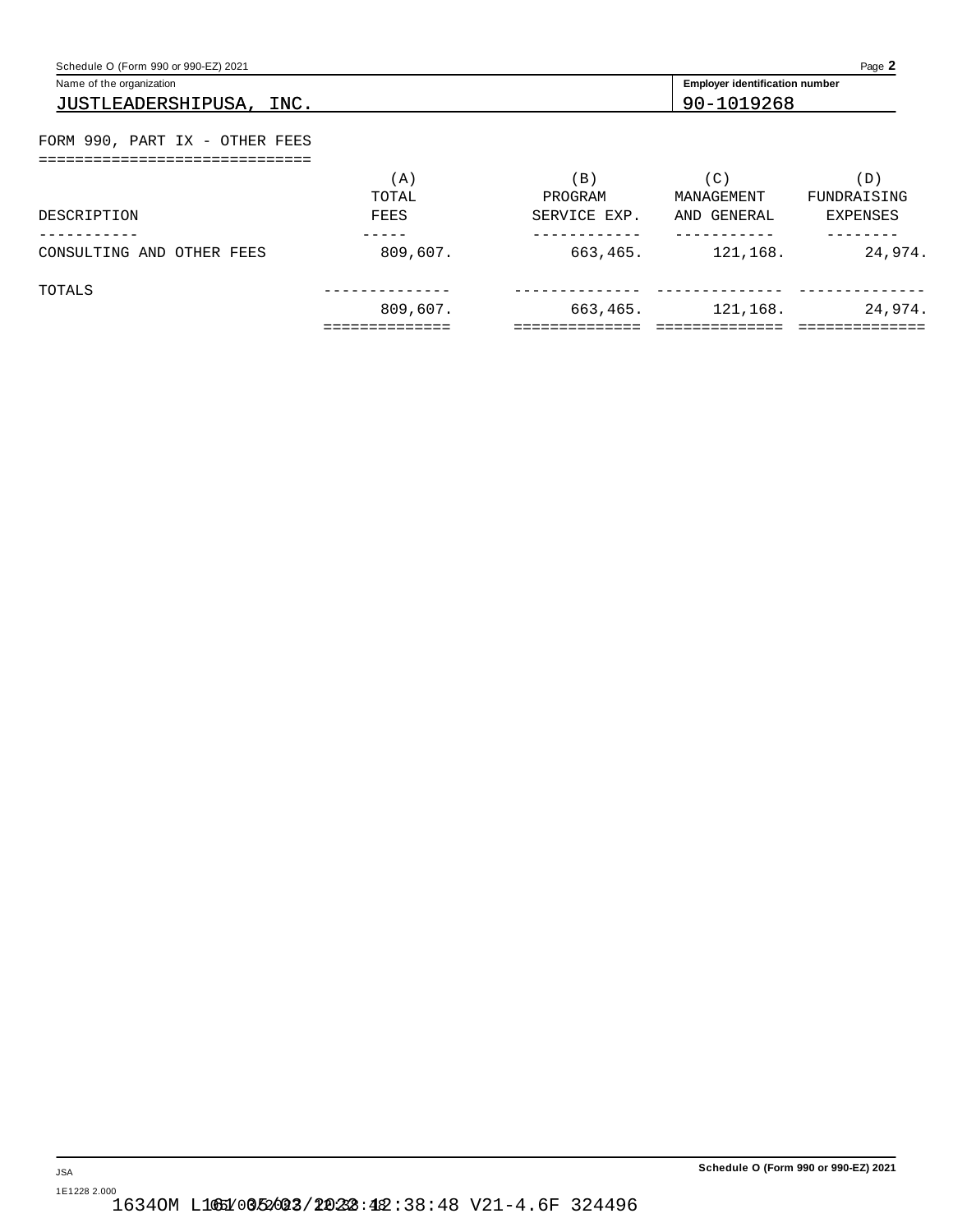Schedule O (Form 990 or 990-EZ) 2021

Name of the organization: JUSTLEADERSHIPUSA, INC.

Employer identification number: 90-1019268

FORM 990, PART IX - OTHER FEES

| DESCRIPTION | (A) TOTAL FEES | (B) PROGRAM SERVICE EXP. | (C) MANAGEMENT AND GENERAL | (D) FUNDRAISING EXPENSES |
|---|---|---|---|---|
| CONSULTING AND OTHER FEES | 809,607. | 663,465. | 121,168. | 24,974. |
| TOTALS | 809,607. | 663,465. | 121,168. | 24,974. |

JSA

1E1228 2.000

16340M L161 05/03/2023 12:38:48 V21-4.6F 324496

Schedule O (Form 990 or 990-EZ) 2021